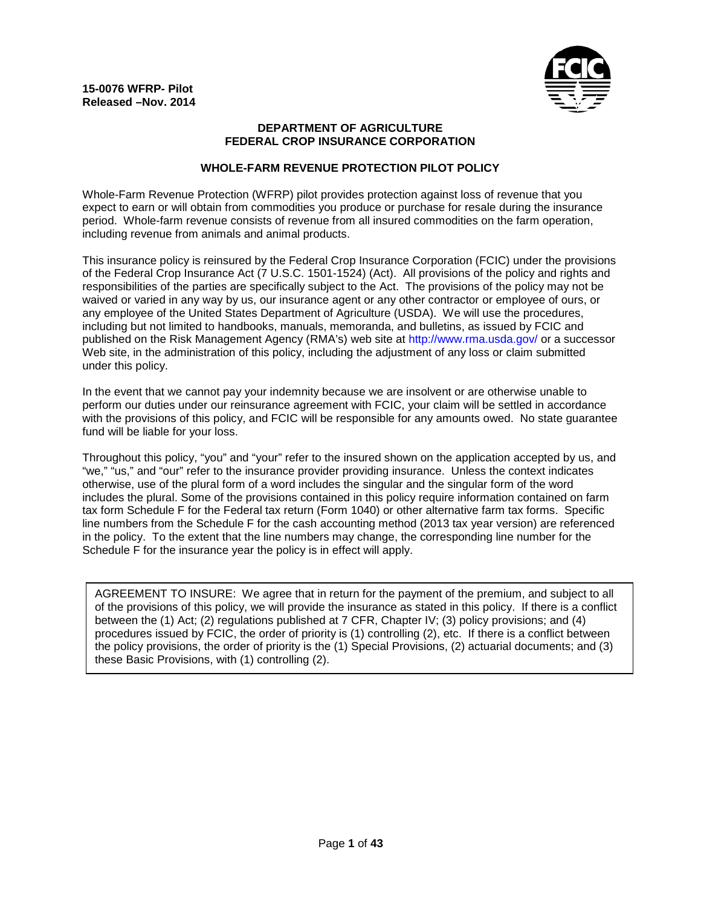**15-0076 WFRP- Pilot**
**Released –Nov. 2014**

**DEPARTMENT OF AGRICULTURE**
**FEDERAL CROP INSURANCE CORPORATION**

**WHOLE-FARM REVENUE PROTECTION PILOT POLICY**

Whole-Farm Revenue Protection (WFRP) pilot provides protection against loss of revenue that you expect to earn or will obtain from commodities you produce or purchase for resale during the insurance period. Whole-farm revenue consists of revenue from all insured commodities on the farm operation, including revenue from animals and animal products.

This insurance policy is reinsured by the Federal Crop Insurance Corporation (FCIC) under the provisions of the Federal Crop Insurance Act (7 U.S.C. 1501-1524) (Act). All provisions of the policy and rights and responsibilities of the parties are specifically subject to the Act. The provisions of the policy may not be waived or varied in any way by us, our insurance agent or any other contractor or employee of ours, or any employee of the United States Department of Agriculture (USDA). We will use the procedures, including but not limited to handbooks, manuals, memoranda, and bulletins, as issued by FCIC and published on the Risk Management Agency (RMA's) web site at http://www.rma.usda.gov/ or a successor Web site, in the administration of this policy, including the adjustment of any loss or claim submitted under this policy.

In the event that we cannot pay your indemnity because we are insolvent or are otherwise unable to perform our duties under our reinsurance agreement with FCIC, your claim will be settled in accordance with the provisions of this policy, and FCIC will be responsible for any amounts owed. No state guarantee fund will be liable for your loss.

Throughout this policy, "you" and "your" refer to the insured shown on the application accepted by us, and "we," "us," and "our" refer to the insurance provider providing insurance. Unless the context indicates otherwise, use of the plural form of a word includes the singular and the singular form of the word includes the plural. Some of the provisions contained in this policy require information contained on farm tax form Schedule F for the Federal tax return (Form 1040) or other alternative farm tax forms. Specific line numbers from the Schedule F for the cash accounting method (2013 tax year version) are referenced in the policy. To the extent that the line numbers may change, the corresponding line number for the Schedule F for the insurance year the policy is in effect will apply.

AGREEMENT TO INSURE: We agree that in return for the payment of the premium, and subject to all of the provisions of this policy, we will provide the insurance as stated in this policy. If there is a conflict between the (1) Act; (2) regulations published at 7 CFR, Chapter IV; (3) policy provisions; and (4) procedures issued by FCIC, the order of priority is (1) controlling (2), etc. If there is a conflict between the policy provisions, the order of priority is the (1) Special Provisions, (2) actuarial documents; and (3) these Basic Provisions, with (1) controlling (2).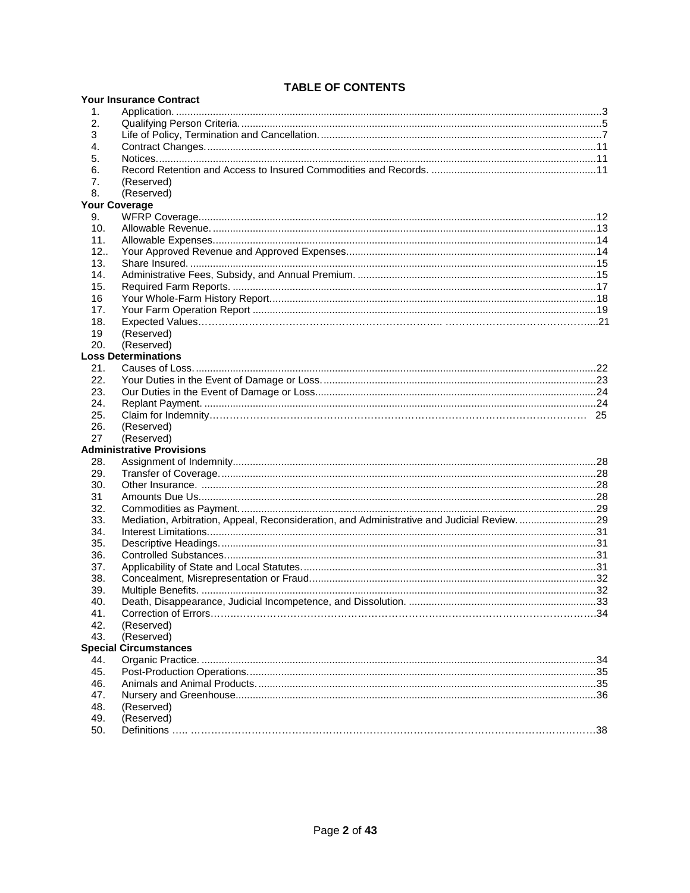# TABLE OF CONTENTS

| | | |
|---|---|---|
| **Your Insurance Contract** | | |
| 1. | Application. | 3 |
| 2. | Qualifying Person Criteria. | 5 |
| 3 | Life of Policy, Termination and Cancellation. | 7 |
| 4. | Contract Changes. | 11 |
| 5. | Notices. | 11 |
| 6. | Record Retention and Access to Insured Commodities and Records. | 11 |
| 7. | (Reserved) | |
| 8. | (Reserved) | |
| **Your Coverage** | | |
| 9. | WFRP Coverage. | 12 |
| 10. | Allowable Revenue. | 13 |
| 11. | Allowable Expenses. | 14 |
| 12.. | Your Approved Revenue and Approved Expenses. | 14 |
| 13. | Share Insured. | 15 |
| 14. | Administrative Fees, Subsidy, and Annual Premium. | 15 |
| 15. | Required Farm Reports. | 17 |
| 16 | Your Whole-Farm History Report. | 18 |
| 17. | Your Farm Operation Report | 19 |
| 18. | Expected Values | 21 |
| 19 | (Reserved) | |
| 20. | (Reserved) | |
| **Loss Determinations** | | |
| 21. | Causes of Loss. | 22 |
| 22. | Your Duties in the Event of Damage or Loss. | 23 |
| 23. | Our Duties in the Event of Damage or Loss. | 24 |
| 24. | Replant Payment. | 24 |
| 25. | Claim for Indemnity | 25 |
| 26. | (Reserved) | |
| 27 | (Reserved) | |
| **Administrative Provisions** | | |
| 28. | Assignment of Indemnity. | 28 |
| 29. | Transfer of Coverage. | 28 |
| 30. | Other Insurance. | 28 |
| 31 | Amounts Due Us. | 28 |
| 32. | Commodities as Payment. | 29 |
| 33. | Mediation, Arbitration, Appeal, Reconsideration, and Administrative and Judicial Review. | 29 |
| 34. | Interest Limitations. | 31 |
| 35. | Descriptive Headings. | 31 |
| 36. | Controlled Substances. | 31 |
| 37. | Applicability of State and Local Statutes. | 31 |
| 38. | Concealment, Misrepresentation or Fraud. | 32 |
| 39. | Multiple Benefits. | 32 |
| 40. | Death, Disappearance, Judicial Incompetence, and Dissolution. | 33 |
| 41. | Correction of Errors | 34 |
| 42. | (Reserved) | |
| 43. | (Reserved) | |
| **Special Circumstances** | | |
| 44. | Organic Practice. | 34 |
| 45. | Post-Production Operations. | 35 |
| 46. | Animals and Animal Products. | 35 |
| 47. | Nursery and Greenhouse. | 36 |
| 48. | (Reserved) | |
| 49. | (Reserved) | |
| 50. | Definitions | 38 |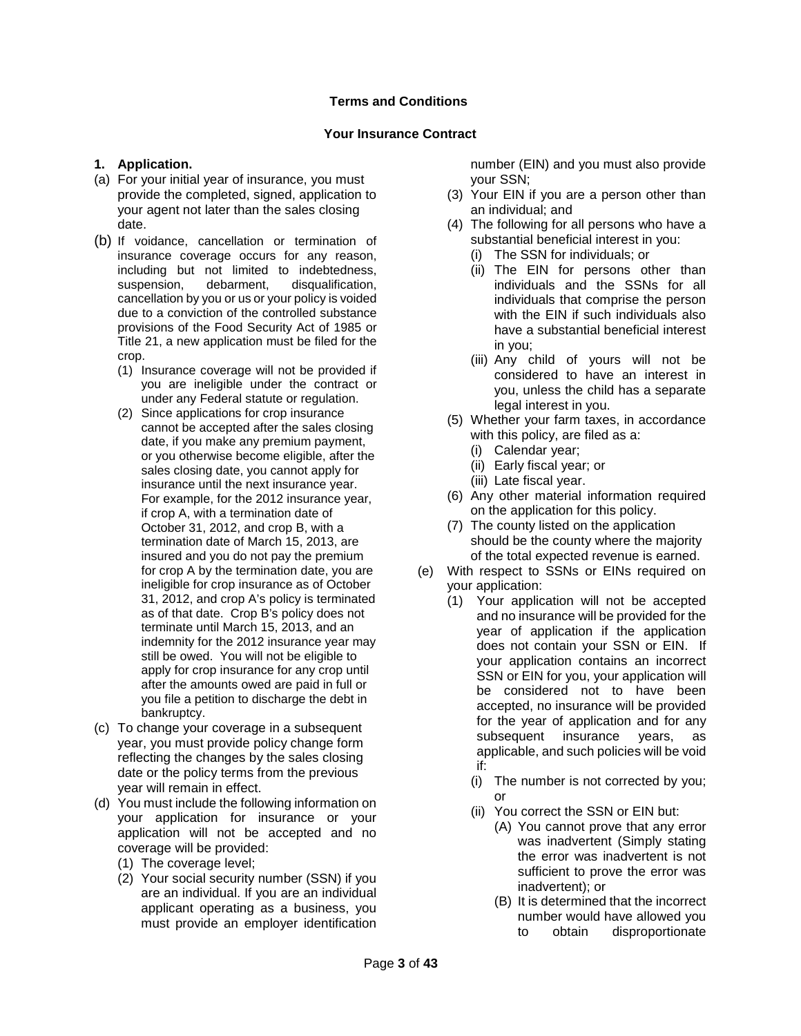**Terms and Conditions**

**Your Insurance Contract**

**1. Application.**

(a) For your initial year of insurance, you must provide the completed, signed, application to your agent not later than the sales closing date.

(b) If voidance, cancellation or termination of insurance coverage occurs for any reason, including but not limited to indebtedness, suspension, debarment, disqualification, cancellation by you or us or your policy is voided due to a conviction of the controlled substance provisions of the Food Security Act of 1985 or Title 21, a new application must be filed for the crop.

   (1) Insurance coverage will not be provided if you are ineligible under the contract or under any Federal statute or regulation.

   (2) Since applications for crop insurance cannot be accepted after the sales closing date, if you make any premium payment, or you otherwise become eligible, after the sales closing date, you cannot apply for insurance until the next insurance year. For example, for the 2012 insurance year, if crop A, with a termination date of October 31, 2012, and crop B, with a termination date of March 15, 2013, are insured and you do not pay the premium for crop A by the termination date, you are ineligible for crop insurance as of October 31, 2012, and crop A's policy is terminated as of that date. Crop B's policy does not terminate until March 15, 2013, and an indemnity for the 2012 insurance year may still be owed. You will not be eligible to apply for crop insurance for any crop until after the amounts owed are paid in full or you file a petition to discharge the debt in bankruptcy.

(c) To change your coverage in a subsequent year, you must provide policy change form reflecting the changes by the sales closing date or the policy terms from the previous year will remain in effect.

(d) You must include the following information on your application for insurance or your application will not be accepted and no coverage will be provided:

   (1) The coverage level;

   (2) Your social security number (SSN) if you are an individual. If you are an individual applicant operating as a business, you must provide an employer identification number (EIN) and you must also provide your SSN;

   (3) Your EIN if you are a person other than an individual; and

   (4) The following for all persons who have a substantial beneficial interest in you:

      (i) The SSN for individuals; or

      (ii) The EIN for persons other than individuals and the SSNs for all individuals that comprise the person with the EIN if such individuals also have a substantial beneficial interest in you;

      (iii) Any child of yours will not be considered to have an interest in you, unless the child has a separate legal interest in you.

   (5) Whether your farm taxes, in accordance with this policy, are filed as a:

      (i) Calendar year;

      (ii) Early fiscal year; or

      (iii) Late fiscal year.

   (6) Any other material information required on the application for this policy.

   (7) The county listed on the application should be the county where the majority of the total expected revenue is earned.

(e) With respect to SSNs or EINs required on your application:

   (1) Your application will not be accepted and no insurance will be provided for the year of application if the application does not contain your SSN or EIN. If your application contains an incorrect SSN or EIN for you, your application will be considered not to have been accepted, no insurance will be provided for the year of application and for any subsequent insurance years, as applicable, and such policies will be void if:

      (i) The number is not corrected by you; or

      (ii) You correct the SSN or EIN but:

         (A) You cannot prove that any error was inadvertent (Simply stating the error was inadvertent is not sufficient to prove the error was inadvertent); or

         (B) It is determined that the incorrect number would have allowed you to obtain disproportionate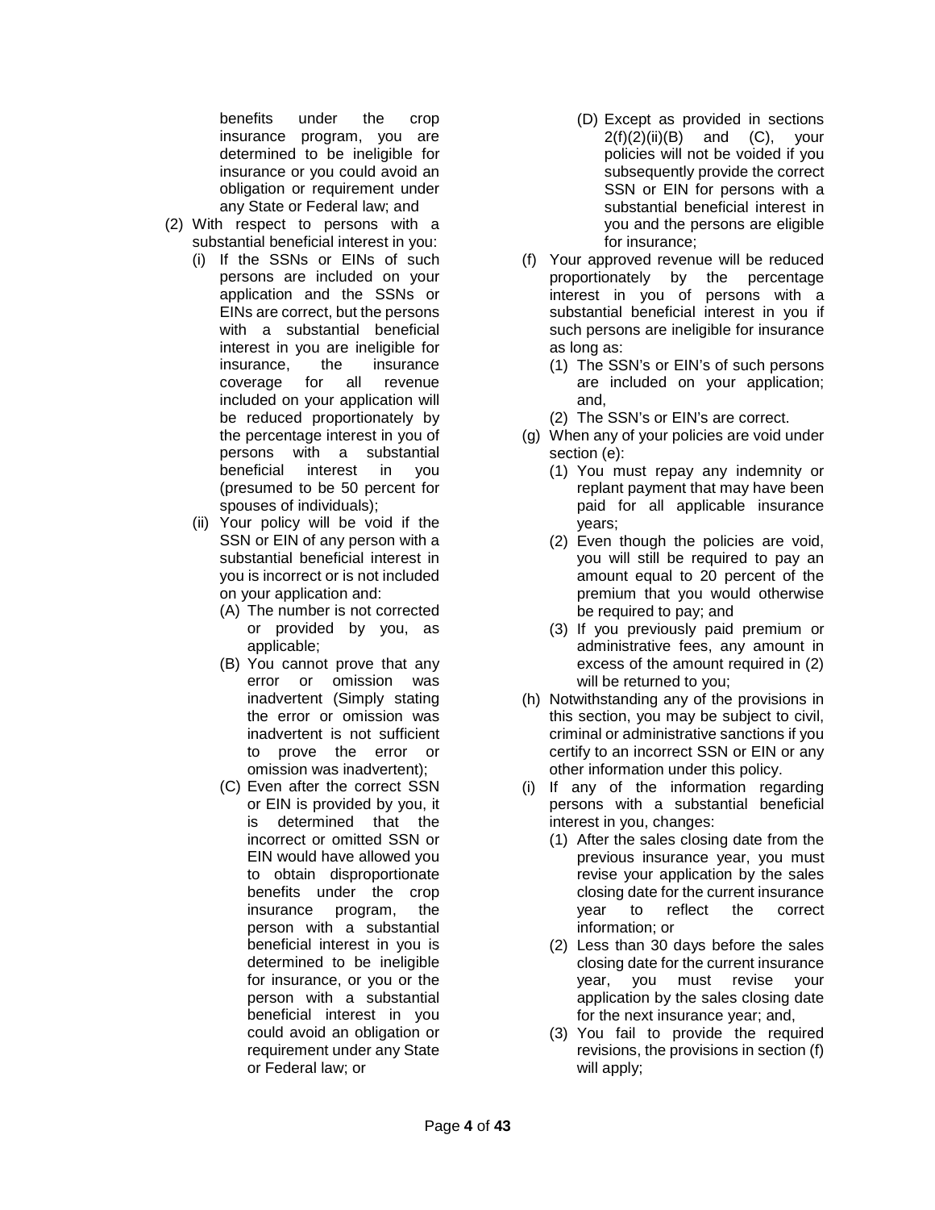benefits under the crop insurance program, you are determined to be ineligible for insurance or you could avoid an obligation or requirement under any State or Federal law; and

- (2) With respect to persons with a substantial beneficial interest in you:
  - (i) If the SSNs or EINs of such persons are included on your application and the SSNs or EINs are correct, but the persons with a substantial beneficial interest in you are ineligible for insurance, the insurance coverage for all revenue included on your application will be reduced proportionately by the percentage interest in you of persons with a substantial beneficial interest in you (presumed to be 50 percent for spouses of individuals);
  - (ii) Your policy will be void if the SSN or EIN of any person with a substantial beneficial interest in you is incorrect or is not included on your application and:
    - (A) The number is not corrected or provided by you, as applicable;
    - (B) You cannot prove that any error or omission was inadvertent (Simply stating the error or omission was inadvertent is not sufficient to prove the error or omission was inadvertent);
    - (C) Even after the correct SSN or EIN is provided by you, it is determined that the incorrect or omitted SSN or EIN would have allowed you to obtain disproportionate benefits under the crop insurance program, the person with a substantial beneficial interest in you is determined to be ineligible for insurance, or you or the person with a substantial beneficial interest in you could avoid an obligation or requirement under any State or Federal law; or
    - (D) Except as provided in sections 2(f)(2)(ii)(B) and (C), your policies will not be voided if you subsequently provide the correct SSN or EIN for persons with a substantial beneficial interest in you and the persons are eligible for insurance;
- (f) Your approved revenue will be reduced proportionately by the percentage interest in you of persons with a substantial beneficial interest in you if such persons are ineligible for insurance as long as:
  - (1) The SSN's or EIN's of such persons are included on your application; and,
  - (2) The SSN's or EIN's are correct.
- (g) When any of your policies are void under section (e):
  - (1) You must repay any indemnity or replant payment that may have been paid for all applicable insurance years;
  - (2) Even though the policies are void, you will still be required to pay an amount equal to 20 percent of the premium that you would otherwise be required to pay; and
  - (3) If you previously paid premium or administrative fees, any amount in excess of the amount required in (2) will be returned to you;
- (h) Notwithstanding any of the provisions in this section, you may be subject to civil, criminal or administrative sanctions if you certify to an incorrect SSN or EIN or any other information under this policy.
- (i) If any of the information regarding persons with a substantial beneficial interest in you, changes:
  - (1) After the sales closing date from the previous insurance year, you must revise your application by the sales closing date for the current insurance year to reflect the correct information; or
  - (2) Less than 30 days before the sales closing date for the current insurance year, you must revise your application by the sales closing date for the next insurance year; and,
  - (3) You fail to provide the required revisions, the provisions in section (f) will apply;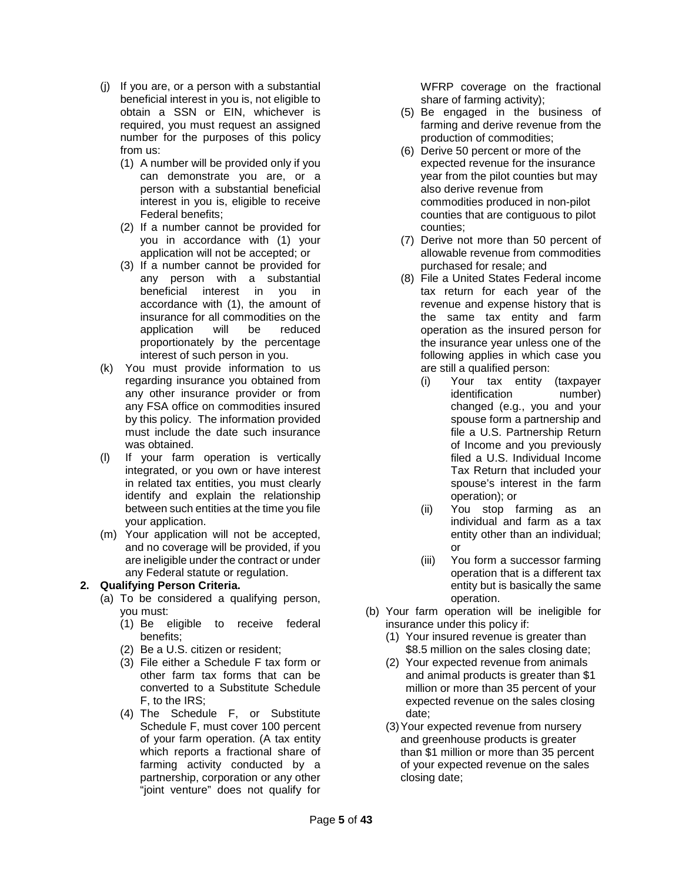- (j) If you are, or a person with a substantial beneficial interest in you is, not eligible to obtain a SSN or EIN, whichever is required, you must request an assigned number for the purposes of this policy from us:
  - (1) A number will be provided only if you can demonstrate you are, or a person with a substantial beneficial interest in you is, eligible to receive Federal benefits;
  - (2) If a number cannot be provided for you in accordance with (1) your application will not be accepted; or
  - (3) If a number cannot be provided for any person with a substantial beneficial interest in you in accordance with (1), the amount of insurance for all commodities on the application will be reduced proportionately by the percentage interest of such person in you.
- (k) You must provide information to us regarding insurance you obtained from any other insurance provider or from any FSA office on commodities insured by this policy. The information provided must include the date such insurance was obtained.
- (l) If your farm operation is vertically integrated, or you own or have interest in related tax entities, you must clearly identify and explain the relationship between such entities at the time you file your application.
- (m) Your application will not be accepted, and no coverage will be provided, if you are ineligible under the contract or under any Federal statute or regulation.

**2. Qualifying Person Criteria.**

- (a) To be considered a qualifying person, you must:
  - (1) Be eligible to receive federal benefits;
  - (2) Be a U.S. citizen or resident;
  - (3) File either a Schedule F tax form or other farm tax forms that can be converted to a Substitute Schedule F, to the IRS;
  - (4) The Schedule F, or Substitute Schedule F, must cover 100 percent of your farm operation. (A tax entity which reports a fractional share of farming activity conducted by a partnership, corporation or any other "joint venture" does not qualify for WFRP coverage on the fractional share of farming activity);
  - (5) Be engaged in the business of farming and derive revenue from the production of commodities;
  - (6) Derive 50 percent or more of the expected revenue for the insurance year from the pilot counties but may also derive revenue from commodities produced in non-pilot counties that are contiguous to pilot counties;
  - (7) Derive not more than 50 percent of allowable revenue from commodities purchased for resale; and
  - (8) File a United States Federal income tax return for each year of the revenue and expense history that is the same tax entity and farm operation as the insured person for the insurance year unless one of the following applies in which case you are still a qualified person:
    - (i) Your tax entity (taxpayer identification number) changed (e.g., you and your spouse form a partnership and file a U.S. Partnership Return of Income and you previously filed a U.S. Individual Income Tax Return that included your spouse's interest in the farm operation); or
    - (ii) You stop farming as an individual and farm as a tax entity other than an individual; or
    - (iii) You form a successor farming operation that is a different tax entity but is basically the same operation.
- (b) Your farm operation will be ineligible for insurance under this policy if:
  - (1) Your insured revenue is greater than $8.5 million on the sales closing date;
  - (2) Your expected revenue from animals and animal products is greater than $1 million or more than 35 percent of your expected revenue on the sales closing date;
  - (3) Your expected revenue from nursery and greenhouse products is greater than $1 million or more than 35 percent of your expected revenue on the sales closing date;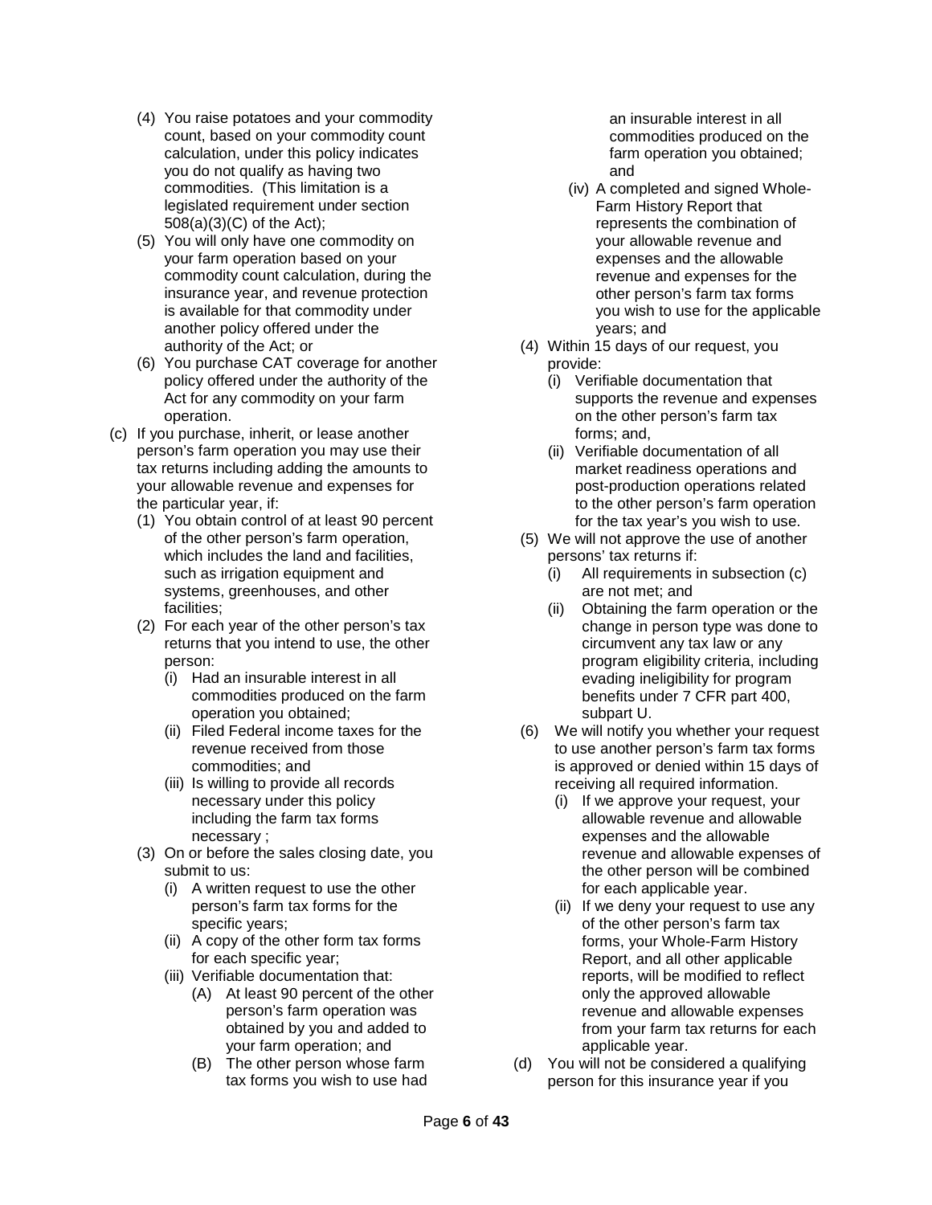(4) You raise potatoes and your commodity count, based on your commodity count calculation, under this policy indicates you do not qualify as having two commodities. (This limitation is a legislated requirement under section 508(a)(3)(C) of the Act);

(5) You will only have one commodity on your farm operation based on your commodity count calculation, during the insurance year, and revenue protection is available for that commodity under another policy offered under the authority of the Act; or

(6) You purchase CAT coverage for another policy offered under the authority of the Act for any commodity on your farm operation.

(c) If you purchase, inherit, or lease another person's farm operation you may use their tax returns including adding the amounts to your allowable revenue and expenses for the particular year, if:

(1) You obtain control of at least 90 percent of the other person's farm operation, which includes the land and facilities, such as irrigation equipment and systems, greenhouses, and other facilities;

(2) For each year of the other person's tax returns that you intend to use, the other person:

(i) Had an insurable interest in all commodities produced on the farm operation you obtained;

(ii) Filed Federal income taxes for the revenue received from those commodities; and

(iii) Is willing to provide all records necessary under this policy including the farm tax forms necessary ;

(3) On or before the sales closing date, you submit to us:

(i) A written request to use the other person's farm tax forms for the specific years;

(ii) A copy of the other form tax forms for each specific year;

(iii) Verifiable documentation that:

(A) At least 90 percent of the other person's farm operation was obtained by you and added to your farm operation; and

(B) The other person whose farm tax forms you wish to use had an insurable interest in all commodities produced on the farm operation you obtained; and

(iv) A completed and signed Whole-Farm History Report that represents the combination of your allowable revenue and expenses and the allowable revenue and expenses for the other person's farm tax forms you wish to use for the applicable years; and

(4) Within 15 days of our request, you provide:

(i) Verifiable documentation that supports the revenue and expenses on the other person's farm tax forms; and,

(ii) Verifiable documentation of all market readiness operations and post-production operations related to the other person's farm operation for the tax year's you wish to use.

(5) We will not approve the use of another persons' tax returns if:

(i) All requirements in subsection (c) are not met; and

(ii) Obtaining the farm operation or the change in person type was done to circumvent any tax law or any program eligibility criteria, including evading ineligibility for program benefits under 7 CFR part 400, subpart U.

(6) We will notify you whether your request to use another person's farm tax forms is approved or denied within 15 days of receiving all required information.

(i) If we approve your request, your allowable revenue and allowable expenses and the allowable revenue and allowable expenses of the other person will be combined for each applicable year.

(ii) If we deny your request to use any of the other person's farm tax forms, your Whole-Farm History Report, and all other applicable reports, will be modified to reflect only the approved allowable revenue and allowable expenses from your farm tax returns for each applicable year.

(d) You will not be considered a qualifying person for this insurance year if you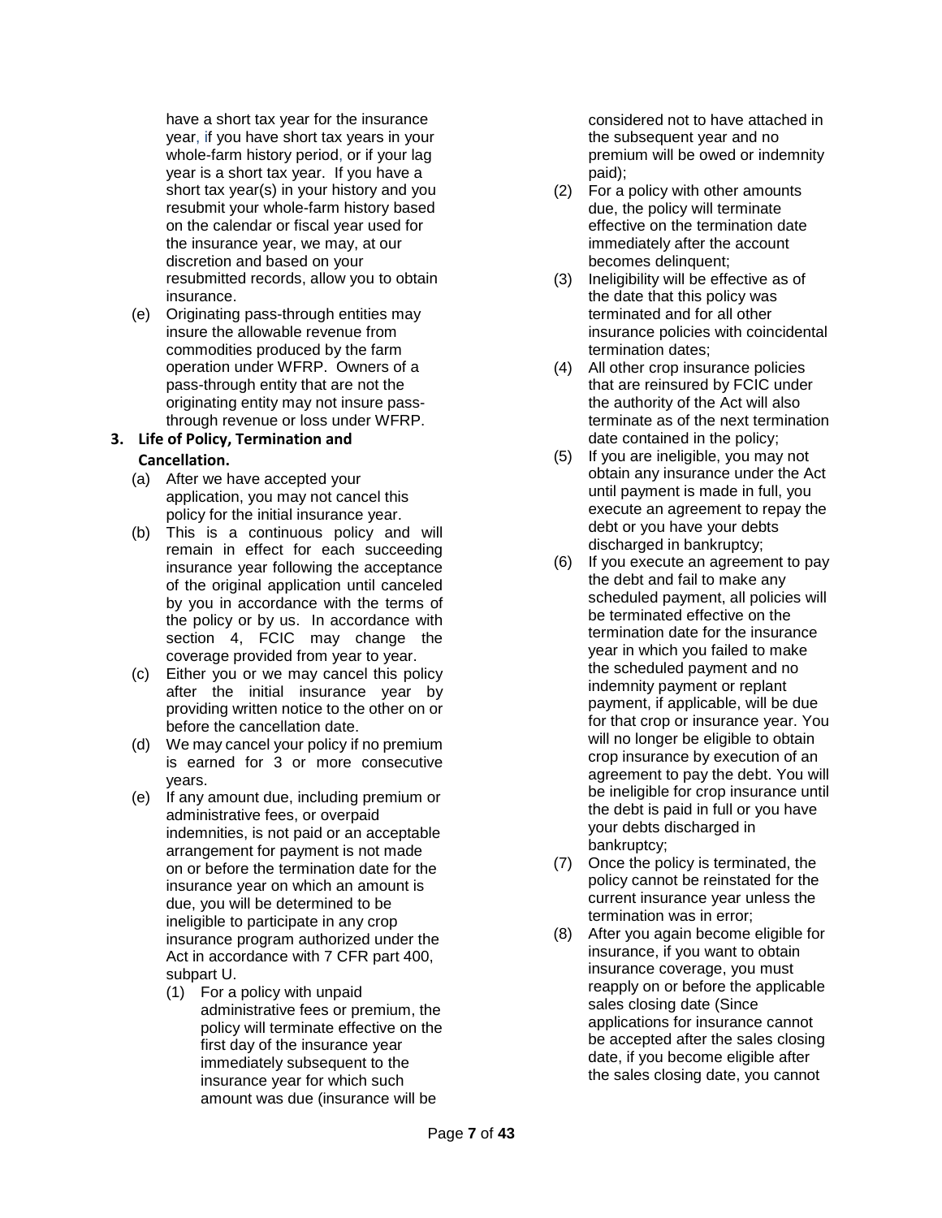have a short tax year for the insurance year, if you have short tax years in your whole-farm history period, or if your lag year is a short tax year. If you have a short tax year(s) in your history and you resubmit your whole-farm history based on the calendar or fiscal year used for the insurance year, we may, at our discretion and based on your resubmitted records, allow you to obtain insurance.

(e) Originating pass-through entities may insure the allowable revenue from commodities produced by the farm operation under WFRP. Owners of a pass-through entity that are not the originating entity may not insure pass-through revenue or loss under WFRP.

**3. Life of Policy, Termination and Cancellation.**

(a) After we have accepted your application, you may not cancel this policy for the initial insurance year.

(b) This is a continuous policy and will remain in effect for each succeeding insurance year following the acceptance of the original application until canceled by you in accordance with the terms of the policy or by us. In accordance with section 4, FCIC may change the coverage provided from year to year.

(c) Either you or we may cancel this policy after the initial insurance year by providing written notice to the other on or before the cancellation date.

(d) We may cancel your policy if no premium is earned for 3 or more consecutive years.

(e) If any amount due, including premium or administrative fees, or overpaid indemnities, is not paid or an acceptable arrangement for payment is not made on or before the termination date for the insurance year on which an amount is due, you will be determined to be ineligible to participate in any crop insurance program authorized under the Act in accordance with 7 CFR part 400, subpart U.

(1) For a policy with unpaid administrative fees or premium, the policy will terminate effective on the first day of the insurance year immediately subsequent to the insurance year for which such amount was due (insurance will be considered not to have attached in the subsequent year and no premium will be owed or indemnity paid);

(2) For a policy with other amounts due, the policy will terminate effective on the termination date immediately after the account becomes delinquent;

(3) Ineligibility will be effective as of the date that this policy was terminated and for all other insurance policies with coincidental termination dates;

(4) All other crop insurance policies that are reinsured by FCIC under the authority of the Act will also terminate as of the next termination date contained in the policy;

(5) If you are ineligible, you may not obtain any insurance under the Act until payment is made in full, you execute an agreement to repay the debt or you have your debts discharged in bankruptcy;

(6) If you execute an agreement to pay the debt and fail to make any scheduled payment, all policies will be terminated effective on the termination date for the insurance year in which you failed to make the scheduled payment and no indemnity payment or replant payment, if applicable, will be due for that crop or insurance year. You will no longer be eligible to obtain crop insurance by execution of an agreement to pay the debt. You will be ineligible for crop insurance until the debt is paid in full or you have your debts discharged in bankruptcy;

(7) Once the policy is terminated, the policy cannot be reinstated for the current insurance year unless the termination was in error;

(8) After you again become eligible for insurance, if you want to obtain insurance coverage, you must reapply on or before the applicable sales closing date (Since applications for insurance cannot be accepted after the sales closing date, if you become eligible after the sales closing date, you cannot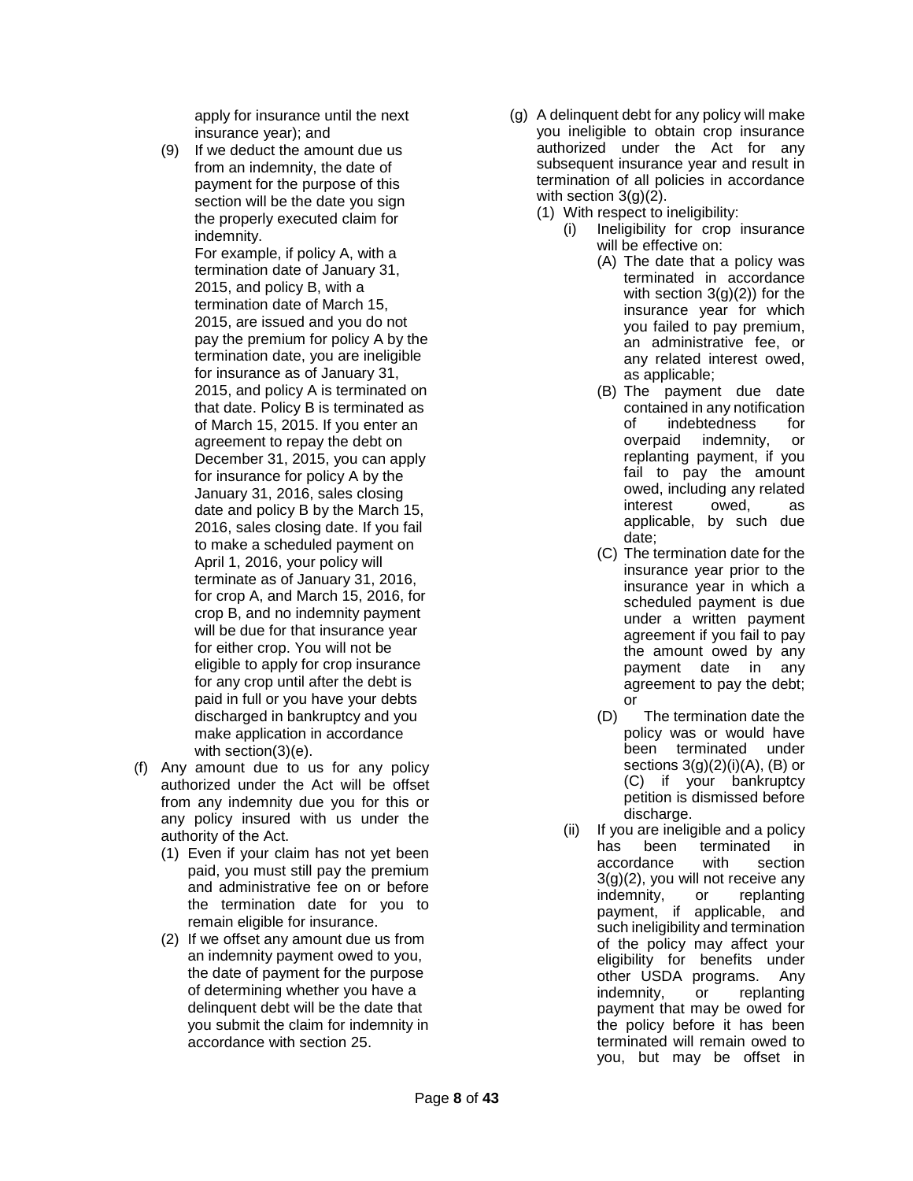apply for insurance until the next insurance year); and

(9) If we deduct the amount due us from an indemnity, the date of payment for the purpose of this section will be the date you sign the properly executed claim for indemnity.

For example, if policy A, with a termination date of January 31, 2015, and policy B, with a termination date of March 15, 2015, are issued and you do not pay the premium for policy A by the termination date, you are ineligible for insurance as of January 31, 2015, and policy A is terminated on that date. Policy B is terminated as of March 15, 2015. If you enter an agreement to repay the debt on December 31, 2015, you can apply for insurance for policy A by the January 31, 2016, sales closing date and policy B by the March 15, 2016, sales closing date. If you fail to make a scheduled payment on April 1, 2016, your policy will terminate as of January 31, 2016, for crop A, and March 15, 2016, for crop B, and no indemnity payment will be due for that insurance year for either crop. You will not be eligible to apply for crop insurance for any crop until after the debt is paid in full or you have your debts discharged in bankruptcy and you make application in accordance with section(3)(e).

(f) Any amount due to us for any policy authorized under the Act will be offset from any indemnity due you for this or any policy insured with us under the authority of the Act.

(1) Even if your claim has not yet been paid, you must still pay the premium and administrative fee on or before the termination date for you to remain eligible for insurance.

(2) If we offset any amount due us from an indemnity payment owed to you, the date of payment for the purpose of determining whether you have a delinquent debt will be the date that you submit the claim for indemnity in accordance with section 25.

(g) A delinquent debt for any policy will make you ineligible to obtain crop insurance authorized under the Act for any subsequent insurance year and result in termination of all policies in accordance with section 3(g)(2).

(1) With respect to ineligibility:

(i) Ineligibility for crop insurance will be effective on:

(A) The date that a policy was terminated in accordance with section 3(g)(2)) for the insurance year for which you failed to pay premium, an administrative fee, or any related interest owed, as applicable;

(B) The payment due date contained in any notification of indebtedness for overpaid indemnity, or replanting payment, if you fail to pay the amount owed, including any related interest owed, as applicable, by such due date;

(C) The termination date for the insurance year prior to the insurance year in which a scheduled payment is due under a written payment agreement if you fail to pay the amount owed by any payment date in any agreement to pay the debt; or

(D) The termination date the policy was or would have been terminated under sections 3(g)(2)(i)(A), (B) or (C) if your bankruptcy petition is dismissed before discharge.

(ii) If you are ineligible and a policy has been terminated in accordance with section 3(g)(2), you will not receive any indemnity, or replanting payment, if applicable, and such ineligibility and termination of the policy may affect your eligibility for benefits under other USDA programs. Any indemnity, or replanting payment that may be owed for the policy before it has been terminated will remain owed to you, but may be offset in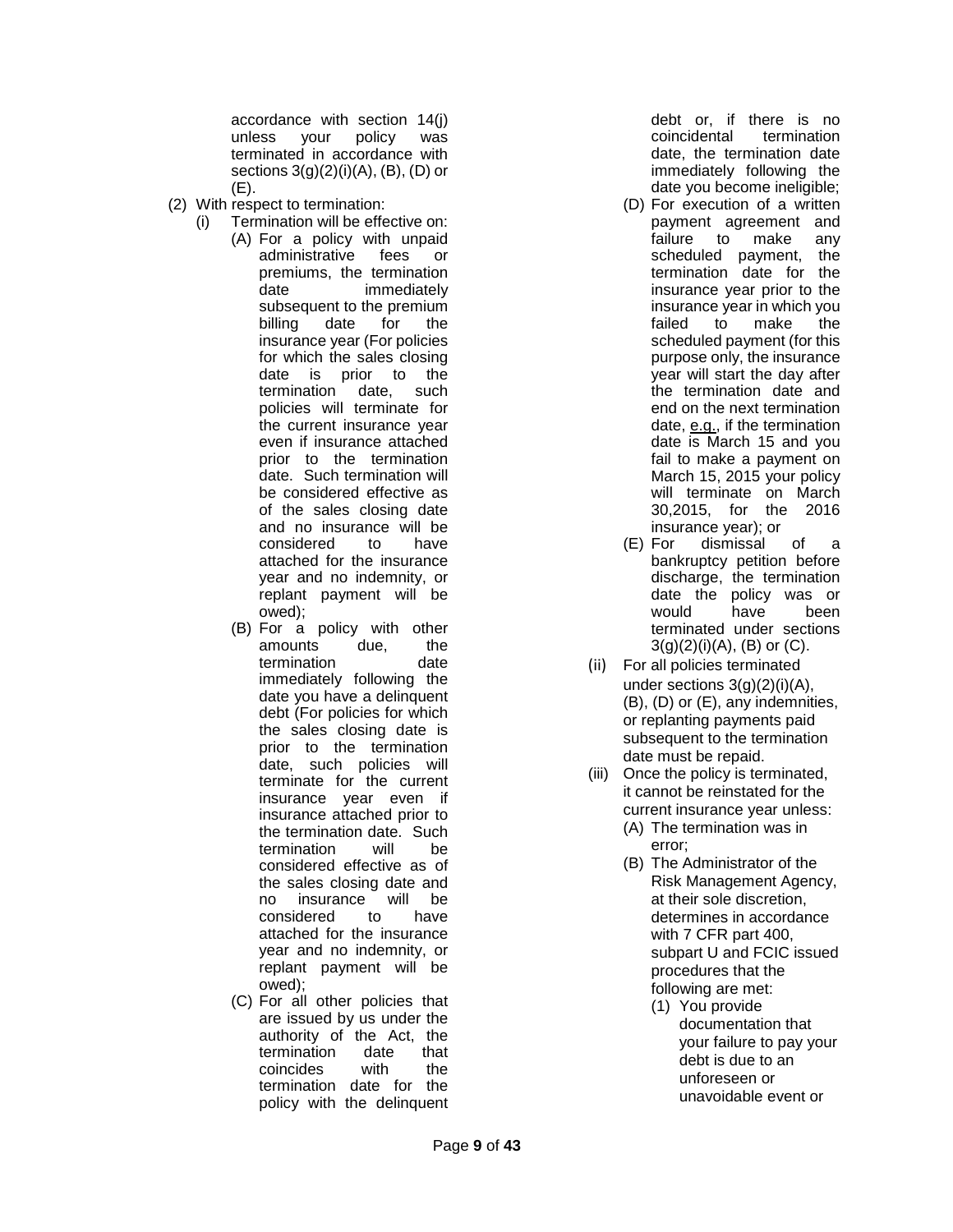accordance with section 14(j) unless your policy was terminated in accordance with sections 3(g)(2)(i)(A), (B), (D) or (E).

(2) With respect to termination:

(i) Termination will be effective on:

(A) For a policy with unpaid administrative fees or premiums, the termination date immediately subsequent to the premium billing date for the insurance year (For policies for which the sales closing date is prior to the termination date, such policies will terminate for the current insurance year even if insurance attached prior to the termination date. Such termination will be considered effective as of the sales closing date and no insurance will be considered to have attached for the insurance year and no indemnity, or replant payment will be owed);

(B) For a policy with other amounts due, the termination date immediately following the date you have a delinquent debt (For policies for which the sales closing date is prior to the termination date, such policies will terminate for the current insurance year even if insurance attached prior to the termination date. Such termination will be considered effective as of the sales closing date and no insurance will be considered to have attached for the insurance year and no indemnity, or replant payment will be owed);

(C) For all other policies that are issued by us under the authority of the Act, the termination date that coincides with the termination date for the policy with the delinquent debt or, if there is no coincidental termination date, the termination date immediately following the date you become ineligible;

(D) For execution of a written payment agreement and failure to make any scheduled payment, the termination date for the insurance year prior to the insurance year in which you failed to make the scheduled payment (for this purpose only, the insurance year will start the day after the termination date and end on the next termination date, <u>e.g.</u>, if the termination date is March 15 and you fail to make a payment on March 15, 2015 your policy will terminate on March 30,2015, for the 2016 insurance year); or

(E) For dismissal of a bankruptcy petition before discharge, the termination date the policy was or would have been terminated under sections 3(g)(2)(i)(A), (B) or (C).

(ii) For all policies terminated under sections 3(g)(2)(i)(A), (B), (D) or (E), any indemnities, or replanting payments paid subsequent to the termination date must be repaid.

(iii) Once the policy is terminated, it cannot be reinstated for the current insurance year unless:

(A) The termination was in error;

(B) The Administrator of the Risk Management Agency, at their sole discretion, determines in accordance with 7 CFR part 400, subpart U and FCIC issued procedures that the following are met:

(1) You provide documentation that your failure to pay your debt is due to an unforeseen or unavoidable event or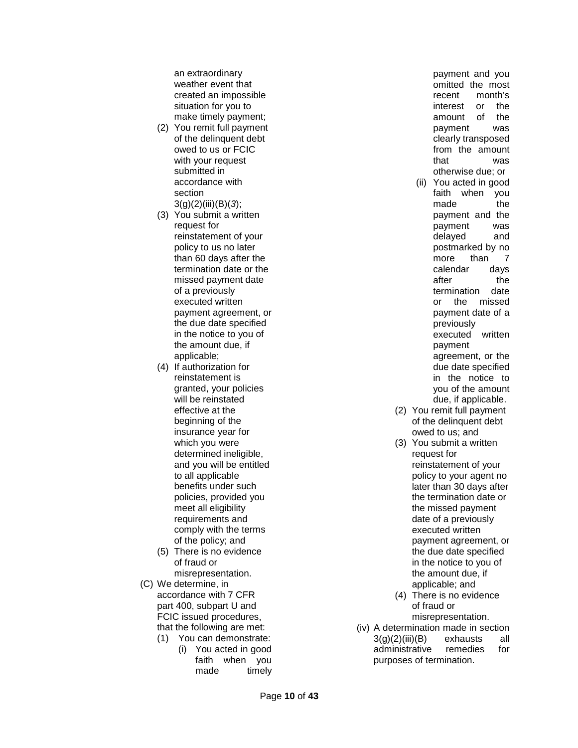an extraordinary weather event that created an impossible situation for you to make timely payment;

(2) You remit full payment of the delinquent debt owed to us or FCIC with your request submitted in accordance with section 3(g)(2)(iii)(B)(*3*);

(3) You submit a written request for reinstatement of your policy to us no later than 60 days after the termination date or the missed payment date of a previously executed written payment agreement, or the due date specified in the notice to you of the amount due, if applicable;

(4) If authorization for reinstatement is granted, your policies will be reinstated effective at the beginning of the insurance year for which you were determined ineligible, and you will be entitled to all applicable benefits under such policies, provided you meet all eligibility requirements and comply with the terms of the policy; and

(5) There is no evidence of fraud or misrepresentation.

(C) We determine, in accordance with 7 CFR part 400, subpart U and FCIC issued procedures, that the following are met:

(1) You can demonstrate:

(i) You acted in good faith when you made timely payment and you omitted the most recent month's interest or the amount of the payment was clearly transposed from the amount that was otherwise due; or

(ii) You acted in good faith when you made the payment and the payment was delayed and postmarked by no more than 7 calendar days after the termination date or the missed payment date of a previously executed written payment agreement, or the due date specified in the notice to you of the amount due, if applicable.

(2) You remit full payment of the delinquent debt owed to us; and

(3) You submit a written request for reinstatement of your policy to your agent no later than 30 days after the termination date or the missed payment date of a previously executed written payment agreement, or the due date specified in the notice to you of the amount due, if applicable; and

(4) There is no evidence of fraud or misrepresentation.

(iv) A determination made in section 3(g)(2)(iii)(B) exhausts all administrative remedies for purposes of termination.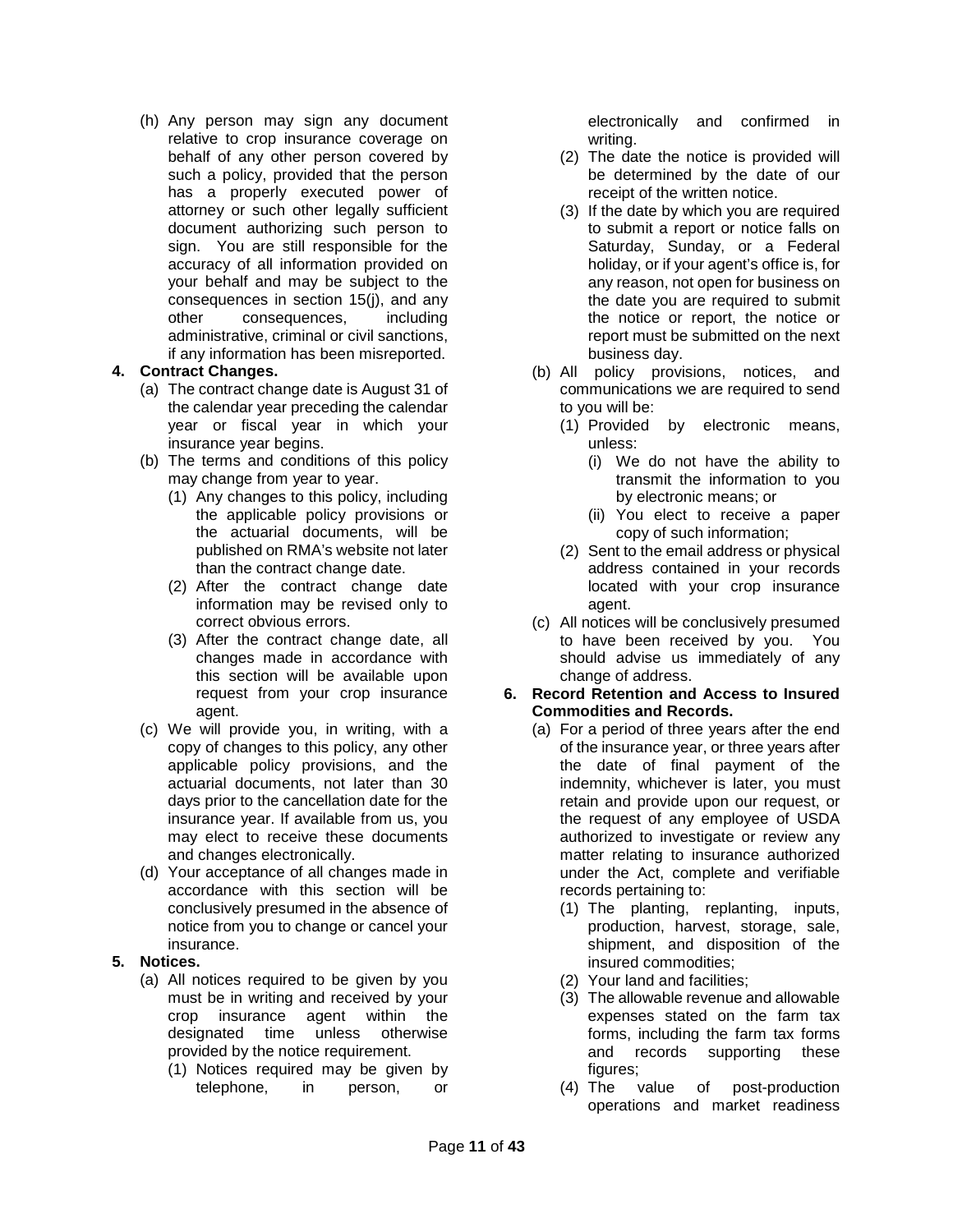(h) Any person may sign any document relative to crop insurance coverage on behalf of any other person covered by such a policy, provided that the person has a properly executed power of attorney or such other legally sufficient document authorizing such person to sign. You are still responsible for the accuracy of all information provided on your behalf and may be subject to the consequences in section 15(j), and any other consequences, including administrative, criminal or civil sanctions, if any information has been misreported.

**4. Contract Changes.**

(a) The contract change date is August 31 of the calendar year preceding the calendar year or fiscal year in which your insurance year begins.

(b) The terms and conditions of this policy may change from year to year.

(1) Any changes to this policy, including the applicable policy provisions or the actuarial documents, will be published on RMA's website not later than the contract change date.

(2) After the contract change date information may be revised only to correct obvious errors.

(3) After the contract change date, all changes made in accordance with this section will be available upon request from your crop insurance agent.

(c) We will provide you, in writing, with a copy of changes to this policy, any other applicable policy provisions, and the actuarial documents, not later than 30 days prior to the cancellation date for the insurance year. If available from us, you may elect to receive these documents and changes electronically.

(d) Your acceptance of all changes made in accordance with this section will be conclusively presumed in the absence of notice from you to change or cancel your insurance.

**5. Notices.**

(a) All notices required to be given by you must be in writing and received by your crop insurance agent within the designated time unless otherwise provided by the notice requirement.

(1) Notices required may be given by telephone, in person, or electronically and confirmed in writing.

(2) The date the notice is provided will be determined by the date of our receipt of the written notice.

(3) If the date by which you are required to submit a report or notice falls on Saturday, Sunday, or a Federal holiday, or if your agent's office is, for any reason, not open for business on the date you are required to submit the notice or report, the notice or report must be submitted on the next business day.

(b) All policy provisions, notices, and communications we are required to send to you will be:

(1) Provided by electronic means, unless:

(i) We do not have the ability to transmit the information to you by electronic means; or

(ii) You elect to receive a paper copy of such information;

(2) Sent to the email address or physical address contained in your records located with your crop insurance agent.

(c) All notices will be conclusively presumed to have been received by you. You should advise us immediately of any change of address.

**6. Record Retention and Access to Insured Commodities and Records.**

(a) For a period of three years after the end of the insurance year, or three years after the date of final payment of the indemnity, whichever is later, you must retain and provide upon our request, or the request of any employee of USDA authorized to investigate or review any matter relating to insurance authorized under the Act, complete and verifiable records pertaining to:

(1) The planting, replanting, inputs, production, harvest, storage, sale, shipment, and disposition of the insured commodities;

(2) Your land and facilities;

(3) The allowable revenue and allowable expenses stated on the farm tax forms, including the farm tax forms and records supporting these figures;

(4) The value of post-production operations and market readiness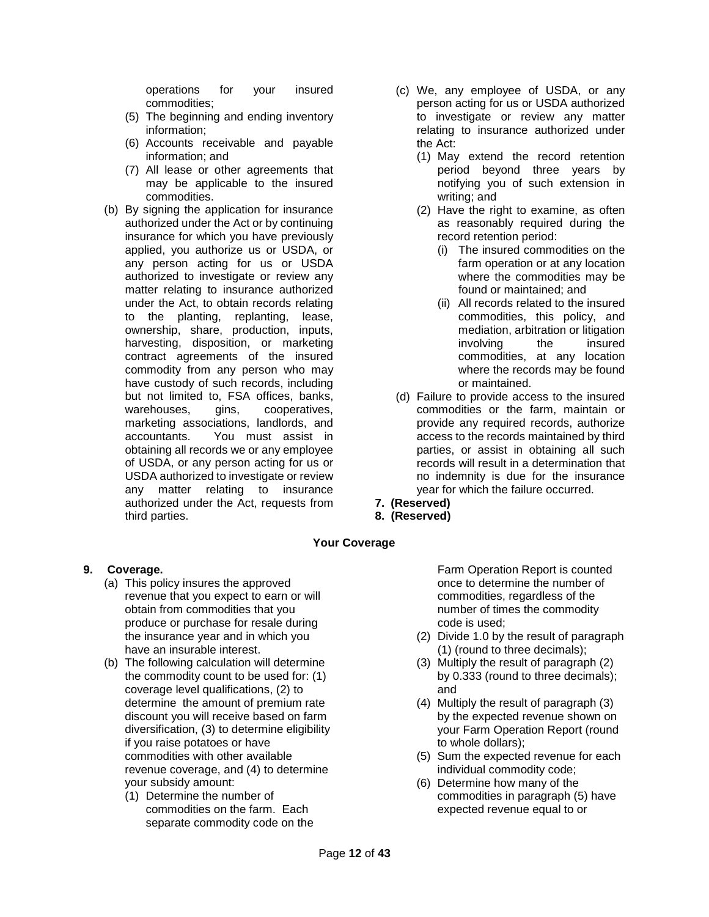operations for your insured commodities;

(5) The beginning and ending inventory information;

(6) Accounts receivable and payable information; and

(7) All lease or other agreements that may be applicable to the insured commodities.

(b) By signing the application for insurance authorized under the Act or by continuing insurance for which you have previously applied, you authorize us or USDA, or any person acting for us or USDA authorized to investigate or review any matter relating to insurance authorized under the Act, to obtain records relating to the planting, replanting, lease, ownership, share, production, inputs, harvesting, disposition, or marketing contract agreements of the insured commodity from any person who may have custody of such records, including but not limited to, FSA offices, banks, warehouses, gins, cooperatives, marketing associations, landlords, and accountants. You must assist in obtaining all records we or any employee of USDA, or any person acting for us or USDA authorized to investigate or review any matter relating to insurance authorized under the Act, requests from third parties.

(c) We, any employee of USDA, or any person acting for us or USDA authorized to investigate or review any matter relating to insurance authorized under the Act:

(1) May extend the record retention period beyond three years by notifying you of such extension in writing; and

(2) Have the right to examine, as often as reasonably required during the record retention period:

(i) The insured commodities on the farm operation or at any location where the commodities may be found or maintained; and

(ii) All records related to the insured commodities, this policy, and mediation, arbitration or litigation involving the insured commodities, at any location where the records may be found or maintained.

(d) Failure to provide access to the insured commodities or the farm, maintain or provide any required records, authorize access to the records maintained by third parties, or assist in obtaining all such records will result in a determination that no indemnity is due for the insurance year for which the failure occurred.

**7. (Reserved)**

**8. (Reserved)**

## Your Coverage

**9. Coverage.**

(a) This policy insures the approved revenue that you expect to earn or will obtain from commodities that you produce or purchase for resale during the insurance year and in which you have an insurable interest.

(b) The following calculation will determine the commodity count to be used for: (1) coverage level qualifications, (2) to determine the amount of premium rate discount you will receive based on farm diversification, (3) to determine eligibility if you raise potatoes or have commodities with other available revenue coverage, and (4) to determine your subsidy amount:

(1) Determine the number of commodities on the farm. Each separate commodity code on the Farm Operation Report is counted once to determine the number of commodities, regardless of the number of times the commodity code is used;

(2) Divide 1.0 by the result of paragraph (1) (round to three decimals);

(3) Multiply the result of paragraph (2) by 0.333 (round to three decimals); and

(4) Multiply the result of paragraph (3) by the expected revenue shown on your Farm Operation Report (round to whole dollars);

(5) Sum the expected revenue for each individual commodity code;

(6) Determine how many of the commodities in paragraph (5) have expected revenue equal to or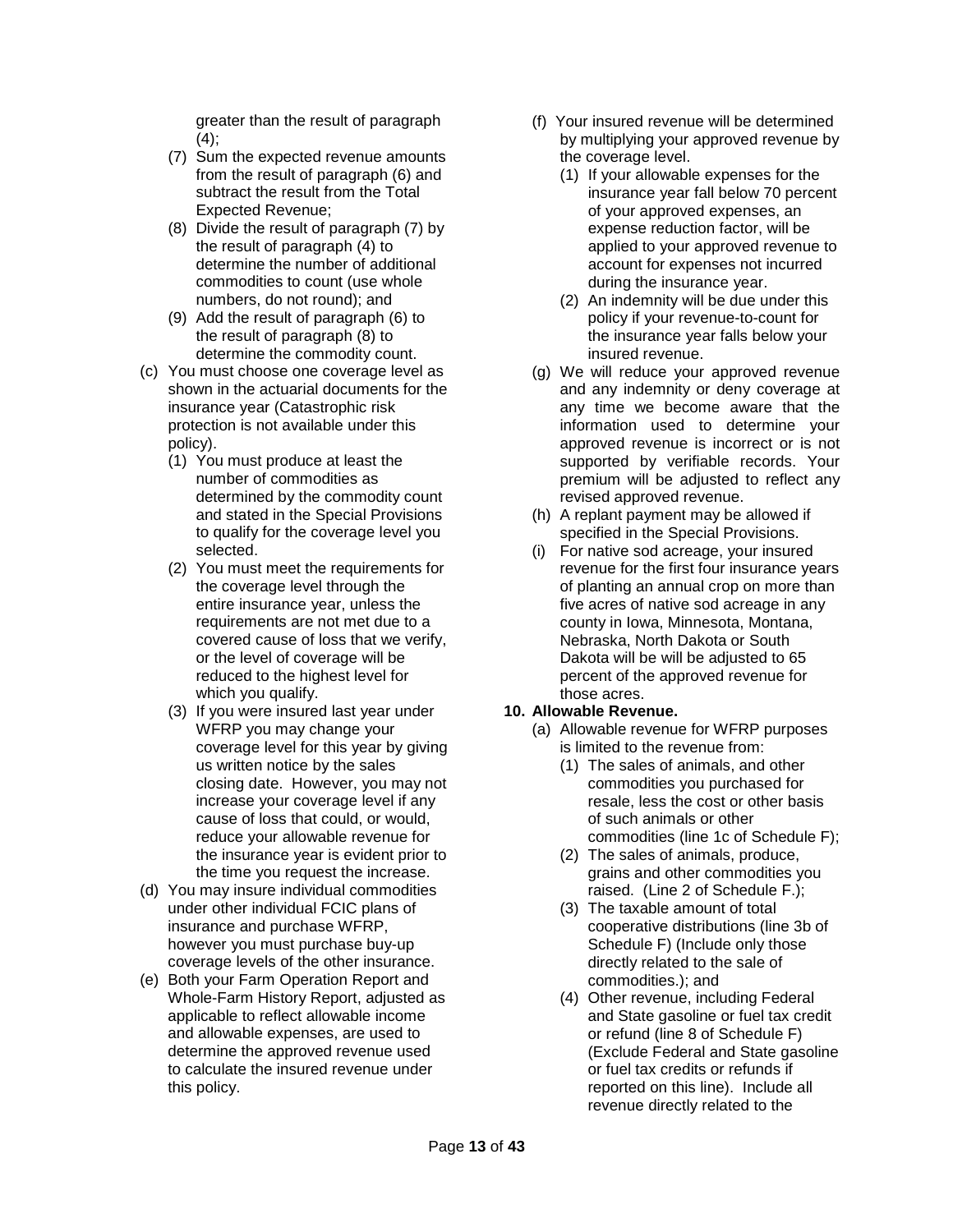greater than the result of paragraph (4);

(7) Sum the expected revenue amounts from the result of paragraph (6) and subtract the result from the Total Expected Revenue;

(8) Divide the result of paragraph (7) by the result of paragraph (4) to determine the number of additional commodities to count (use whole numbers, do not round); and

(9) Add the result of paragraph (6) to the result of paragraph (8) to determine the commodity count.

(c) You must choose one coverage level as shown in the actuarial documents for the insurance year (Catastrophic risk protection is not available under this policy).

(1) You must produce at least the number of commodities as determined by the commodity count and stated in the Special Provisions to qualify for the coverage level you selected.

(2) You must meet the requirements for the coverage level through the entire insurance year, unless the requirements are not met due to a covered cause of loss that we verify, or the level of coverage will be reduced to the highest level for which you qualify.

(3) If you were insured last year under WFRP you may change your coverage level for this year by giving us written notice by the sales closing date. However, you may not increase your coverage level if any cause of loss that could, or would, reduce your allowable revenue for the insurance year is evident prior to the time you request the increase.

(d) You may insure individual commodities under other individual FCIC plans of insurance and purchase WFRP, however you must purchase buy-up coverage levels of the other insurance.

(e) Both your Farm Operation Report and Whole-Farm History Report, adjusted as applicable to reflect allowable income and allowable expenses, are used to determine the approved revenue used to calculate the insured revenue under this policy.

(f) Your insured revenue will be determined by multiplying your approved revenue by the coverage level.

(1) If your allowable expenses for the insurance year fall below 70 percent of your approved expenses, an expense reduction factor, will be applied to your approved revenue to account for expenses not incurred during the insurance year.

(2) An indemnity will be due under this policy if your revenue-to-count for the insurance year falls below your insured revenue.

(g) We will reduce your approved revenue and any indemnity or deny coverage at any time we become aware that the information used to determine your approved revenue is incorrect or is not supported by verifiable records. Your premium will be adjusted to reflect any revised approved revenue.

(h) A replant payment may be allowed if specified in the Special Provisions.

(i) For native sod acreage, your insured revenue for the first four insurance years of planting an annual crop on more than five acres of native sod acreage in any county in Iowa, Minnesota, Montana, Nebraska, North Dakota or South Dakota will be will be adjusted to 65 percent of the approved revenue for those acres.

**10. Allowable Revenue.**

(a) Allowable revenue for WFRP purposes is limited to the revenue from:

(1) The sales of animals, and other commodities you purchased for resale, less the cost or other basis of such animals or other commodities (line 1c of Schedule F);

(2) The sales of animals, produce, grains and other commodities you raised. (Line 2 of Schedule F.);

(3) The taxable amount of total cooperative distributions (line 3b of Schedule F) (Include only those directly related to the sale of commodities.); and

(4) Other revenue, including Federal and State gasoline or fuel tax credit or refund (line 8 of Schedule F) (Exclude Federal and State gasoline or fuel tax credits or refunds if reported on this line). Include all revenue directly related to the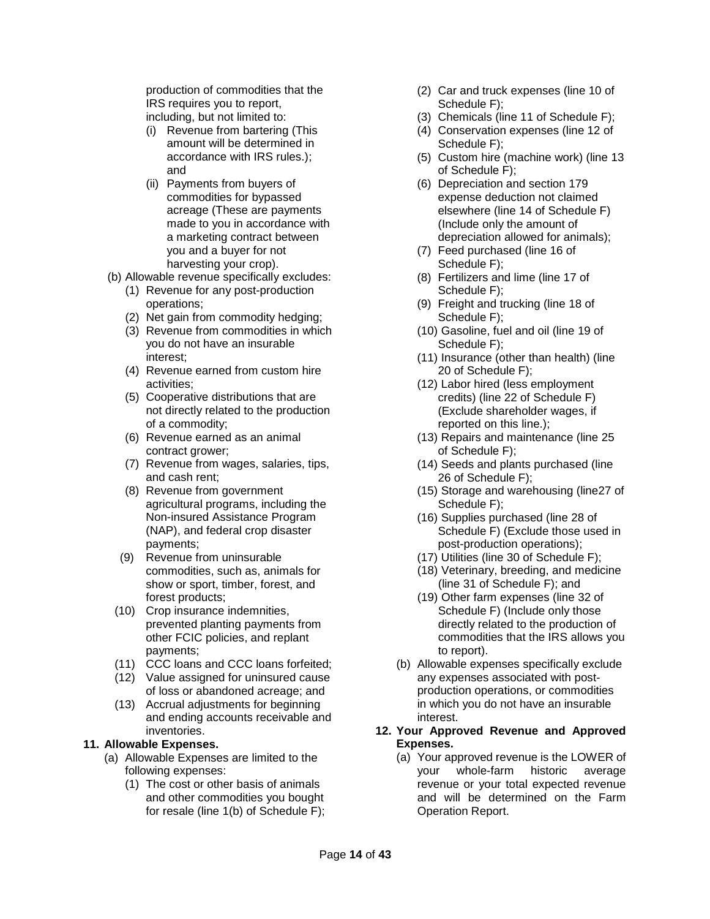production of commodities that the IRS requires you to report, including, but not limited to:

(i) Revenue from bartering (This amount will be determined in accordance with IRS rules.); and

(ii) Payments from buyers of commodities for bypassed acreage (These are payments made to you in accordance with a marketing contract between you and a buyer for not harvesting your crop).

(b) Allowable revenue specifically excludes:

(1) Revenue for any post-production operations;

(2) Net gain from commodity hedging;

(3) Revenue from commodities in which you do not have an insurable interest;

(4) Revenue earned from custom hire activities;

(5) Cooperative distributions that are not directly related to the production of a commodity;

(6) Revenue earned as an animal contract grower;

(7) Revenue from wages, salaries, tips, and cash rent;

(8) Revenue from government agricultural programs, including the Non-insured Assistance Program (NAP), and federal crop disaster payments;

(9) Revenue from uninsurable commodities, such as, animals for show or sport, timber, forest, and forest products;

(10) Crop insurance indemnities, prevented planting payments from other FCIC policies, and replant payments;

(11) CCC loans and CCC loans forfeited;

(12) Value assigned for uninsured cause of loss or abandoned acreage; and

(13) Accrual adjustments for beginning and ending accounts receivable and inventories.

**11. Allowable Expenses.**

(a) Allowable Expenses are limited to the following expenses:

(1) The cost or other basis of animals and other commodities you bought for resale (line 1(b) of Schedule F);

(2) Car and truck expenses (line 10 of Schedule F);

(3) Chemicals (line 11 of Schedule F);

(4) Conservation expenses (line 12 of Schedule F);

(5) Custom hire (machine work) (line 13 of Schedule F);

(6) Depreciation and section 179 expense deduction not claimed elsewhere (line 14 of Schedule F) (Include only the amount of depreciation allowed for animals);

(7) Feed purchased (line 16 of Schedule F);

(8) Fertilizers and lime (line 17 of Schedule F);

(9) Freight and trucking (line 18 of Schedule F);

(10) Gasoline, fuel and oil (line 19 of Schedule F);

(11) Insurance (other than health) (line 20 of Schedule F);

(12) Labor hired (less employment credits) (line 22 of Schedule F) (Exclude shareholder wages, if reported on this line.);

(13) Repairs and maintenance (line 25 of Schedule F);

(14) Seeds and plants purchased (line 26 of Schedule F);

(15) Storage and warehousing (line27 of Schedule F);

(16) Supplies purchased (line 28 of Schedule F) (Exclude those used in post-production operations);

(17) Utilities (line 30 of Schedule F);

(18) Veterinary, breeding, and medicine (line 31 of Schedule F); and

(19) Other farm expenses (line 32 of Schedule F) (Include only those directly related to the production of commodities that the IRS allows you to report).

(b) Allowable expenses specifically exclude any expenses associated with post-production operations, or commodities in which you do not have an insurable interest.

**12. Your Approved Revenue and Approved Expenses.**

(a) Your approved revenue is the LOWER of your whole-farm historic average revenue or your total expected revenue and will be determined on the Farm Operation Report.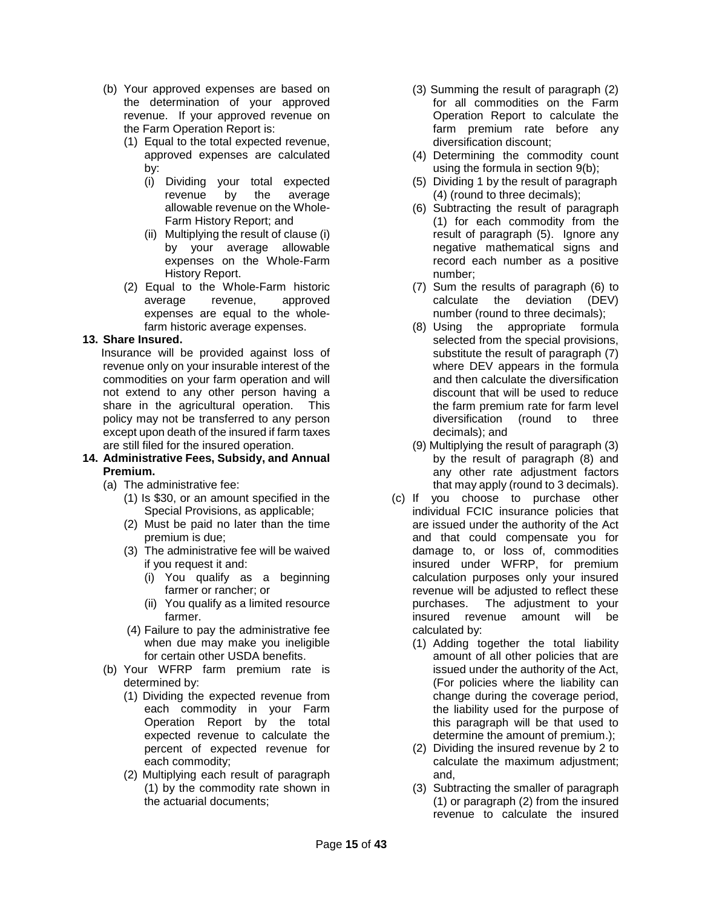(b) Your approved expenses are based on the determination of your approved revenue. If your approved revenue on the Farm Operation Report is:

   (1) Equal to the total expected revenue, approved expenses are calculated by:

      (i) Dividing your total expected revenue by the average allowable revenue on the Whole-Farm History Report; and

      (ii) Multiplying the result of clause (i) by your average allowable expenses on the Whole-Farm History Report.

   (2) Equal to the Whole-Farm historic average revenue, approved expenses are equal to the whole-farm historic average expenses.

**13. Share Insured.**

Insurance will be provided against loss of revenue only on your insurable interest of the commodities on your farm operation and will not extend to any other person having a share in the agricultural operation. This policy may not be transferred to any person except upon death of the insured if farm taxes are still filed for the insured operation.

**14. Administrative Fees, Subsidy, and Annual Premium.**

(a) The administrative fee:

   (1) Is $30, or an amount specified in the Special Provisions, as applicable;

   (2) Must be paid no later than the time premium is due;

   (3) The administrative fee will be waived if you request it and:

      (i) You qualify as a beginning farmer or rancher; or

      (ii) You qualify as a limited resource farmer.

   (4) Failure to pay the administrative fee when due may make you ineligible for certain other USDA benefits.

(b) Your WFRP farm premium rate is determined by:

   (1) Dividing the expected revenue from each commodity in your Farm Operation Report by the total expected revenue to calculate the percent of expected revenue for each commodity;

   (2) Multiplying each result of paragraph (1) by the commodity rate shown in the actuarial documents;

   (3) Summing the result of paragraph (2) for all commodities on the Farm Operation Report to calculate the farm premium rate before any diversification discount;

   (4) Determining the commodity count using the formula in section 9(b);

   (5) Dividing 1 by the result of paragraph (4) (round to three decimals);

   (6) Subtracting the result of paragraph (1) for each commodity from the result of paragraph (5). Ignore any negative mathematical signs and record each number as a positive number;

   (7) Sum the results of paragraph (6) to calculate the deviation (DEV) number (round to three decimals);

   (8) Using the appropriate formula selected from the special provisions, substitute the result of paragraph (7) where DEV appears in the formula and then calculate the diversification discount that will be used to reduce the farm premium rate for farm level diversification (round to three decimals); and

   (9) Multiplying the result of paragraph (3) by the result of paragraph (8) and any other rate adjustment factors that may apply (round to 3 decimals).

(c) If you choose to purchase other individual FCIC insurance policies that are issued under the authority of the Act and that could compensate you for damage to, or loss of, commodities insured under WFRP, for premium calculation purposes only your insured revenue will be adjusted to reflect these purchases. The adjustment to your insured revenue amount will be calculated by:

   (1) Adding together the total liability amount of all other policies that are issued under the authority of the Act, (For policies where the liability can change during the coverage period, the liability used for the purpose of this paragraph will be that used to determine the amount of premium.);

   (2) Dividing the insured revenue by 2 to calculate the maximum adjustment; and,

   (3) Subtracting the smaller of paragraph (1) or paragraph (2) from the insured revenue to calculate the insured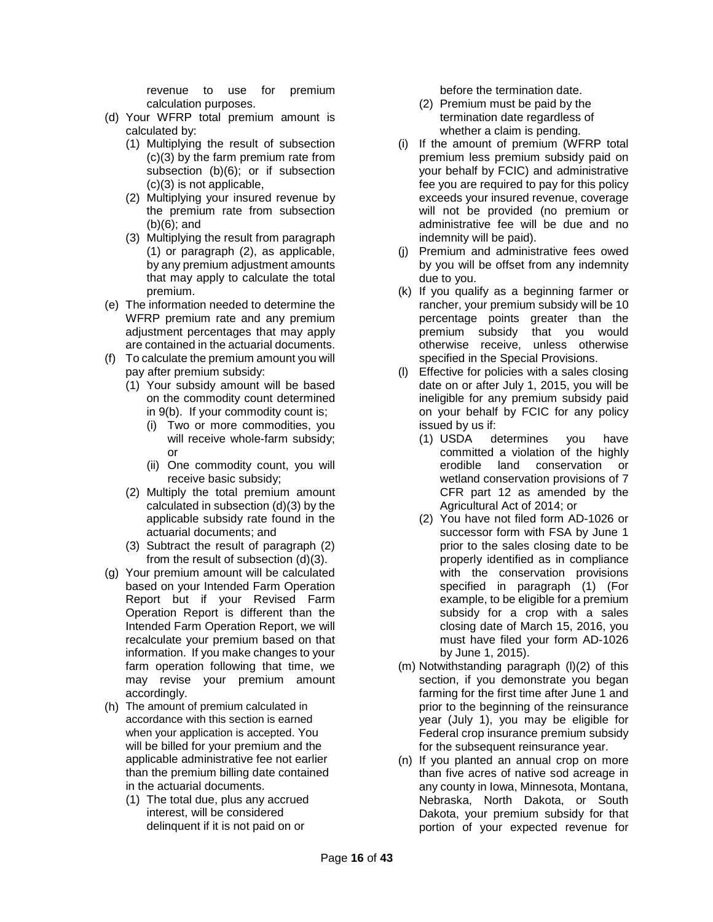revenue to use for premium calculation purposes.

(d) Your WFRP total premium amount is calculated by:
   (1) Multiplying the result of subsection (c)(3) by the farm premium rate from subsection (b)(6); or if subsection (c)(3) is not applicable,
   (2) Multiplying your insured revenue by the premium rate from subsection (b)(6); and
   (3) Multiplying the result from paragraph (1) or paragraph (2), as applicable, by any premium adjustment amounts that may apply to calculate the total premium.

(e) The information needed to determine the WFRP premium rate and any premium adjustment percentages that may apply are contained in the actuarial documents.

(f) To calculate the premium amount you will pay after premium subsidy:
   (1) Your subsidy amount will be based on the commodity count determined in 9(b). If your commodity count is;
      (i) Two or more commodities, you will receive whole-farm subsidy; or
      (ii) One commodity count, you will receive basic subsidy;
   (2) Multiply the total premium amount calculated in subsection (d)(3) by the applicable subsidy rate found in the actuarial documents; and
   (3) Subtract the result of paragraph (2) from the result of subsection (d)(3).

(g) Your premium amount will be calculated based on your Intended Farm Operation Report but if your Revised Farm Operation Report is different than the Intended Farm Operation Report, we will recalculate your premium based on that information. If you make changes to your farm operation following that time, we may revise your premium amount accordingly.

(h) The amount of premium calculated in accordance with this section is earned when your application is accepted. You will be billed for your premium and the applicable administrative fee not earlier than the premium billing date contained in the actuarial documents.
   (1) The total due, plus any accrued interest, will be considered delinquent if it is not paid on or before the termination date.
   (2) Premium must be paid by the termination date regardless of whether a claim is pending.

(i) If the amount of premium (WFRP total premium less premium subsidy paid on your behalf by FCIC) and administrative fee you are required to pay for this policy exceeds your insured revenue, coverage will not be provided (no premium or administrative fee will be due and no indemnity will be paid).

(j) Premium and administrative fees owed by you will be offset from any indemnity due to you.

(k) If you qualify as a beginning farmer or rancher, your premium subsidy will be 10 percentage points greater than the premium subsidy that you would otherwise receive, unless otherwise specified in the Special Provisions.

(l) Effective for policies with a sales closing date on or after July 1, 2015, you will be ineligible for any premium subsidy paid on your behalf by FCIC for any policy issued by us if:
   (1) USDA determines you have committed a violation of the highly erodible land conservation or wetland conservation provisions of 7 CFR part 12 as amended by the Agricultural Act of 2014; or
   (2) You have not filed form AD-1026 or successor form with FSA by June 1 prior to the sales closing date to be properly identified as in compliance with the conservation provisions specified in paragraph (1) (For example, to be eligible for a premium subsidy for a crop with a sales closing date of March 15, 2016, you must have filed your form AD-1026 by June 1, 2015).

(m) Notwithstanding paragraph (l)(2) of this section, if you demonstrate you began farming for the first time after June 1 and prior to the beginning of the reinsurance year (July 1), you may be eligible for Federal crop insurance premium subsidy for the subsequent reinsurance year.

(n) If you planted an annual crop on more than five acres of native sod acreage in any county in Iowa, Minnesota, Montana, Nebraska, North Dakota, or South Dakota, your premium subsidy for that portion of your expected revenue for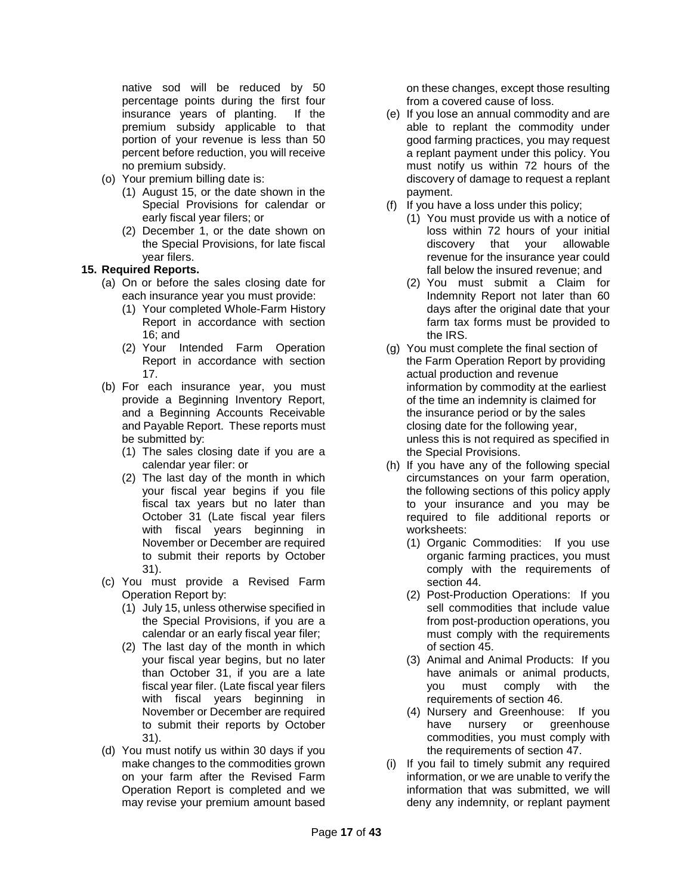native sod will be reduced by 50 percentage points during the first four insurance years of planting. If the premium subsidy applicable to that portion of your revenue is less than 50 percent before reduction, you will receive no premium subsidy.

(o) Your premium billing date is:
   (1) August 15, or the date shown in the Special Provisions for calendar or early fiscal year filers; or
   (2) December 1, or the date shown on the Special Provisions, for late fiscal year filers.

**15. Required Reports.**

(a) On or before the sales closing date for each insurance year you must provide:
   (1) Your completed Whole-Farm History Report in accordance with section 16; and
   (2) Your Intended Farm Operation Report in accordance with section 17.

(b) For each insurance year, you must provide a Beginning Inventory Report, and a Beginning Accounts Receivable and Payable Report. These reports must be submitted by:
   (1) The sales closing date if you are a calendar year filer: or
   (2) The last day of the month in which your fiscal year begins if you file fiscal tax years but no later than October 31 (Late fiscal year filers with fiscal years beginning in November or December are required to submit their reports by October 31).

(c) You must provide a Revised Farm Operation Report by:
   (1) July 15, unless otherwise specified in the Special Provisions, if you are a calendar or an early fiscal year filer;
   (2) The last day of the month in which your fiscal year begins, but no later than October 31, if you are a late fiscal year filer. (Late fiscal year filers with fiscal years beginning in November or December are required to submit their reports by October 31).

(d) You must notify us within 30 days if you make changes to the commodities grown on your farm after the Revised Farm Operation Report is completed and we may revise your premium amount based on these changes, except those resulting from a covered cause of loss.

(e) If you lose an annual commodity and are able to replant the commodity under good farming practices, you may request a replant payment under this policy. You must notify us within 72 hours of the discovery of damage to request a replant payment.

(f) If you have a loss under this policy;
   (1) You must provide us with a notice of loss within 72 hours of your initial discovery that your allowable revenue for the insurance year could fall below the insured revenue; and
   (2) You must submit a Claim for Indemnity Report not later than 60 days after the original date that your farm tax forms must be provided to the IRS.

(g) You must complete the final section of the Farm Operation Report by providing actual production and revenue information by commodity at the earliest of the time an indemnity is claimed for the insurance period or by the sales closing date for the following year, unless this is not required as specified in the Special Provisions.

(h) If you have any of the following special circumstances on your farm operation, the following sections of this policy apply to your insurance and you may be required to file additional reports or worksheets:
   (1) Organic Commodities: If you use organic farming practices, you must comply with the requirements of section 44.
   (2) Post-Production Operations: If you sell commodities that include value from post-production operations, you must comply with the requirements of section 45.
   (3) Animal and Animal Products: If you have animals or animal products, you must comply with the requirements of section 46.
   (4) Nursery and Greenhouse: If you have nursery or greenhouse commodities, you must comply with the requirements of section 47.

(i) If you fail to timely submit any required information, or we are unable to verify the information that was submitted, we will deny any indemnity, or replant payment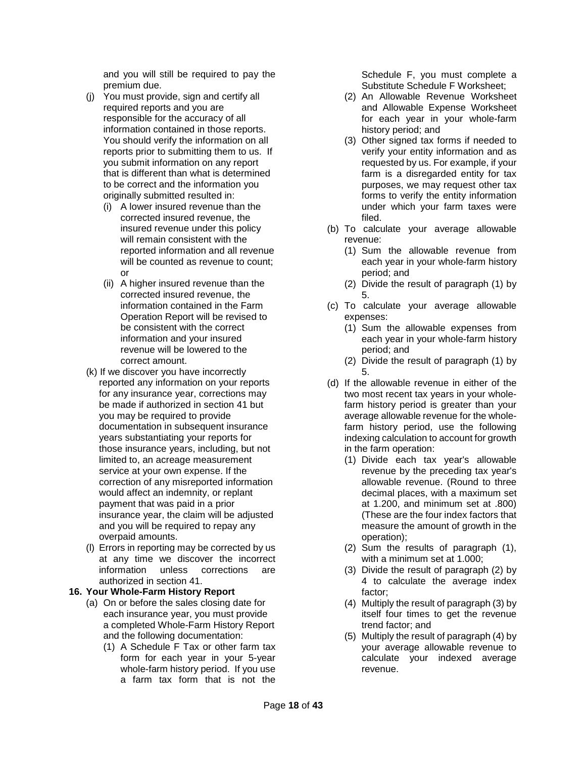and you will still be required to pay the premium due.

(j) You must provide, sign and certify all required reports and you are responsible for the accuracy of all information contained in those reports. You should verify the information on all reports prior to submitting them to us. If you submit information on any report that is different than what is determined to be correct and the information you originally submitted resulted in:

  (i) A lower insured revenue than the corrected insured revenue, the insured revenue under this policy will remain consistent with the reported information and all revenue will be counted as revenue to count; or

  (ii) A higher insured revenue than the corrected insured revenue, the information contained in the Farm Operation Report will be revised to be consistent with the correct information and your insured revenue will be lowered to the correct amount.

(k) If we discover you have incorrectly reported any information on your reports for any insurance year, corrections may be made if authorized in section 41 but you may be required to provide documentation in subsequent insurance years substantiating your reports for those insurance years, including, but not limited to, an acreage measurement service at your own expense. If the correction of any misreported information would affect an indemnity, or replant payment that was paid in a prior insurance year, the claim will be adjusted and you will be required to repay any overpaid amounts.

(l) Errors in reporting may be corrected by us at any time we discover the incorrect information unless corrections are authorized in section 41.

**16. Your Whole-Farm History Report**

(a) On or before the sales closing date for each insurance year, you must provide a completed Whole-Farm History Report and the following documentation:

  (1) A Schedule F Tax or other farm tax form for each year in your 5-year whole-farm history period. If you use a farm tax form that is not the Schedule F, you must complete a Substitute Schedule F Worksheet;

  (2) An Allowable Revenue Worksheet and Allowable Expense Worksheet for each year in your whole-farm history period; and

  (3) Other signed tax forms if needed to verify your entity information and as requested by us. For example, if your farm is a disregarded entity for tax purposes, we may request other tax forms to verify the entity information under which your farm taxes were filed.

(b) To calculate your average allowable revenue:

  (1) Sum the allowable revenue from each year in your whole-farm history period; and

  (2) Divide the result of paragraph (1) by 5.

(c) To calculate your average allowable expenses:

  (1) Sum the allowable expenses from each year in your whole-farm history period; and

  (2) Divide the result of paragraph (1) by 5.

(d) If the allowable revenue in either of the two most recent tax years in your whole-farm history period is greater than your average allowable revenue for the whole-farm history period, use the following indexing calculation to account for growth in the farm operation:

  (1) Divide each tax year's allowable revenue by the preceding tax year's allowable revenue. (Round to three decimal places, with a maximum set at 1.200, and minimum set at .800) (These are the four index factors that measure the amount of growth in the operation);

  (2) Sum the results of paragraph (1), with a minimum set at 1.000;

  (3) Divide the result of paragraph (2) by 4 to calculate the average index factor;

  (4) Multiply the result of paragraph (3) by itself four times to get the revenue trend factor; and

  (5) Multiply the result of paragraph (4) by your average allowable revenue to calculate your indexed average revenue.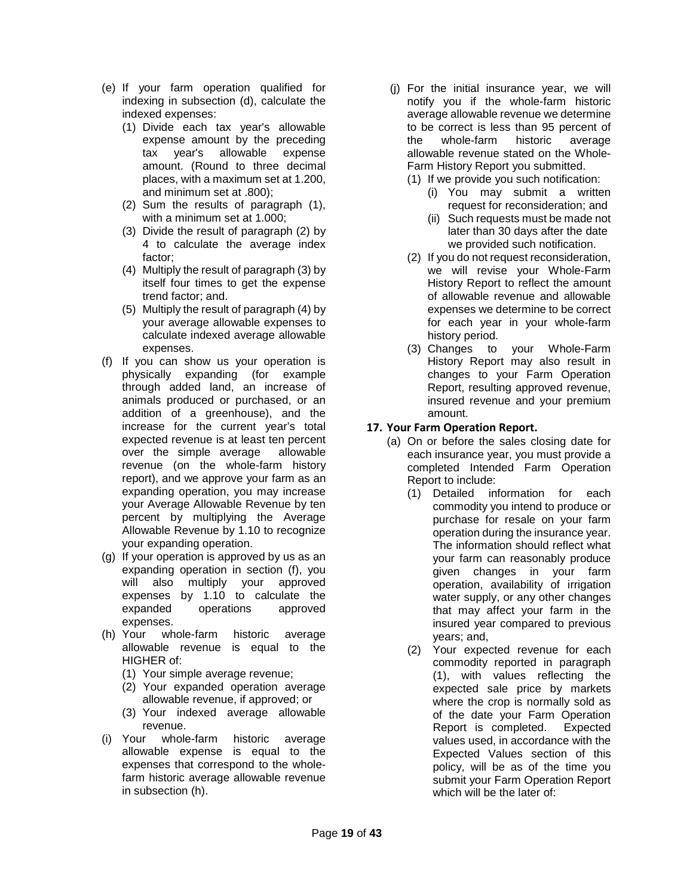(e) If your farm operation qualified for indexing in subsection (d), calculate the indexed expenses:
   (1) Divide each tax year's allowable expense amount by the preceding tax year's allowable expense amount. (Round to three decimal places, with a maximum set at 1.200, and minimum set at .800);
   (2) Sum the results of paragraph (1), with a minimum set at 1.000;
   (3) Divide the result of paragraph (2) by 4 to calculate the average index factor;
   (4) Multiply the result of paragraph (3) by itself four times to get the expense trend factor; and.
   (5) Multiply the result of paragraph (4) by your average allowable expenses to calculate indexed average allowable expenses.

(f) If you can show us your operation is physically expanding (for example through added land, an increase of animals produced or purchased, or an addition of a greenhouse), and the increase for the current year's total expected revenue is at least ten percent over the simple average allowable revenue (on the whole-farm history report), and we approve your farm as an expanding operation, you may increase your Average Allowable Revenue by ten percent by multiplying the Average Allowable Revenue by 1.10 to recognize your expanding operation.

(g) If your operation is approved by us as an expanding operation in section (f), you will also multiply your approved expenses by 1.10 to calculate the expanded operations approved expenses.

(h) Your whole-farm historic average allowable revenue is equal to the HIGHER of:
   (1) Your simple average revenue;
   (2) Your expanded operation average allowable revenue, if approved; or
   (3) Your indexed average allowable revenue.

(i) Your whole-farm historic average allowable expense is equal to the expenses that correspond to the whole-farm historic average allowable revenue in subsection (h).

(j) For the initial insurance year, we will notify you if the whole-farm historic average allowable revenue we determine to be correct is less than 95 percent of the whole-farm historic average allowable revenue stated on the Whole-Farm History Report you submitted.
   (1) If we provide you such notification:
      (i) You may submit a written request for reconsideration; and
      (ii) Such requests must be made not later than 30 days after the date we provided such notification.
   (2) If you do not request reconsideration, we will revise your Whole-Farm History Report to reflect the amount of allowable revenue and allowable expenses we determine to be correct for each year in your whole-farm history period.
   (3) Changes to your Whole-Farm History Report may also result in changes to your Farm Operation Report, resulting approved revenue, insured revenue and your premium amount.

**17. Your Farm Operation Report.**

(a) On or before the sales closing date for each insurance year, you must provide a completed Intended Farm Operation Report to include:
   (1) Detailed information for each commodity you intend to produce or purchase for resale on your farm operation during the insurance year. The information should reflect what your farm can reasonably produce given changes in your farm operation, availability of irrigation water supply, or any other changes that may affect your farm in the insured year compared to previous years; and,
   (2) Your expected revenue for each commodity reported in paragraph (1), with values reflecting the expected sale price by markets where the crop is normally sold as of the date your Farm Operation Report is completed. Expected values used, in accordance with the Expected Values section of this policy, will be as of the time you submit your Farm Operation Report which will be the later of: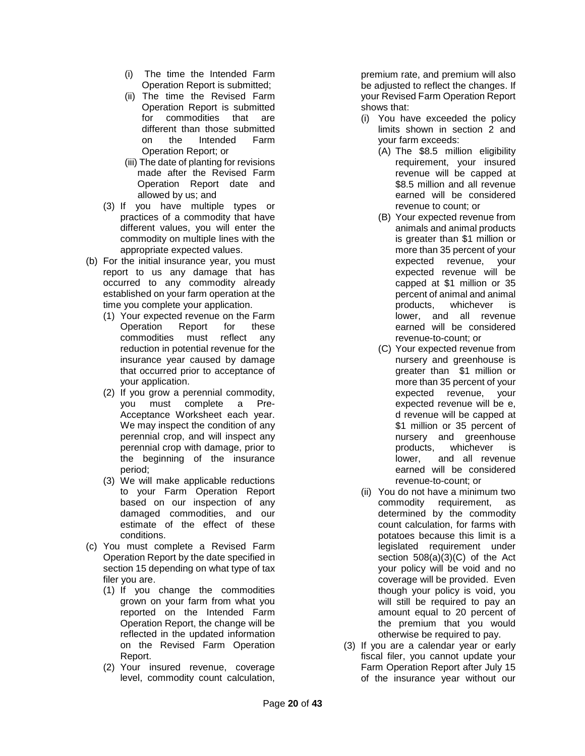- (i) The time the Intended Farm Operation Report is submitted;
- (ii) The time the Revised Farm Operation Report is submitted for commodities that are different than those submitted on the Intended Farm Operation Report; or
- (iii) The date of planting for revisions made after the Revised Farm Operation Report date and allowed by us; and

(3) If you have multiple types or practices of a commodity that have different values, you will enter the commodity on multiple lines with the appropriate expected values.

(b) For the initial insurance year, you must report to us any damage that has occurred to any commodity already established on your farm operation at the time you complete your application.

(1) Your expected revenue on the Farm Operation Report for these commodities must reflect any reduction in potential revenue for the insurance year caused by damage that occurred prior to acceptance of your application.

(2) If you grow a perennial commodity, you must complete a Pre-Acceptance Worksheet each year. We may inspect the condition of any perennial crop, and will inspect any perennial crop with damage, prior to the beginning of the insurance period;

(3) We will make applicable reductions to your Farm Operation Report based on our inspection of any damaged commodities, and our estimate of the effect of these conditions.

(c) You must complete a Revised Farm Operation Report by the date specified in section 15 depending on what type of tax filer you are.

(1) If you change the commodities grown on your farm from what you reported on the Intended Farm Operation Report, the change will be reflected in the updated information on the Revised Farm Operation Report.

(2) Your insured revenue, coverage level, commodity count calculation, premium rate, and premium will also be adjusted to reflect the changes. If your Revised Farm Operation Report shows that:

- (i) You have exceeded the policy limits shown in section 2 and your farm exceeds:
  - (A) The $8.5 million eligibility requirement, your insured revenue will be capped at $8.5 million and all revenue earned will be considered revenue to count; or
  - (B) Your expected revenue from animals and animal products is greater than $1 million or more than 35 percent of your expected revenue, your expected revenue will be capped at $1 million or 35 percent of animal and animal products, whichever is lower, and all revenue earned will be considered revenue-to-count; or
  - (C) Your expected revenue from nursery and greenhouse is greater than $1 million or more than 35 percent of your expected revenue, your expected revenue will be e, d revenue will be capped at $1 million or 35 percent of nursery and greenhouse products, whichever is lower, and all revenue earned will be considered revenue-to-count; or
- (ii) You do not have a minimum two commodity requirement, as determined by the commodity count calculation, for farms with potatoes because this limit is a legislated requirement under section 508(a)(3)(C) of the Act your policy will be void and no coverage will be provided. Even though your policy is void, you will still be required to pay an amount equal to 20 percent of the premium that you would otherwise be required to pay.

(3) If you are a calendar year or early fiscal filer, you cannot update your Farm Operation Report after July 15 of the insurance year without our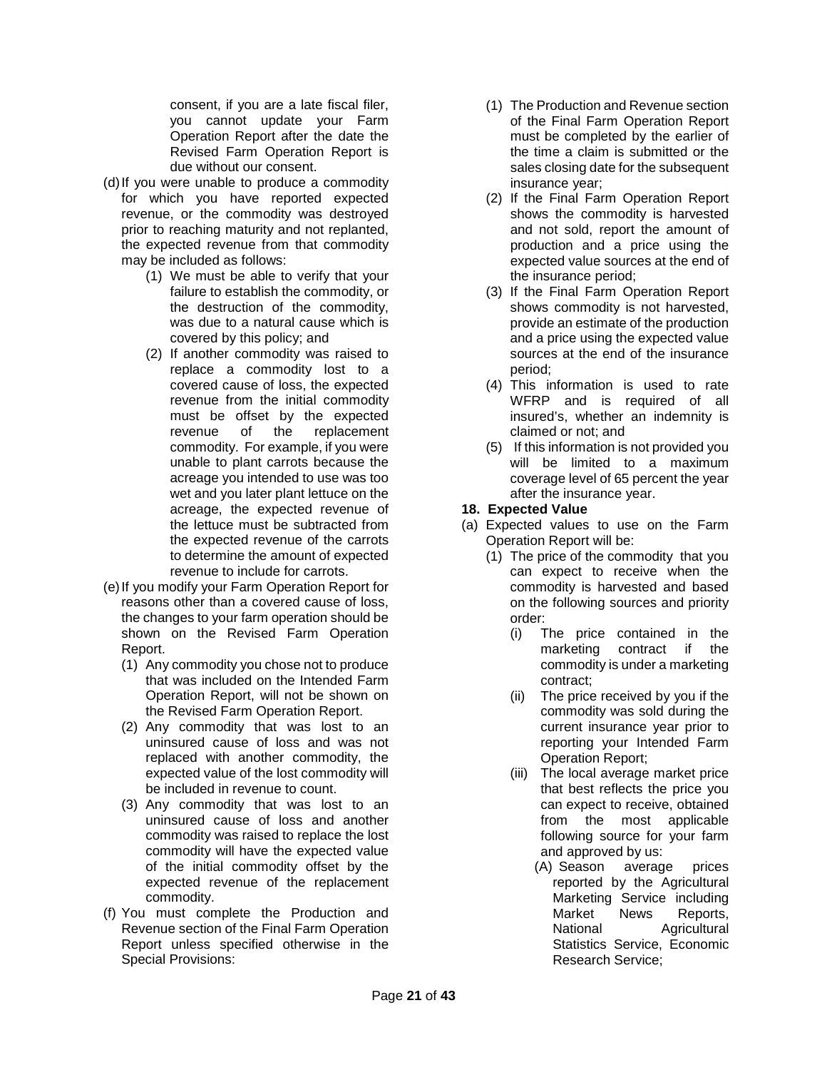consent, if you are a late fiscal filer, you cannot update your Farm Operation Report after the date the Revised Farm Operation Report is due without our consent.

(d) If you were unable to produce a commodity for which you have reported expected revenue, or the commodity was destroyed prior to reaching maturity and not replanted, the expected revenue from that commodity may be included as follows:

   (1) We must be able to verify that your failure to establish the commodity, or the destruction of the commodity, was due to a natural cause which is covered by this policy; and

   (2) If another commodity was raised to replace a commodity lost to a covered cause of loss, the expected revenue from the initial commodity must be offset by the expected revenue of the replacement commodity. For example, if you were unable to plant carrots because the acreage you intended to use was too wet and you later plant lettuce on the acreage, the expected revenue of the lettuce must be subtracted from the expected revenue of the carrots to determine the amount of expected revenue to include for carrots.

(e) If you modify your Farm Operation Report for reasons other than a covered cause of loss, the changes to your farm operation should be shown on the Revised Farm Operation Report.

   (1) Any commodity you chose not to produce that was included on the Intended Farm Operation Report, will not be shown on the Revised Farm Operation Report.

   (2) Any commodity that was lost to an uninsured cause of loss and was not replaced with another commodity, the expected value of the lost commodity will be included in revenue to count.

   (3) Any commodity that was lost to an uninsured cause of loss and another commodity was raised to replace the lost commodity will have the expected value of the initial commodity offset by the expected revenue of the replacement commodity.

(f) You must complete the Production and Revenue section of the Final Farm Operation Report unless specified otherwise in the Special Provisions:

   (1) The Production and Revenue section of the Final Farm Operation Report must be completed by the earlier of the time a claim is submitted or the sales closing date for the subsequent insurance year;

   (2) If the Final Farm Operation Report shows the commodity is harvested and not sold, report the amount of production and a price using the expected value sources at the end of the insurance period;

   (3) If the Final Farm Operation Report shows commodity is not harvested, provide an estimate of the production and a price using the expected value sources at the end of the insurance period;

   (4) This information is used to rate WFRP and is required of all insured's, whether an indemnity is claimed or not; and

   (5) If this information is not provided you will be limited to a maximum coverage level of 65 percent the year after the insurance year.

**18. Expected Value**

(a) Expected values to use on the Farm Operation Report will be:

   (1) The price of the commodity that you can expect to receive when the commodity is harvested and based on the following sources and priority order:

      (i) The price contained in the marketing contract if the commodity is under a marketing contract;

      (ii) The price received by you if the commodity was sold during the current insurance year prior to reporting your Intended Farm Operation Report;

      (iii) The local average market price that best reflects the price you can expect to receive, obtained from the most applicable following source for your farm and approved by us:

         (A) Season average prices reported by the Agricultural Marketing Service including Market News Reports, National Agricultural Statistics Service, Economic Research Service;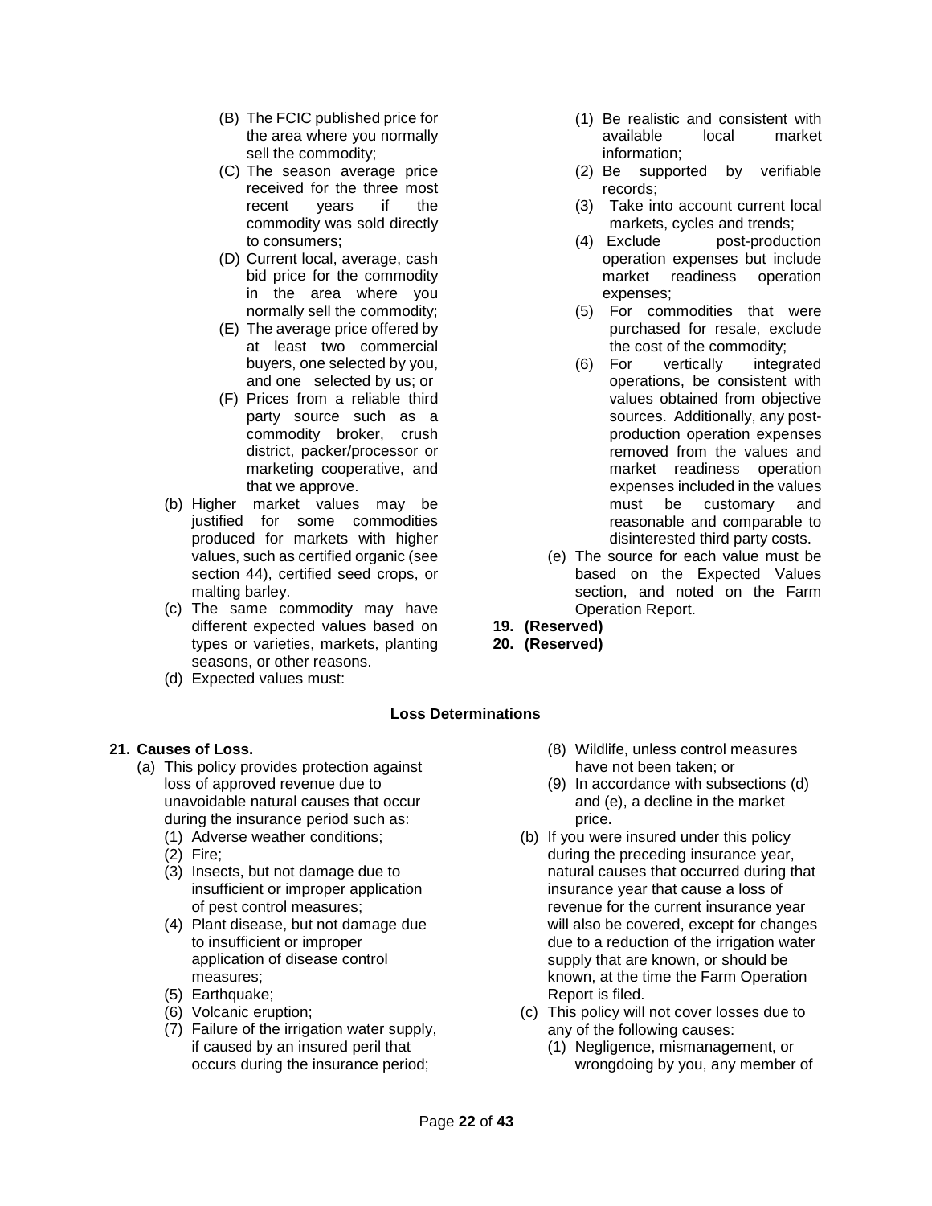(B) The FCIC published price for the area where you normally sell the commodity;

(C) The season average price received for the three most recent years if the commodity was sold directly to consumers;

(D) Current local, average, cash bid price for the commodity in the area where you normally sell the commodity;

(E) The average price offered by at least two commercial buyers, one selected by you, and one selected by us; or

(F) Prices from a reliable third party source such as a commodity broker, crush district, packer/processor or marketing cooperative, and that we approve.

(b) Higher market values may be justified for some commodities produced for markets with higher values, such as certified organic (see section 44), certified seed crops, or malting barley.

(c) The same commodity may have different expected values based on types or varieties, markets, planting seasons, or other reasons.

(d) Expected values must:

(1) Be realistic and consistent with available local market information;

(2) Be supported by verifiable records;

(3) Take into account current local markets, cycles and trends;

(4) Exclude post-production operation expenses but include market readiness operation expenses;

(5) For commodities that were purchased for resale, exclude the cost of the commodity;

(6) For vertically integrated operations, be consistent with values obtained from objective sources. Additionally, any post-production operation expenses removed from the values and market readiness operation expenses included in the values must be customary and reasonable and comparable to disinterested third party costs.

(e) The source for each value must be based on the Expected Values section, and noted on the Farm Operation Report.

**19. (Reserved)**

**20. (Reserved)**

## Loss Determinations

**21. Causes of Loss.**

(a) This policy provides protection against loss of approved revenue due to unavoidable natural causes that occur during the insurance period such as:

(1) Adverse weather conditions;

(2) Fire;

(3) Insects, but not damage due to insufficient or improper application of pest control measures;

(4) Plant disease, but not damage due to insufficient or improper application of disease control measures;

(5) Earthquake;

(6) Volcanic eruption;

(7) Failure of the irrigation water supply, if caused by an insured peril that occurs during the insurance period;

(8) Wildlife, unless control measures have not been taken; or

(9) In accordance with subsections (d) and (e), a decline in the market price.

(b) If you were insured under this policy during the preceding insurance year, natural causes that occurred during that insurance year that cause a loss of revenue for the current insurance year will also be covered, except for changes due to a reduction of the irrigation water supply that are known, or should be known, at the time the Farm Operation Report is filed.

(c) This policy will not cover losses due to any of the following causes:

(1) Negligence, mismanagement, or wrongdoing by you, any member of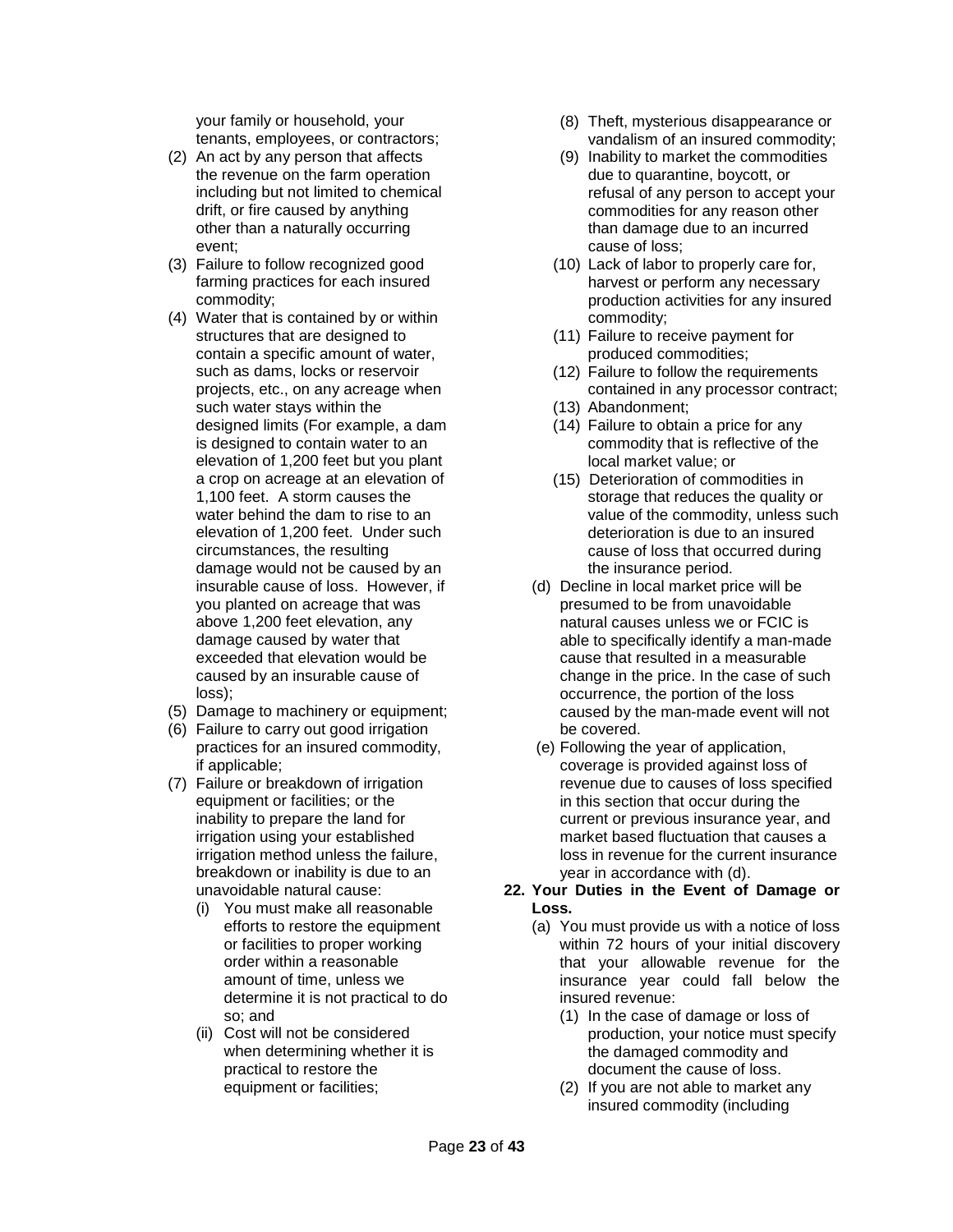your family or household, your tenants, employees, or contractors;

(2) An act by any person that affects the revenue on the farm operation including but not limited to chemical drift, or fire caused by anything other than a naturally occurring event;

(3) Failure to follow recognized good farming practices for each insured commodity;

(4) Water that is contained by or within structures that are designed to contain a specific amount of water, such as dams, locks or reservoir projects, etc., on any acreage when such water stays within the designed limits (For example, a dam is designed to contain water to an elevation of 1,200 feet but you plant a crop on acreage at an elevation of 1,100 feet. A storm causes the water behind the dam to rise to an elevation of 1,200 feet. Under such circumstances, the resulting damage would not be caused by an insurable cause of loss. However, if you planted on acreage that was above 1,200 feet elevation, any damage caused by water that exceeded that elevation would be caused by an insurable cause of loss);

(5) Damage to machinery or equipment;

(6) Failure to carry out good irrigation practices for an insured commodity, if applicable;

(7) Failure or breakdown of irrigation equipment or facilities; or the inability to prepare the land for irrigation using your established irrigation method unless the failure, breakdown or inability is due to an unavoidable natural cause:

   (i) You must make all reasonable efforts to restore the equipment or facilities to proper working order within a reasonable amount of time, unless we determine it is not practical to do so; and

   (ii) Cost will not be considered when determining whether it is practical to restore the equipment or facilities;

(8) Theft, mysterious disappearance or vandalism of an insured commodity;

(9) Inability to market the commodities due to quarantine, boycott, or refusal of any person to accept your commodities for any reason other than damage due to an incurred cause of loss;

(10) Lack of labor to properly care for, harvest or perform any necessary production activities for any insured commodity;

(11) Failure to receive payment for produced commodities;

(12) Failure to follow the requirements contained in any processor contract;

(13) Abandonment;

(14) Failure to obtain a price for any commodity that is reflective of the local market value; or

(15) Deterioration of commodities in storage that reduces the quality or value of the commodity, unless such deterioration is due to an insured cause of loss that occurred during the insurance period.

(d) Decline in local market price will be presumed to be from unavoidable natural causes unless we or FCIC is able to specifically identify a man-made cause that resulted in a measurable change in the price. In the case of such occurrence, the portion of the loss caused by the man-made event will not be covered.

(e) Following the year of application, coverage is provided against loss of revenue due to causes of loss specified in this section that occur during the current or previous insurance year, and market based fluctuation that causes a loss in revenue for the current insurance year in accordance with (d).

**22. Your Duties in the Event of Damage or Loss.**

(a) You must provide us with a notice of loss within 72 hours of your initial discovery that your allowable revenue for the insurance year could fall below the insured revenue:

   (1) In the case of damage or loss of production, your notice must specify the damaged commodity and document the cause of loss.

   (2) If you are not able to market any insured commodity (including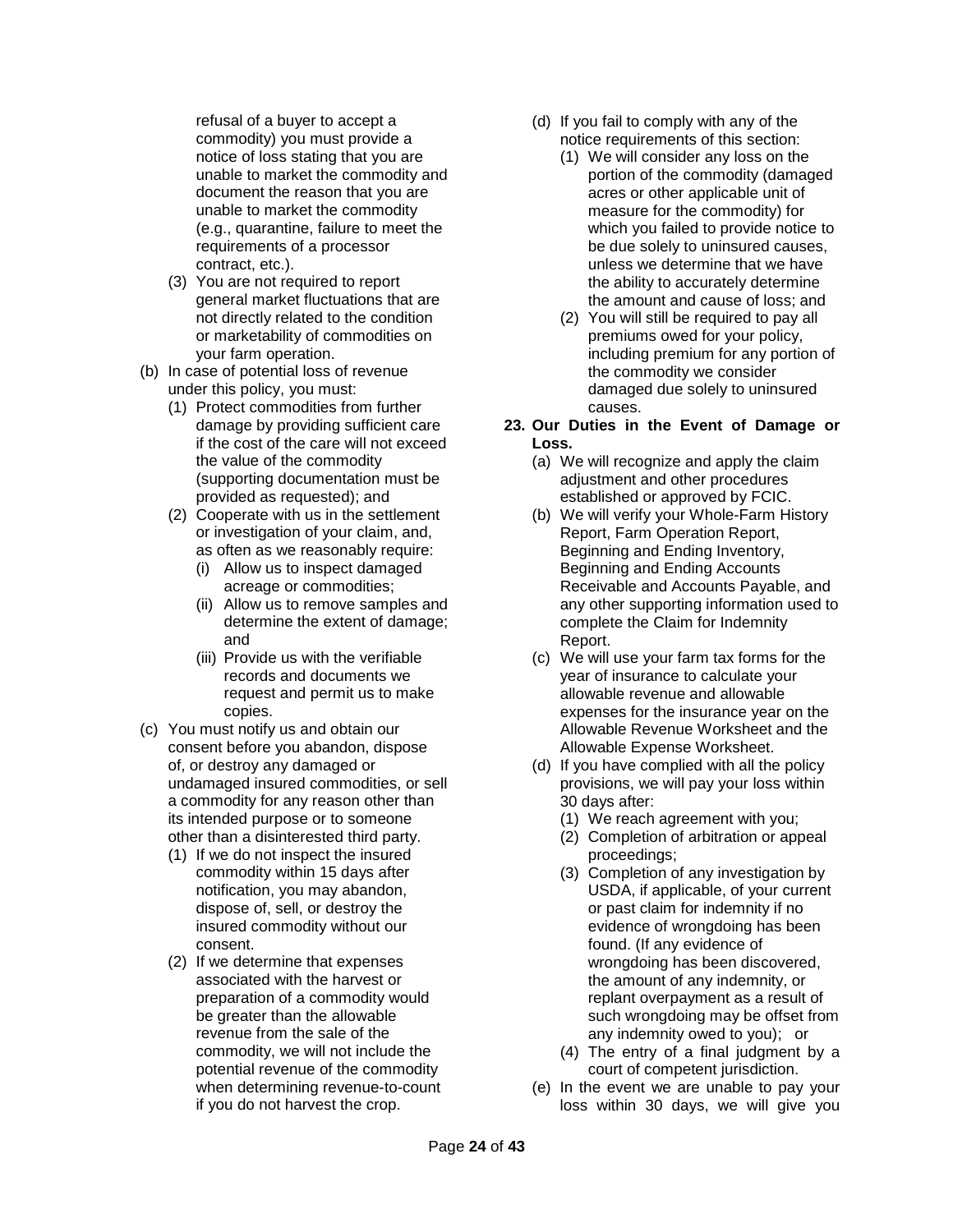refusal of a buyer to accept a commodity) you must provide a notice of loss stating that you are unable to market the commodity and document the reason that you are unable to market the commodity (e.g., quarantine, failure to meet the requirements of a processor contract, etc.).

   (3) You are not required to report general market fluctuations that are not directly related to the condition or marketability of commodities on your farm operation.

(b) In case of potential loss of revenue under this policy, you must:

   (1) Protect commodities from further damage by providing sufficient care if the cost of the care will not exceed the value of the commodity (supporting documentation must be provided as requested); and

   (2) Cooperate with us in the settlement or investigation of your claim, and, as often as we reasonably require:

      (i) Allow us to inspect damaged acreage or commodities;

      (ii) Allow us to remove samples and determine the extent of damage; and

      (iii) Provide us with the verifiable records and documents we request and permit us to make copies.

(c) You must notify us and obtain our consent before you abandon, dispose of, or destroy any damaged or undamaged insured commodities, or sell a commodity for any reason other than its intended purpose or to someone other than a disinterested third party.

   (1) If we do not inspect the insured commodity within 15 days after notification, you may abandon, dispose of, sell, or destroy the insured commodity without our consent.

   (2) If we determine that expenses associated with the harvest or preparation of a commodity would be greater than the allowable revenue from the sale of the commodity, we will not include the potential revenue of the commodity when determining revenue-to-count if you do not harvest the crop.

(d) If you fail to comply with any of the notice requirements of this section:

   (1) We will consider any loss on the portion of the commodity (damaged acres or other applicable unit of measure for the commodity) for which you failed to provide notice to be due solely to uninsured causes, unless we determine that we have the ability to accurately determine the amount and cause of loss; and

   (2) You will still be required to pay all premiums owed for your policy, including premium for any portion of the commodity we consider damaged due solely to uninsured causes.

**23. Our Duties in the Event of Damage or Loss.**

(a) We will recognize and apply the claim adjustment and other procedures established or approved by FCIC.

(b) We will verify your Whole-Farm History Report, Farm Operation Report, Beginning and Ending Inventory, Beginning and Ending Accounts Receivable and Accounts Payable, and any other supporting information used to complete the Claim for Indemnity Report.

(c) We will use your farm tax forms for the year of insurance to calculate your allowable revenue and allowable expenses for the insurance year on the Allowable Revenue Worksheet and the Allowable Expense Worksheet.

(d) If you have complied with all the policy provisions, we will pay your loss within 30 days after:

   (1) We reach agreement with you;

   (2) Completion of arbitration or appeal proceedings;

   (3) Completion of any investigation by USDA, if applicable, of your current or past claim for indemnity if no evidence of wrongdoing has been found. (If any evidence of wrongdoing has been discovered, the amount of any indemnity, or replant overpayment as a result of such wrongdoing may be offset from any indemnity owed to you); or

   (4) The entry of a final judgment by a court of competent jurisdiction.

(e) In the event we are unable to pay your loss within 30 days, we will give you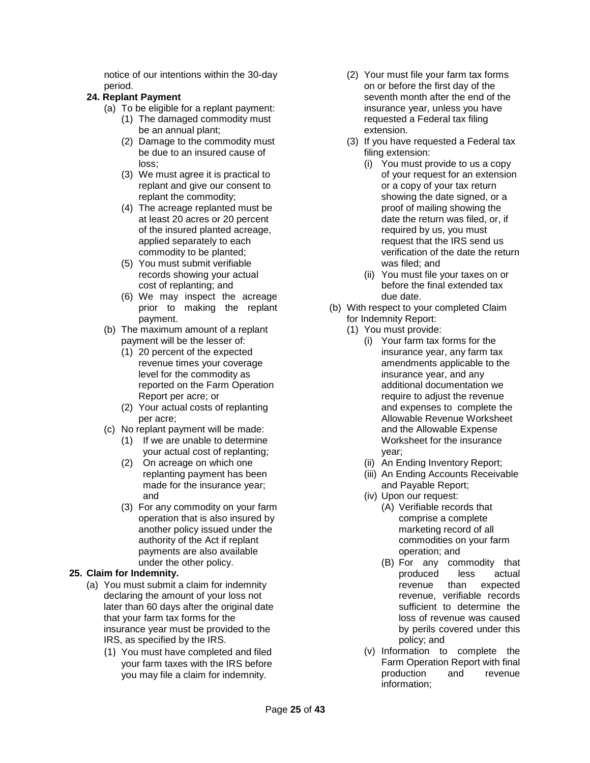notice of our intentions within the 30-day period.

**24. Replant Payment**

(a) To be eligible for a replant payment:

(1) The damaged commodity must be an annual plant;

(2) Damage to the commodity must be due to an insured cause of loss;

(3) We must agree it is practical to replant and give our consent to replant the commodity;

(4) The acreage replanted must be at least 20 acres or 20 percent of the insured planted acreage, applied separately to each commodity to be planted;

(5) You must submit verifiable records showing your actual cost of replanting; and

(6) We may inspect the acreage prior to making the replant payment.

(b) The maximum amount of a replant payment will be the lesser of:

(1) 20 percent of the expected revenue times your coverage level for the commodity as reported on the Farm Operation Report per acre; or

(2) Your actual costs of replanting per acre;

(c) No replant payment will be made:

(1) If we are unable to determine your actual cost of replanting;

(2) On acreage on which one replanting payment has been made for the insurance year; and

(3) For any commodity on your farm operation that is also insured by another policy issued under the authority of the Act if replant payments are also available under the other policy.

**25. Claim for Indemnity.**

(a) You must submit a claim for indemnity declaring the amount of your loss not later than 60 days after the original date that your farm tax forms for the insurance year must be provided to the IRS, as specified by the IRS.

(1) You must have completed and filed your farm taxes with the IRS before you may file a claim for indemnity.

(2) Your must file your farm tax forms on or before the first day of the seventh month after the end of the insurance year, unless you have requested a Federal tax filing extension.

(3) If you have requested a Federal tax filing extension:

(i) You must provide to us a copy of your request for an extension or a copy of your tax return showing the date signed, or a proof of mailing showing the date the return was filed, or, if required by us, you must request that the IRS send us verification of the date the return was filed; and

(ii) You must file your taxes on or before the final extended tax due date.

(b) With respect to your completed Claim for Indemnity Report:

(1) You must provide:

(i) Your farm tax forms for the insurance year, any farm tax amendments applicable to the insurance year, and any additional documentation we require to adjust the revenue and expenses to complete the Allowable Revenue Worksheet and the Allowable Expense Worksheet for the insurance year;

(ii) An Ending Inventory Report;

(iii) An Ending Accounts Receivable and Payable Report;

(iv) Upon our request:

(A) Verifiable records that comprise a complete marketing record of all commodities on your farm operation; and

(B) For any commodity that produced less actual revenue than expected revenue, verifiable records sufficient to determine the loss of revenue was caused by perils covered under this policy; and

(v) Information to complete the Farm Operation Report with final production and revenue information;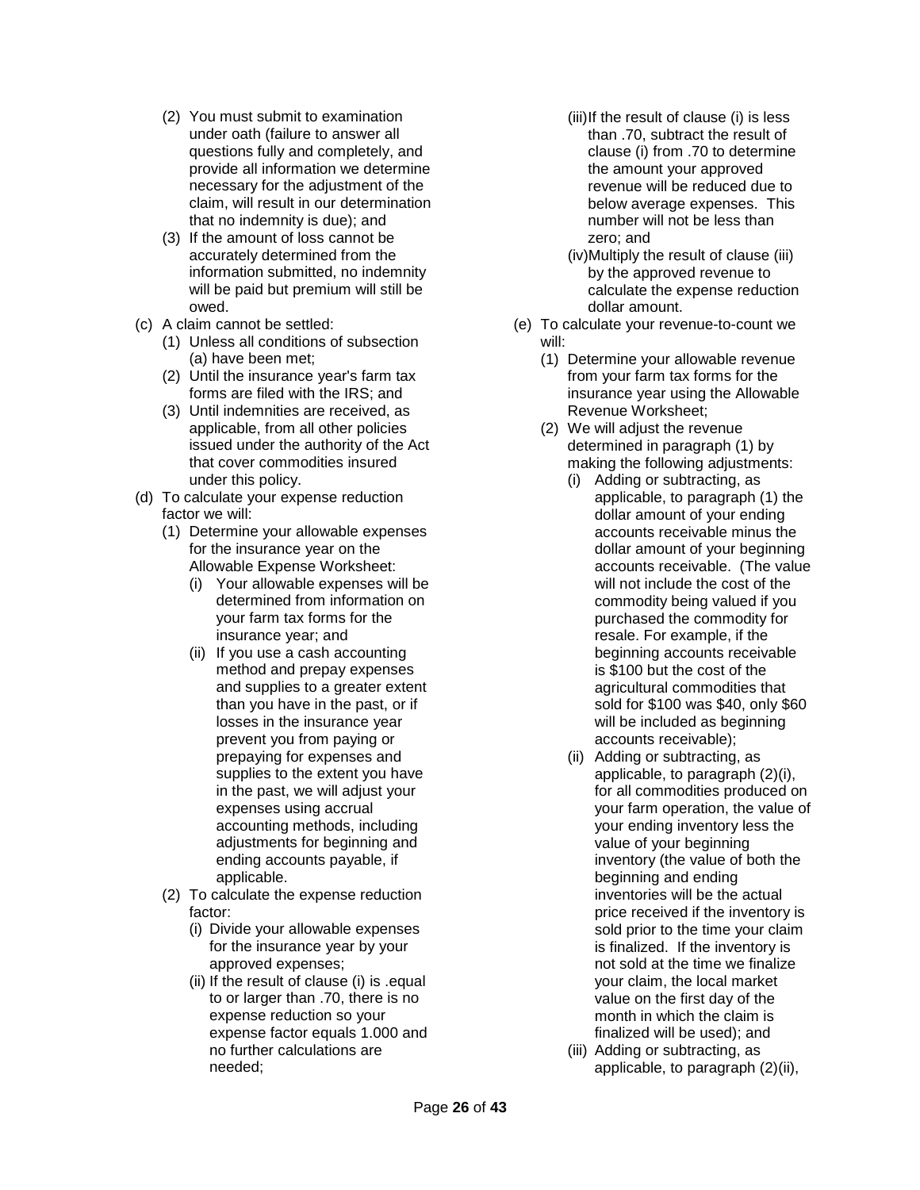- (2) You must submit to examination under oath (failure to answer all questions fully and completely, and provide all information we determine necessary for the adjustment of the claim, will result in our determination that no indemnity is due); and
- (3) If the amount of loss cannot be accurately determined from the information submitted, no indemnity will be paid but premium will still be owed.

(c) A claim cannot be settled:

- (1) Unless all conditions of subsection (a) have been met;
- (2) Until the insurance year's farm tax forms are filed with the IRS; and
- (3) Until indemnities are received, as applicable, from all other policies issued under the authority of the Act that cover commodities insured under this policy.

(d) To calculate your expense reduction factor we will:

- (1) Determine your allowable expenses for the insurance year on the Allowable Expense Worksheet:
  - (i) Your allowable expenses will be determined from information on your farm tax forms for the insurance year; and
  - (ii) If you use a cash accounting method and prepay expenses and supplies to a greater extent than you have in the past, or if losses in the insurance year prevent you from paying or prepaying for expenses and supplies to the extent you have in the past, we will adjust your expenses using accrual accounting methods, including adjustments for beginning and ending accounts payable, if applicable.
- (2) To calculate the expense reduction factor:
  - (i) Divide your allowable expenses for the insurance year by your approved expenses;
  - (ii) If the result of clause (i) is .equal to or larger than .70, there is no expense reduction so your expense factor equals 1.000 and no further calculations are needed;
  - (iii) If the result of clause (i) is less than .70, subtract the result of clause (i) from .70 to determine the amount your approved revenue will be reduced due to below average expenses. This number will not be less than zero; and
  - (iv) Multiply the result of clause (iii) by the approved revenue to calculate the expense reduction dollar amount.

(e) To calculate your revenue-to-count we will:

- (1) Determine your allowable revenue from your farm tax forms for the insurance year using the Allowable Revenue Worksheet;
- (2) We will adjust the revenue determined in paragraph (1) by making the following adjustments:
  - (i) Adding or subtracting, as applicable, to paragraph (1) the dollar amount of your ending accounts receivable minus the dollar amount of your beginning accounts receivable. (The value will not include the cost of the commodity being valued if you purchased the commodity for resale. For example, if the beginning accounts receivable is $100 but the cost of the agricultural commodities that sold for $100 was $40, only $60 will be included as beginning accounts receivable);
  - (ii) Adding or subtracting, as applicable, to paragraph (2)(i), for all commodities produced on your farm operation, the value of your ending inventory less the value of your beginning inventory (the value of both the beginning and ending inventories will be the actual price received if the inventory is sold prior to the time your claim is finalized. If the inventory is not sold at the time we finalize your claim, the local market value on the first day of the month in which the claim is finalized will be used); and
  - (iii) Adding or subtracting, as applicable, to paragraph (2)(ii),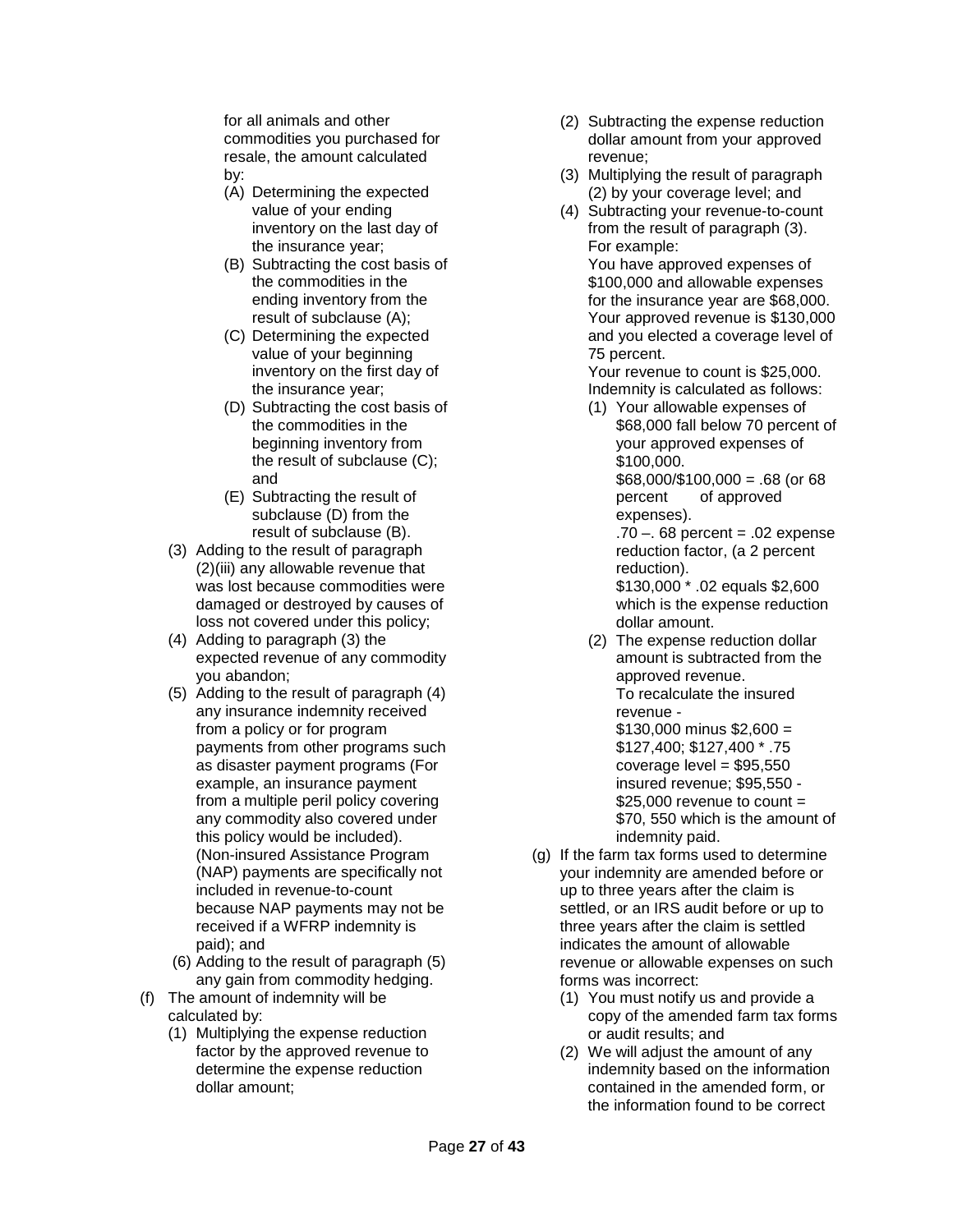for all animals and other commodities you purchased for resale, the amount calculated by:

- (A) Determining the expected value of your ending inventory on the last day of the insurance year;
- (B) Subtracting the cost basis of the commodities in the ending inventory from the result of subclause (A);
- (C) Determining the expected value of your beginning inventory on the first day of the insurance year;
- (D) Subtracting the cost basis of the commodities in the beginning inventory from the result of subclause (C); and
- (E) Subtracting the result of subclause (D) from the result of subclause (B).

(3) Adding to the result of paragraph (2)(iii) any allowable revenue that was lost because commodities were damaged or destroyed by causes of loss not covered under this policy;

(4) Adding to paragraph (3) the expected revenue of any commodity you abandon;

(5) Adding to the result of paragraph (4) any insurance indemnity received from a policy or for program payments from other programs such as disaster payment programs (For example, an insurance payment from a multiple peril policy covering any commodity also covered under this policy would be included). (Non-insured Assistance Program (NAP) payments are specifically not included in revenue-to-count because NAP payments may not be received if a WFRP indemnity is paid); and

(6) Adding to the result of paragraph (5) any gain from commodity hedging.

(f) The amount of indemnity will be calculated by:

(1) Multiplying the expense reduction factor by the approved revenue to determine the expense reduction dollar amount;

(2) Subtracting the expense reduction dollar amount from your approved revenue;

(3) Multiplying the result of paragraph (2) by your coverage level; and

(4) Subtracting your revenue-to-count from the result of paragraph (3).

For example:

You have approved expenses of $100,000 and allowable expenses for the insurance year are $68,000. Your approved revenue is $130,000 and you elected a coverage level of 75 percent.

Your revenue to count is $25,000. Indemnity is calculated as follows:

(1) Your allowable expenses of $68,000 fall below 70 percent of your approved expenses of $100,000.
$68,000/$100,000 = .68 (or 68 percent of approved expenses).
.70 –. 68 percent = .02 expense reduction factor, (a 2 percent reduction).
$130,000 * .02 equals $2,600 which is the expense reduction dollar amount.

(2) The expense reduction dollar amount is subtracted from the approved revenue.
To recalculate the insured revenue -
$130,000 minus $2,600 = $127,400; $127,400 * .75 coverage level = $95,550 insured revenue; $95,550 - $25,000 revenue to count = $70, 550 which is the amount of indemnity paid.

(g) If the farm tax forms used to determine your indemnity are amended before or up to three years after the claim is settled, or an IRS audit before or up to three years after the claim is settled indicates the amount of allowable revenue or allowable expenses on such forms was incorrect:

(1) You must notify us and provide a copy of the amended farm tax forms or audit results; and

(2) We will adjust the amount of any indemnity based on the information contained in the amended form, or the information found to be correct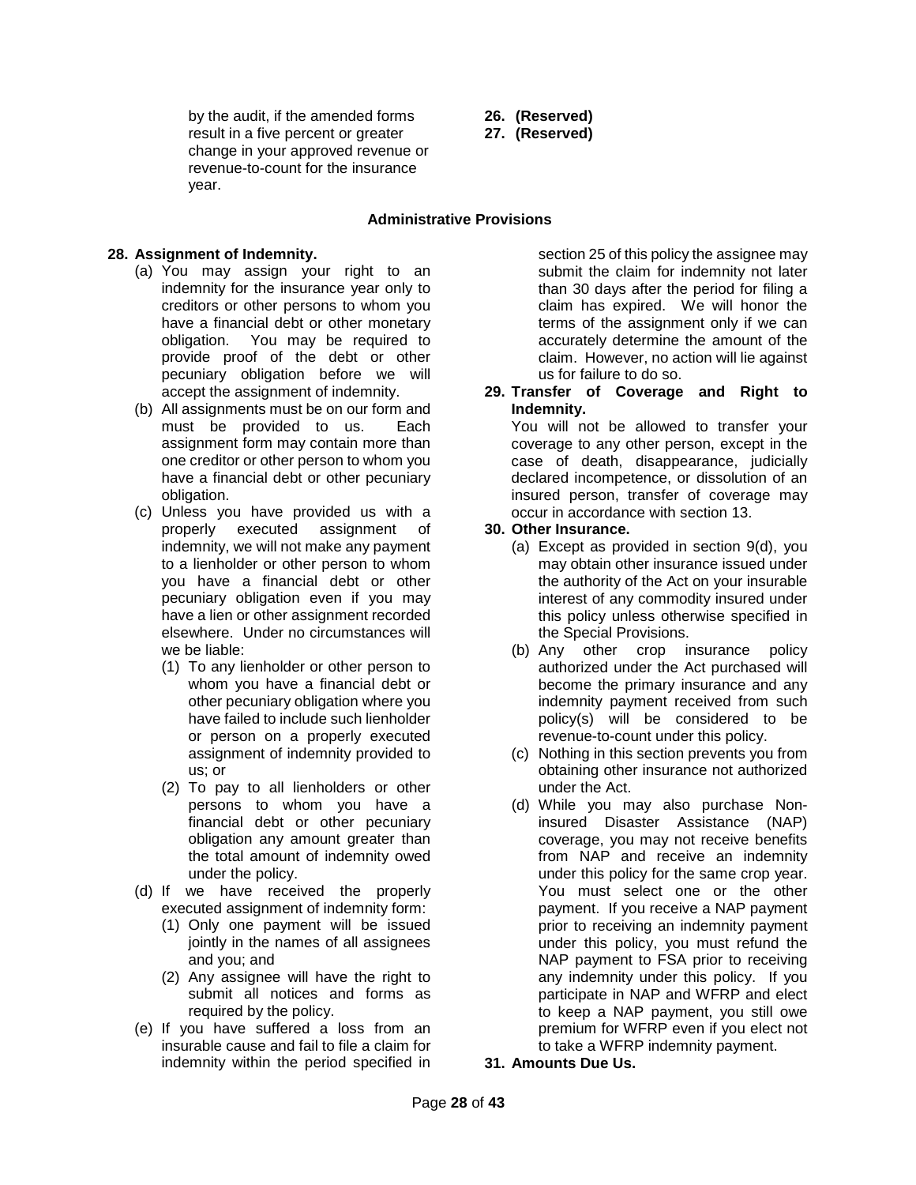by the audit, if the amended forms result in a five percent or greater change in your approved revenue or revenue-to-count for the insurance year.

**26. (Reserved)**

**27. (Reserved)**

## Administrative Provisions

**28. Assignment of Indemnity.**

(a) You may assign your right to an indemnity for the insurance year only to creditors or other persons to whom you have a financial debt or other monetary obligation. You may be required to provide proof of the debt or other pecuniary obligation before we will accept the assignment of indemnity.

(b) All assignments must be on our form and must be provided to us. Each assignment form may contain more than one creditor or other person to whom you have a financial debt or other pecuniary obligation.

(c) Unless you have provided us with a properly executed assignment of indemnity, we will not make any payment to a lienholder or other person to whom you have a financial debt or other pecuniary obligation even if you may have a lien or other assignment recorded elsewhere. Under no circumstances will we be liable:

(1) To any lienholder or other person to whom you have a financial debt or other pecuniary obligation where you have failed to include such lienholder or person on a properly executed assignment of indemnity provided to us; or

(2) To pay to all lienholders or other persons to whom you have a financial debt or other pecuniary obligation any amount greater than the total amount of indemnity owed under the policy.

(d) If we have received the properly executed assignment of indemnity form:

(1) Only one payment will be issued jointly in the names of all assignees and you; and

(2) Any assignee will have the right to submit all notices and forms as required by the policy.

(e) If you have suffered a loss from an insurable cause and fail to file a claim for indemnity within the period specified in section 25 of this policy the assignee may submit the claim for indemnity not later than 30 days after the period for filing a claim has expired. We will honor the terms of the assignment only if we can accurately determine the amount of the claim. However, no action will lie against us for failure to do so.

**29. Transfer of Coverage and Right to Indemnity.**

You will not be allowed to transfer your coverage to any other person, except in the case of death, disappearance, judicially declared incompetence, or dissolution of an insured person, transfer of coverage may occur in accordance with section 13.

**30. Other Insurance.**

(a) Except as provided in section 9(d), you may obtain other insurance issued under the authority of the Act on your insurable interest of any commodity insured under this policy unless otherwise specified in the Special Provisions.

(b) Any other crop insurance policy authorized under the Act purchased will become the primary insurance and any indemnity payment received from such policy(s) will be considered to be revenue-to-count under this policy.

(c) Nothing in this section prevents you from obtaining other insurance not authorized under the Act.

(d) While you may also purchase Non-insured Disaster Assistance (NAP) coverage, you may not receive benefits from NAP and receive an indemnity under this policy for the same crop year. You must select one or the other payment. If you receive a NAP payment prior to receiving an indemnity payment under this policy, you must refund the NAP payment to FSA prior to receiving any indemnity under this policy. If you participate in NAP and WFRP and elect to keep a NAP payment, you still owe premium for WFRP even if you elect not to take a WFRP indemnity payment.

**31. Amounts Due Us.**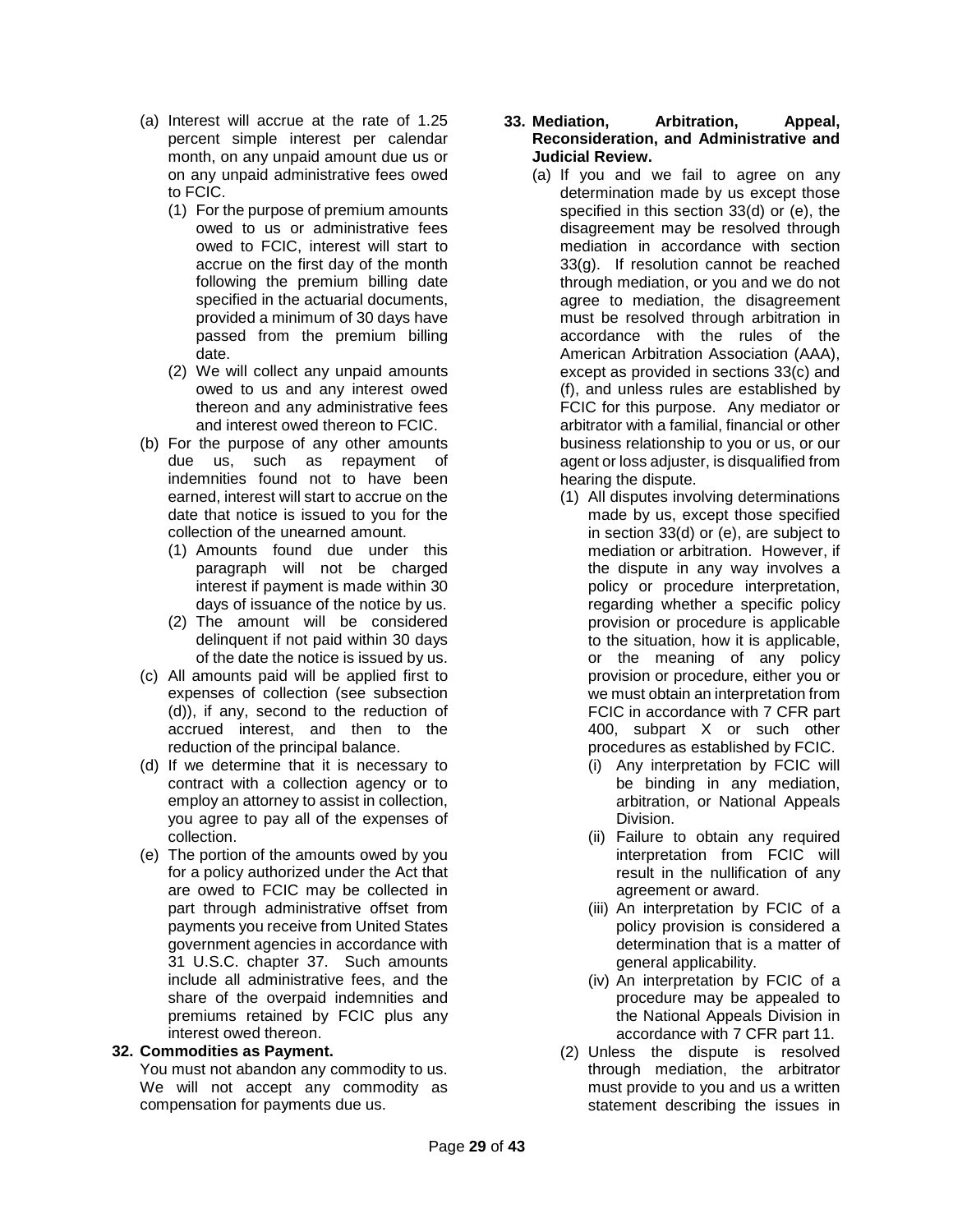(a) Interest will accrue at the rate of 1.25 percent simple interest per calendar month, on any unpaid amount due us or on any unpaid administrative fees owed to FCIC.

   (1) For the purpose of premium amounts owed to us or administrative fees owed to FCIC, interest will start to accrue on the first day of the month following the premium billing date specified in the actuarial documents, provided a minimum of 30 days have passed from the premium billing date.

   (2) We will collect any unpaid amounts owed to us and any interest owed thereon and any administrative fees and interest owed thereon to FCIC.

(b) For the purpose of any other amounts due us, such as repayment of indemnities found not to have been earned, interest will start to accrue on the date that notice is issued to you for the collection of the unearned amount.

   (1) Amounts found due under this paragraph will not be charged interest if payment is made within 30 days of issuance of the notice by us.

   (2) The amount will be considered delinquent if not paid within 30 days of the date the notice is issued by us.

(c) All amounts paid will be applied first to expenses of collection (see subsection (d)), if any, second to the reduction of accrued interest, and then to the reduction of the principal balance.

(d) If we determine that it is necessary to contract with a collection agency or to employ an attorney to assist in collection, you agree to pay all of the expenses of collection.

(e) The portion of the amounts owed by you for a policy authorized under the Act that are owed to FCIC may be collected in part through administrative offset from payments you receive from United States government agencies in accordance with 31 U.S.C. chapter 37. Such amounts include all administrative fees, and the share of the overpaid indemnities and premiums retained by FCIC plus any interest owed thereon.

**32. Commodities as Payment.**

You must not abandon any commodity to us. We will not accept any commodity as compensation for payments due us.

**33. Mediation, Arbitration, Appeal, Reconsideration, and Administrative and Judicial Review.**

(a) If you and we fail to agree on any determination made by us except those specified in this section 33(d) or (e), the disagreement may be resolved through mediation in accordance with section 33(g). If resolution cannot be reached through mediation, or you and we do not agree to mediation, the disagreement must be resolved through arbitration in accordance with the rules of the American Arbitration Association (AAA), except as provided in sections 33(c) and (f), and unless rules are established by FCIC for this purpose. Any mediator or arbitrator with a familial, financial or other business relationship to you or us, or our agent or loss adjuster, is disqualified from hearing the dispute.

   (1) All disputes involving determinations made by us, except those specified in section 33(d) or (e), are subject to mediation or arbitration. However, if the dispute in any way involves a policy or procedure interpretation, regarding whether a specific policy provision or procedure is applicable to the situation, how it is applicable, or the meaning of any policy provision or procedure, either you or we must obtain an interpretation from FCIC in accordance with 7 CFR part 400, subpart X or such other procedures as established by FCIC.

      (i) Any interpretation by FCIC will be binding in any mediation, arbitration, or National Appeals Division.

      (ii) Failure to obtain any required interpretation from FCIC will result in the nullification of any agreement or award.

      (iii) An interpretation by FCIC of a policy provision is considered a determination that is a matter of general applicability.

      (iv) An interpretation by FCIC of a procedure may be appealed to the National Appeals Division in accordance with 7 CFR part 11.

   (2) Unless the dispute is resolved through mediation, the arbitrator must provide to you and us a written statement describing the issues in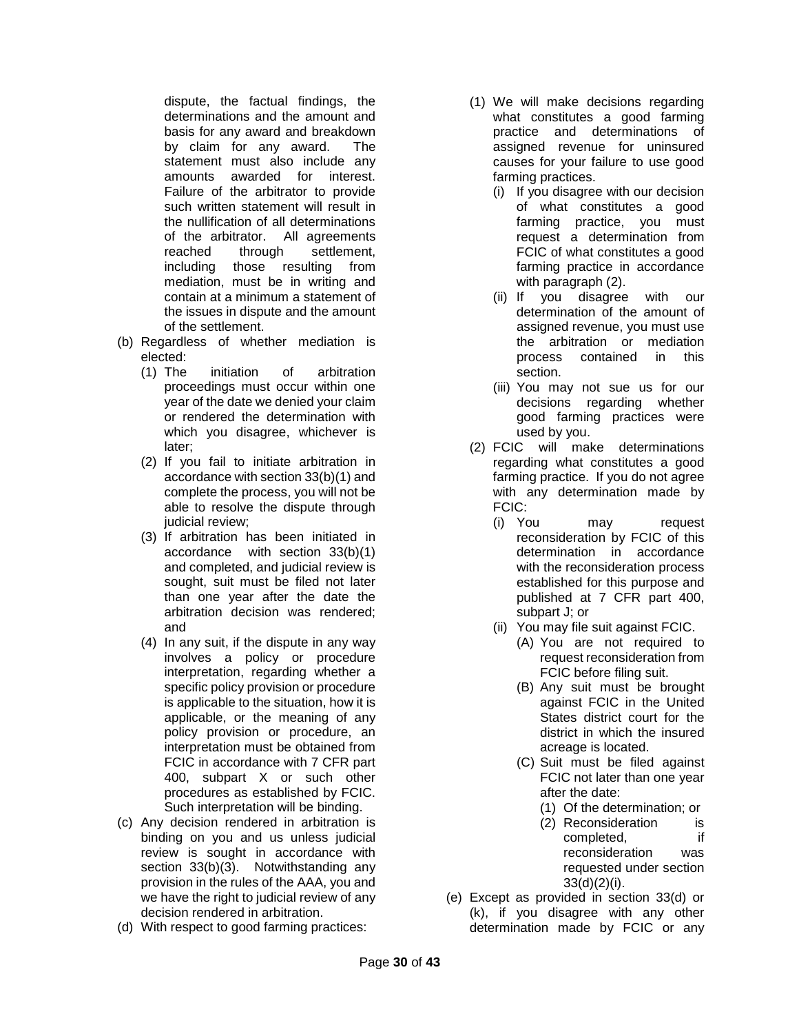dispute, the factual findings, the determinations and the amount and basis for any award and breakdown by claim for any award. The statement must also include any amounts awarded for interest. Failure of the arbitrator to provide such written statement will result in the nullification of all determinations of the arbitrator. All agreements reached through settlement, including those resulting from mediation, must be in writing and contain at a minimum a statement of the issues in dispute and the amount of the settlement.

- (b) Regardless of whether mediation is elected:
  - (1) The initiation of arbitration proceedings must occur within one year of the date we denied your claim or rendered the determination with which you disagree, whichever is later;
  - (2) If you fail to initiate arbitration in accordance with section 33(b)(1) and complete the process, you will not be able to resolve the dispute through judicial review;
  - (3) If arbitration has been initiated in accordance with section 33(b)(1) and completed, and judicial review is sought, suit must be filed not later than one year after the date the arbitration decision was rendered; and
  - (4) In any suit, if the dispute in any way involves a policy or procedure interpretation, regarding whether a specific policy provision or procedure is applicable to the situation, how it is applicable, or the meaning of any policy provision or procedure, an interpretation must be obtained from FCIC in accordance with 7 CFR part 400, subpart X or such other procedures as established by FCIC. Such interpretation will be binding.
- (c) Any decision rendered in arbitration is binding on you and us unless judicial review is sought in accordance with section 33(b)(3). Notwithstanding any provision in the rules of the AAA, you and we have the right to judicial review of any decision rendered in arbitration.
- (d) With respect to good farming practices:
  - (1) We will make decisions regarding what constitutes a good farming practice and determinations of assigned revenue for uninsured causes for your failure to use good farming practices.
    - (i) If you disagree with our decision of what constitutes a good farming practice, you must request a determination from FCIC of what constitutes a good farming practice in accordance with paragraph (2).
    - (ii) If you disagree with our determination of the amount of assigned revenue, you must use the arbitration or mediation process contained in this section.
    - (iii) You may not sue us for our decisions regarding whether good farming practices were used by you.
  - (2) FCIC will make determinations regarding what constitutes a good farming practice. If you do not agree with any determination made by FCIC:
    - (i) You may request reconsideration by FCIC of this determination in accordance with the reconsideration process established for this purpose and published at 7 CFR part 400, subpart J; or
    - (ii) You may file suit against FCIC.
      - (A) You are not required to request reconsideration from FCIC before filing suit.
      - (B) Any suit must be brought against FCIC in the United States district court for the district in which the insured acreage is located.
      - (C) Suit must be filed against FCIC not later than one year after the date:
        - (1) Of the determination; or
        - (2) Reconsideration is completed, if reconsideration was requested under section 33(d)(2)(i).
- (e) Except as provided in section 33(d) or (k), if you disagree with any other determination made by FCIC or any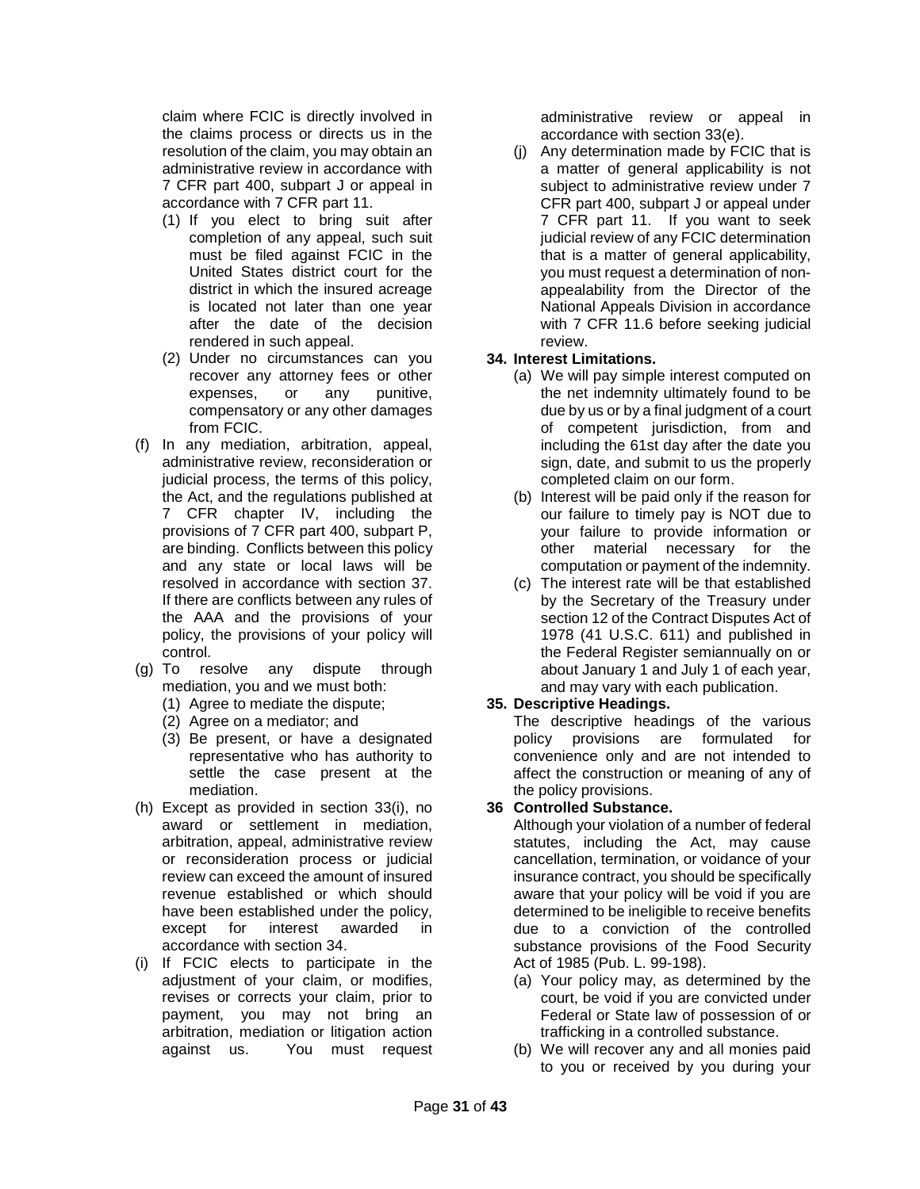claim where FCIC is directly involved in the claims process or directs us in the resolution of the claim, you may obtain an administrative review in accordance with 7 CFR part 400, subpart J or appeal in accordance with 7 CFR part 11.

(1) If you elect to bring suit after completion of any appeal, such suit must be filed against FCIC in the United States district court for the district in which the insured acreage is located not later than one year after the date of the decision rendered in such appeal.

(2) Under no circumstances can you recover any attorney fees or other expenses, or any punitive, compensatory or any other damages from FCIC.

(f) In any mediation, arbitration, appeal, administrative review, reconsideration or judicial process, the terms of this policy, the Act, and the regulations published at 7 CFR chapter IV, including the provisions of 7 CFR part 400, subpart P, are binding. Conflicts between this policy and any state or local laws will be resolved in accordance with section 37. If there are conflicts between any rules of the AAA and the provisions of your policy, the provisions of your policy will control.

(g) To resolve any dispute through mediation, you and we must both:

(1) Agree to mediate the dispute;

(2) Agree on a mediator; and

(3) Be present, or have a designated representative who has authority to settle the case present at the mediation.

(h) Except as provided in section 33(i), no award or settlement in mediation, arbitration, appeal, administrative review or reconsideration process or judicial review can exceed the amount of insured revenue established or which should have been established under the policy, except for interest awarded in accordance with section 34.

(i) If FCIC elects to participate in the adjustment of your claim, or modifies, revises or corrects your claim, prior to payment, you may not bring an arbitration, mediation or litigation action against us. You must request administrative review or appeal in accordance with section 33(e).

(j) Any determination made by FCIC that is a matter of general applicability is not subject to administrative review under 7 CFR part 400, subpart J or appeal under 7 CFR part 11. If you want to seek judicial review of any FCIC determination that is a matter of general applicability, you must request a determination of non-appealability from the Director of the National Appeals Division in accordance with 7 CFR 11.6 before seeking judicial review.

**34. Interest Limitations.**

(a) We will pay simple interest computed on the net indemnity ultimately found to be due by us or by a final judgment of a court of competent jurisdiction, from and including the 61st day after the date you sign, date, and submit to us the properly completed claim on our form.

(b) Interest will be paid only if the reason for our failure to timely pay is NOT due to your failure to provide information or other material necessary for the computation or payment of the indemnity.

(c) The interest rate will be that established by the Secretary of the Treasury under section 12 of the Contract Disputes Act of 1978 (41 U.S.C. 611) and published in the Federal Register semiannually on or about January 1 and July 1 of each year, and may vary with each publication.

**35. Descriptive Headings.**

The descriptive headings of the various policy provisions are formulated for convenience only and are not intended to affect the construction or meaning of any of the policy provisions.

**36 Controlled Substance.**

Although your violation of a number of federal statutes, including the Act, may cause cancellation, termination, or voidance of your insurance contract, you should be specifically aware that your policy will be void if you are determined to be ineligible to receive benefits due to a conviction of the controlled substance provisions of the Food Security Act of 1985 (Pub. L. 99-198).

(a) Your policy may, as determined by the court, be void if you are convicted under Federal or State law of possession of or trafficking in a controlled substance.

(b) We will recover any and all monies paid to you or received by you during your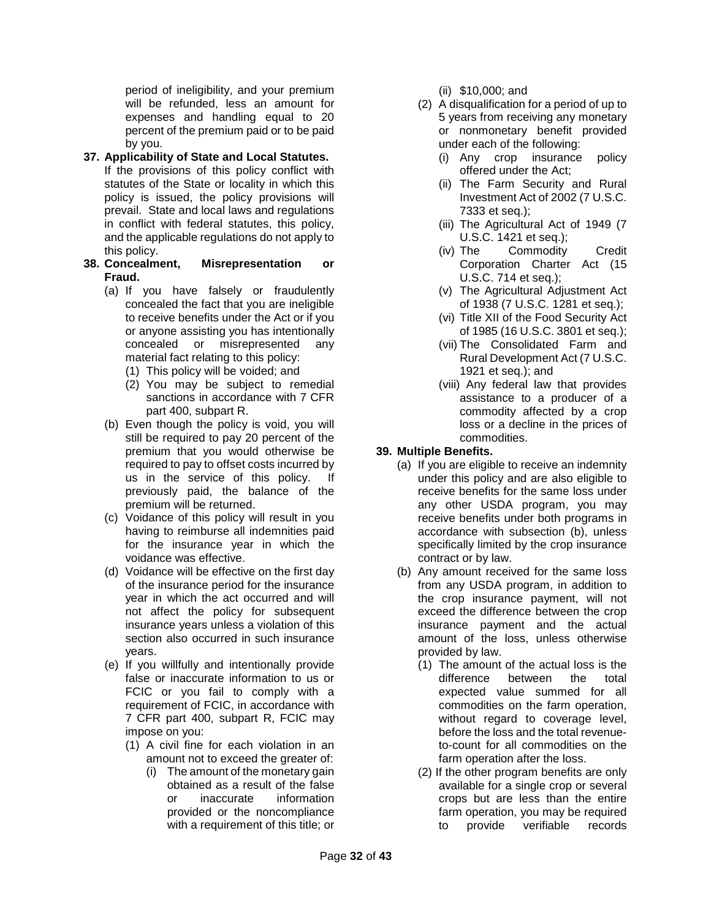period of ineligibility, and your premium will be refunded, less an amount for expenses and handling equal to 20 percent of the premium paid or to be paid by you.

**37. Applicability of State and Local Statutes.**

If the provisions of this policy conflict with statutes of the State or locality in which this policy is issued, the policy provisions will prevail. State and local laws and regulations in conflict with federal statutes, this policy, and the applicable regulations do not apply to this policy.

**38. Concealment, Misrepresentation or Fraud.**

- (a) If you have falsely or fraudulently concealed the fact that you are ineligible to receive benefits under the Act or if you or anyone assisting you has intentionally concealed or misrepresented any material fact relating to this policy:
  - (1) This policy will be voided; and
  - (2) You may be subject to remedial sanctions in accordance with 7 CFR part 400, subpart R.
- (b) Even though the policy is void, you will still be required to pay 20 percent of the premium that you would otherwise be required to pay to offset costs incurred by us in the service of this policy. If previously paid, the balance of the premium will be returned.
- (c) Voidance of this policy will result in you having to reimburse all indemnities paid for the insurance year in which the voidance was effective.
- (d) Voidance will be effective on the first day of the insurance period for the insurance year in which the act occurred and will not affect the policy for subsequent insurance years unless a violation of this section also occurred in such insurance years.
- (e) If you willfully and intentionally provide false or inaccurate information to us or FCIC or you fail to comply with a requirement of FCIC, in accordance with 7 CFR part 400, subpart R, FCIC may impose on you:
  - (1) A civil fine for each violation in an amount not to exceed the greater of:
    - (i) The amount of the monetary gain obtained as a result of the false or inaccurate information provided or the noncompliance with a requirement of this title; or
    - (ii) $10,000; and
  - (2) A disqualification for a period of up to 5 years from receiving any monetary or nonmonetary benefit provided under each of the following:
    - (i) Any crop insurance policy offered under the Act;
    - (ii) The Farm Security and Rural Investment Act of 2002 (7 U.S.C. 7333 et seq.);
    - (iii) The Agricultural Act of 1949 (7 U.S.C. 1421 et seq.);
    - (iv) The Commodity Credit Corporation Charter Act (15 U.S.C. 714 et seq.);
    - (v) The Agricultural Adjustment Act of 1938 (7 U.S.C. 1281 et seq.);
    - (vi) Title XII of the Food Security Act of 1985 (16 U.S.C. 3801 et seq.);
    - (vii) The Consolidated Farm and Rural Development Act (7 U.S.C. 1921 et seq.); and
    - (viii) Any federal law that provides assistance to a producer of a commodity affected by a crop loss or a decline in the prices of commodities.

**39. Multiple Benefits.**

- (a) If you are eligible to receive an indemnity under this policy and are also eligible to receive benefits for the same loss under any other USDA program, you may receive benefits under both programs in accordance with subsection (b), unless specifically limited by the crop insurance contract or by law.
- (b) Any amount received for the same loss from any USDA program, in addition to the crop insurance payment, will not exceed the difference between the crop insurance payment and the actual amount of the loss, unless otherwise provided by law.
  - (1) The amount of the actual loss is the difference between the total expected value summed for all commodities on the farm operation, without regard to coverage level, before the loss and the total revenue-to-count for all commodities on the farm operation after the loss.
  - (2) If the other program benefits are only available for a single crop or several crops but are less than the entire farm operation, you may be required to provide verifiable records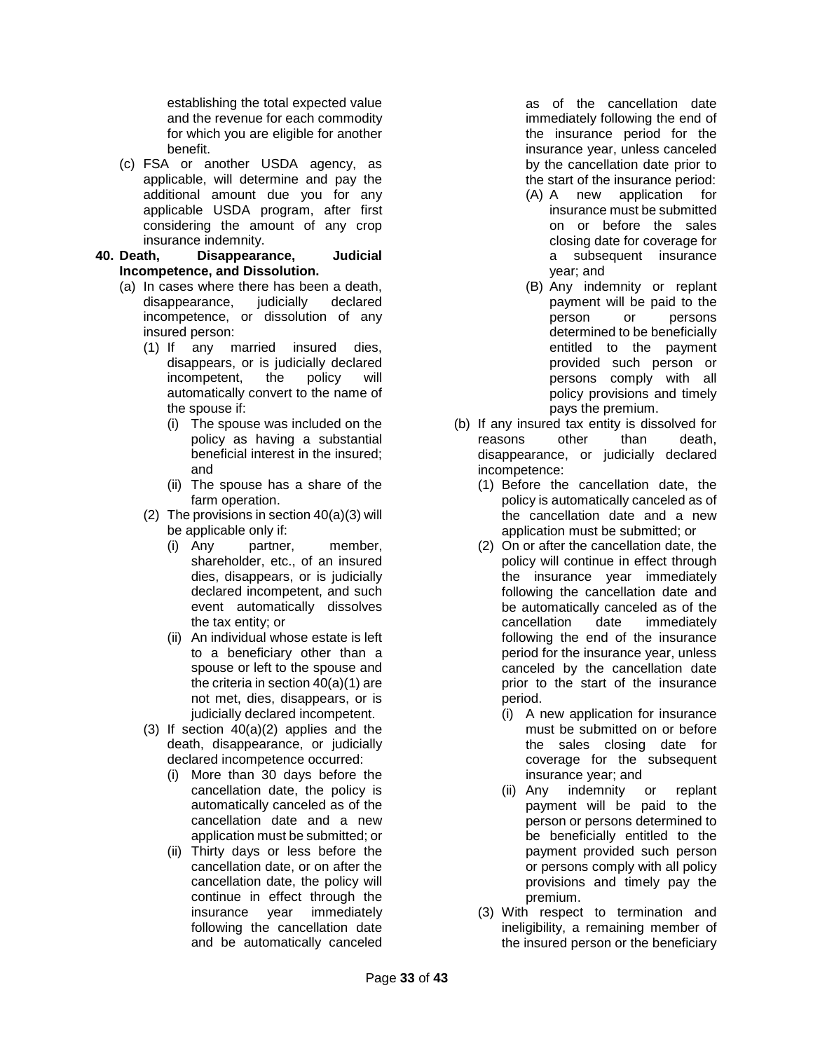establishing the total expected value and the revenue for each commodity for which you are eligible for another benefit.

(c) FSA or another USDA agency, as applicable, will determine and pay the additional amount due you for any applicable USDA program, after first considering the amount of any crop insurance indemnity.

**40. Death, Disappearance, Judicial Incompetence, and Dissolution.**

(a) In cases where there has been a death, disappearance, judicially declared incompetence, or dissolution of any insured person:

(1) If any married insured dies, disappears, or is judicially declared incompetent, the policy will automatically convert to the name of the spouse if:

(i) The spouse was included on the policy as having a substantial beneficial interest in the insured; and

(ii) The spouse has a share of the farm operation.

(2) The provisions in section 40(a)(3) will be applicable only if:

(i) Any partner, member, shareholder, etc., of an insured dies, disappears, or is judicially declared incompetent, and such event automatically dissolves the tax entity; or

(ii) An individual whose estate is left to a beneficiary other than a spouse or left to the spouse and the criteria in section 40(a)(1) are not met, dies, disappears, or is judicially declared incompetent.

(3) If section 40(a)(2) applies and the death, disappearance, or judicially declared incompetence occurred:

(i) More than 30 days before the cancellation date, the policy is automatically canceled as of the cancellation date and a new application must be submitted; or

(ii) Thirty days or less before the cancellation date, or on after the cancellation date, the policy will continue in effect through the insurance year immediately following the cancellation date and be automatically canceled as of the cancellation date immediately following the end of the insurance period for the insurance year, unless canceled by the cancellation date prior to the start of the insurance period:

(A) A new application for insurance must be submitted on or before the sales closing date for coverage for a subsequent insurance year; and

(B) Any indemnity or replant payment will be paid to the person or persons determined to be beneficially entitled to the payment provided such person or persons comply with all policy provisions and timely pays the premium.

(b) If any insured tax entity is dissolved for reasons other than death, disappearance, or judicially declared incompetence:

(1) Before the cancellation date, the policy is automatically canceled as of the cancellation date and a new application must be submitted; or

(2) On or after the cancellation date, the policy will continue in effect through the insurance year immediately following the cancellation date and be automatically canceled as of the cancellation date immediately following the end of the insurance period for the insurance year, unless canceled by the cancellation date prior to the start of the insurance period.

(i) A new application for insurance must be submitted on or before the sales closing date for coverage for the subsequent insurance year; and

(ii) Any indemnity or replant payment will be paid to the person or persons determined to be beneficially entitled to the payment provided such person or persons comply with all policy provisions and timely pay the premium.

(3) With respect to termination and ineligibility, a remaining member of the insured person or the beneficiary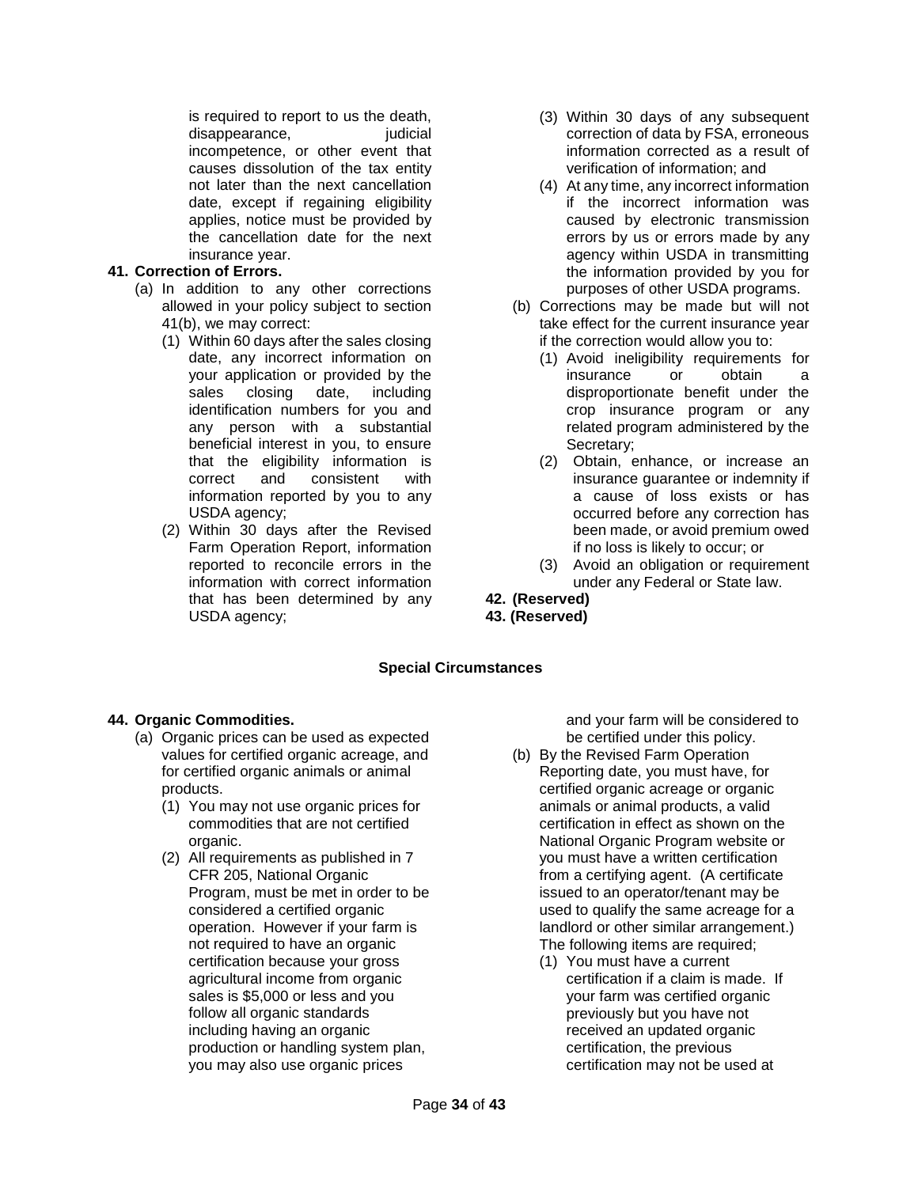is required to report to us the death, disappearance, judicial incompetence, or other event that causes dissolution of the tax entity not later than the next cancellation date, except if regaining eligibility applies, notice must be provided by the cancellation date for the next insurance year.

**41. Correction of Errors.**

(a) In addition to any other corrections allowed in your policy subject to section 41(b), we may correct:

(1) Within 60 days after the sales closing date, any incorrect information on your application or provided by the sales closing date, including identification numbers for you and any person with a substantial beneficial interest in you, to ensure that the eligibility information is correct and consistent with information reported by you to any USDA agency;

(2) Within 30 days after the Revised Farm Operation Report, information reported to reconcile errors in the information with correct information that has been determined by any USDA agency;

(3) Within 30 days of any subsequent correction of data by FSA, erroneous information corrected as a result of verification of information; and

(4) At any time, any incorrect information if the incorrect information was caused by electronic transmission errors by us or errors made by any agency within USDA in transmitting the information provided by you for purposes of other USDA programs.

(b) Corrections may be made but will not take effect for the current insurance year if the correction would allow you to:

(1) Avoid ineligibility requirements for insurance or obtain a disproportionate benefit under the crop insurance program or any related program administered by the Secretary;

(2) Obtain, enhance, or increase an insurance guarantee or indemnity if a cause of loss exists or has occurred before any correction has been made, or avoid premium owed if no loss is likely to occur; or

(3) Avoid an obligation or requirement under any Federal or State law.

**42. (Reserved)**

**43. (Reserved)**

**Special Circumstances**

**44. Organic Commodities.**

(a) Organic prices can be used as expected values for certified organic acreage, and for certified organic animals or animal products.

(1) You may not use organic prices for commodities that are not certified organic.

(2) All requirements as published in 7 CFR 205, National Organic Program, must be met in order to be considered a certified organic operation. However if your farm is not required to have an organic certification because your gross agricultural income from organic sales is $5,000 or less and you follow all organic standards including having an organic production or handling system plan, you may also use organic prices and your farm will be considered to be certified under this policy.

(b) By the Revised Farm Operation Reporting date, you must have, for certified organic acreage or organic animals or animal products, a valid certification in effect as shown on the National Organic Program website or you must have a written certification from a certifying agent. (A certificate issued to an operator/tenant may be used to qualify the same acreage for a landlord or other similar arrangement.) The following items are required;

(1) You must have a current certification if a claim is made. If your farm was certified organic previously but you have not received an updated organic certification, the previous certification may not be used at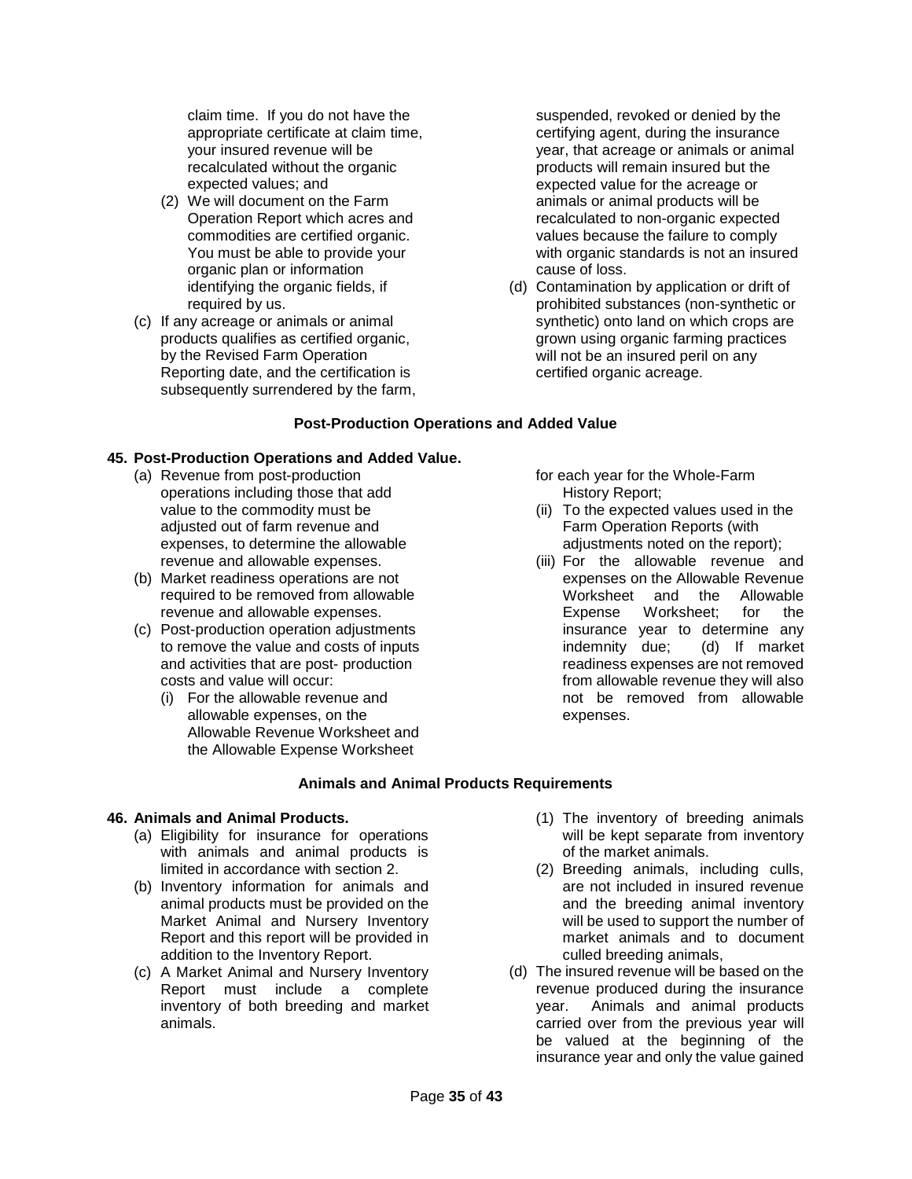claim time. If you do not have the appropriate certificate at claim time, your insured revenue will be recalculated without the organic expected values; and

(2) We will document on the Farm Operation Report which acres and commodities are certified organic. You must be able to provide your organic plan or information identifying the organic fields, if required by us.

(c) If any acreage or animals or animal products qualifies as certified organic, by the Revised Farm Operation Reporting date, and the certification is subsequently surrendered by the farm, suspended, revoked or denied by the certifying agent, during the insurance year, that acreage or animals or animal products will remain insured but the expected value for the acreage or animals or animal products will be recalculated to non-organic expected values because the failure to comply with organic standards is not an insured cause of loss.

(d) Contamination by application or drift of prohibited substances (non-synthetic or synthetic) onto land on which crops are grown using organic farming practices will not be an insured peril on any certified organic acreage.

### Post-Production Operations and Added Value

**45. Post-Production Operations and Added Value.**

(a) Revenue from post-production operations including those that add value to the commodity must be adjusted out of farm revenue and expenses, to determine the allowable revenue and allowable expenses.

(b) Market readiness operations are not required to be removed from allowable revenue and allowable expenses.

(c) Post-production operation adjustments to remove the value and costs of inputs and activities that are post- production costs and value will occur:

(i) For the allowable revenue and allowable expenses, on the Allowable Revenue Worksheet and the Allowable Expense Worksheet for each year for the Whole-Farm History Report;

(ii) To the expected values used in the Farm Operation Reports (with adjustments noted on the report);

(iii) For the allowable revenue and expenses on the Allowable Revenue Worksheet and the Allowable Expense Worksheet; for the insurance year to determine any indemnity due; (d) If market readiness expenses are not removed from allowable revenue they will also not be removed from allowable expenses.

### Animals and Animal Products Requirements

**46. Animals and Animal Products.**

(a) Eligibility for insurance for operations with animals and animal products is limited in accordance with section 2.

(b) Inventory information for animals and animal products must be provided on the Market Animal and Nursery Inventory Report and this report will be provided in addition to the Inventory Report.

(c) A Market Animal and Nursery Inventory Report must include a complete inventory of both breeding and market animals.

(1) The inventory of breeding animals will be kept separate from inventory of the market animals.

(2) Breeding animals, including culls, are not included in insured revenue and the breeding animal inventory will be used to support the number of market animals and to document culled breeding animals,

(d) The insured revenue will be based on the revenue produced during the insurance year. Animals and animal products carried over from the previous year will be valued at the beginning of the insurance year and only the value gained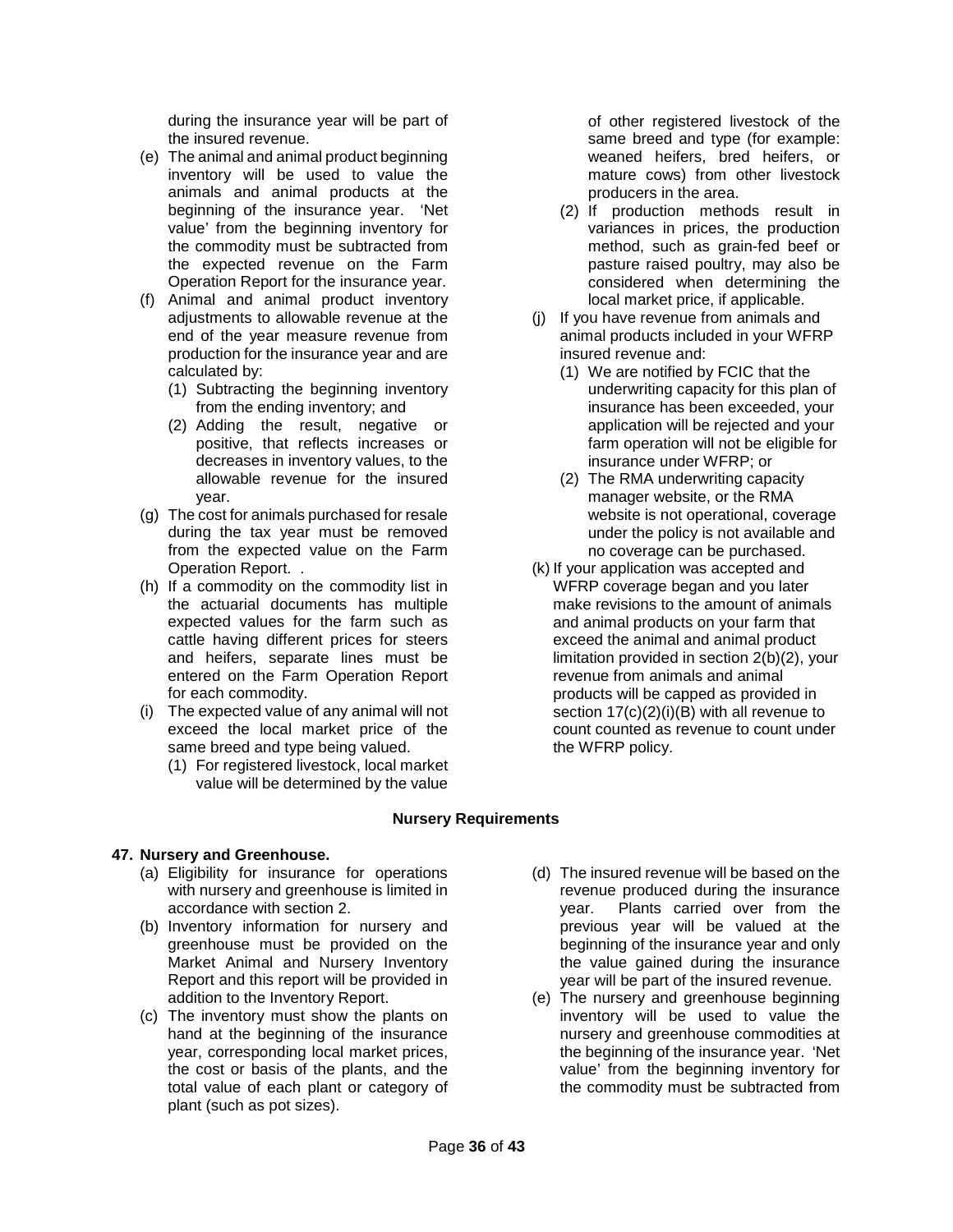during the insurance year will be part of the insured revenue.

(e) The animal and animal product beginning inventory will be used to value the animals and animal products at the beginning of the insurance year. 'Net value' from the beginning inventory for the commodity must be subtracted from the expected revenue on the Farm Operation Report for the insurance year.

(f) Animal and animal product inventory adjustments to allowable revenue at the end of the year measure revenue from production for the insurance year and are calculated by:
   (1) Subtracting the beginning inventory from the ending inventory; and
   (2) Adding the result, negative or positive, that reflects increases or decreases in inventory values, to the allowable revenue for the insured year.

(g) The cost for animals purchased for resale during the tax year must be removed from the expected value on the Farm Operation Report. .

(h) If a commodity on the commodity list in the actuarial documents has multiple expected values for the farm such as cattle having different prices for steers and heifers, separate lines must be entered on the Farm Operation Report for each commodity.

(i) The expected value of any animal will not exceed the local market price of the same breed and type being valued.
   (1) For registered livestock, local market value will be determined by the value of other registered livestock of the same breed and type (for example: weaned heifers, bred heifers, or mature cows) from other livestock producers in the area.
   (2) If production methods result in variances in prices, the production method, such as grain-fed beef or pasture raised poultry, may also be considered when determining the local market price, if applicable.

(j) If you have revenue from animals and animal products included in your WFRP insured revenue and:
   (1) We are notified by FCIC that the underwriting capacity for this plan of insurance has been exceeded, your application will be rejected and your farm operation will not be eligible for insurance under WFRP; or
   (2) The RMA underwriting capacity manager website, or the RMA website is not operational, coverage under the policy is not available and no coverage can be purchased.

(k) If your application was accepted and WFRP coverage began and you later make revisions to the amount of animals and animal products on your farm that exceed the animal and animal product limitation provided in section 2(b)(2), your revenue from animals and animal products will be capped as provided in section 17(c)(2)(i)(B) with all revenue to count counted as revenue to count under the WFRP policy.

**Nursery Requirements**

**47. Nursery and Greenhouse.**

(a) Eligibility for insurance for operations with nursery and greenhouse is limited in accordance with section 2.

(b) Inventory information for nursery and greenhouse must be provided on the Market Animal and Nursery Inventory Report and this report will be provided in addition to the Inventory Report.

(c) The inventory must show the plants on hand at the beginning of the insurance year, corresponding local market prices, the cost or basis of the plants, and the total value of each plant or category of plant (such as pot sizes).

(d) The insured revenue will be based on the revenue produced during the insurance year. Plants carried over from the previous year will be valued at the beginning of the insurance year and only the value gained during the insurance year will be part of the insured revenue.

(e) The nursery and greenhouse beginning inventory will be used to value the nursery and greenhouse commodities at the beginning of the insurance year. 'Net value' from the beginning inventory for the commodity must be subtracted from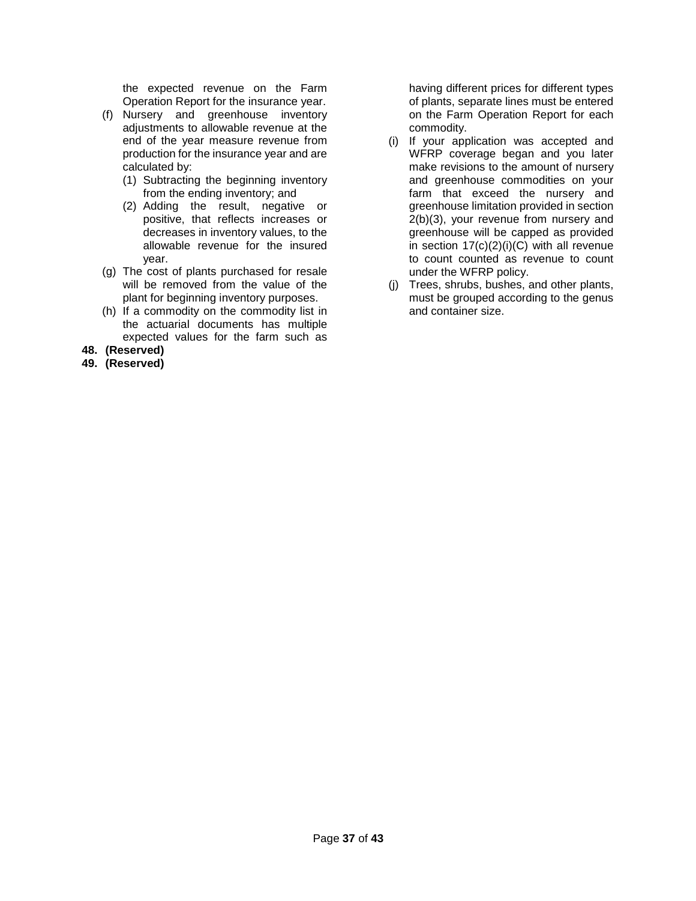the expected revenue on the Farm Operation Report for the insurance year.

(f) Nursery and greenhouse inventory adjustments to allowable revenue at the end of the year measure revenue from production for the insurance year and are calculated by:
   (1) Subtracting the beginning inventory from the ending inventory; and
   (2) Adding the result, negative or positive, that reflects increases or decreases in inventory values, to the allowable revenue for the insured year.

(g) The cost of plants purchased for resale will be removed from the value of the plant for beginning inventory purposes.

(h) If a commodity on the commodity list in the actuarial documents has multiple expected values for the farm such as having different prices for different types of plants, separate lines must be entered on the Farm Operation Report for each commodity.

(i) If your application was accepted and WFRP coverage began and you later make revisions to the amount of nursery and greenhouse commodities on your farm that exceed the nursery and greenhouse limitation provided in section 2(b)(3), your revenue from nursery and greenhouse will be capped as provided in section 17(c)(2)(i)(C) with all revenue to count counted as revenue to count under the WFRP policy.

(j) Trees, shrubs, bushes, and other plants, must be grouped according to the genus and container size.

**48. (Reserved)**

**49. (Reserved)**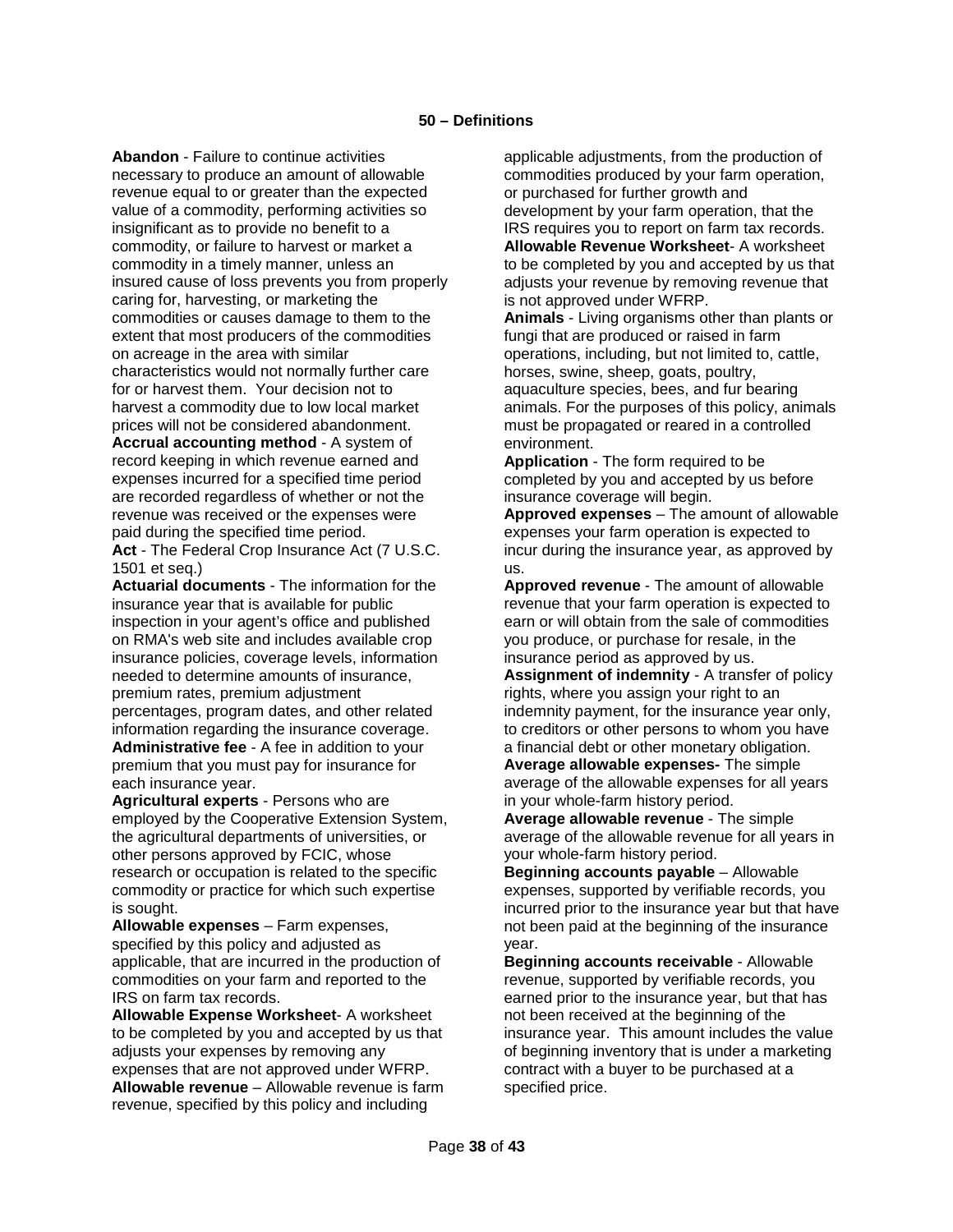## 50 – Definitions

**Abandon** - Failure to continue activities necessary to produce an amount of allowable revenue equal to or greater than the expected value of a commodity, performing activities so insignificant as to provide no benefit to a commodity, or failure to harvest or market a commodity in a timely manner, unless an insured cause of loss prevents you from properly caring for, harvesting, or marketing the commodities or causes damage to them to the extent that most producers of the commodities on acreage in the area with similar characteristics would not normally further care for or harvest them. Your decision not to harvest a commodity due to low local market prices will not be considered abandonment.

**Accrual accounting method** - A system of record keeping in which revenue earned and expenses incurred for a specified time period are recorded regardless of whether or not the revenue was received or the expenses were paid during the specified time period.

**Act** - The Federal Crop Insurance Act (7 U.S.C. 1501 et seq.)

**Actuarial documents** - The information for the insurance year that is available for public inspection in your agent's office and published on RMA's web site and includes available crop insurance policies, coverage levels, information needed to determine amounts of insurance, premium rates, premium adjustment percentages, program dates, and other related information regarding the insurance coverage.

**Administrative fee** - A fee in addition to your premium that you must pay for insurance for each insurance year.

**Agricultural experts** - Persons who are employed by the Cooperative Extension System, the agricultural departments of universities, or other persons approved by FCIC, whose research or occupation is related to the specific commodity or practice for which such expertise is sought.

**Allowable expenses** – Farm expenses, specified by this policy and adjusted as applicable, that are incurred in the production of commodities on your farm and reported to the IRS on farm tax records.

**Allowable Expense Worksheet**- A worksheet to be completed by you and accepted by us that adjusts your expenses by removing any expenses that are not approved under WFRP.

**Allowable revenue** – Allowable revenue is farm revenue, specified by this policy and including applicable adjustments, from the production of commodities produced by your farm operation, or purchased for further growth and development by your farm operation, that the IRS requires you to report on farm tax records.

**Allowable Revenue Worksheet**- A worksheet to be completed by you and accepted by us that adjusts your revenue by removing revenue that is not approved under WFRP.

**Animals** - Living organisms other than plants or fungi that are produced or raised in farm operations, including, but not limited to, cattle, horses, swine, sheep, goats, poultry, aquaculture species, bees, and fur bearing animals. For the purposes of this policy, animals must be propagated or reared in a controlled environment.

**Application** - The form required to be completed by you and accepted by us before insurance coverage will begin.

**Approved expenses** – The amount of allowable expenses your farm operation is expected to incur during the insurance year, as approved by us.

**Approved revenue** - The amount of allowable revenue that your farm operation is expected to earn or will obtain from the sale of commodities you produce, or purchase for resale, in the insurance period as approved by us.

**Assignment of indemnity** - A transfer of policy rights, where you assign your right to an indemnity payment, for the insurance year only, to creditors or other persons to whom you have a financial debt or other monetary obligation.

**Average allowable expenses-** The simple average of the allowable expenses for all years in your whole-farm history period.

**Average allowable revenue** - The simple average of the allowable revenue for all years in your whole-farm history period.

**Beginning accounts payable** – Allowable expenses, supported by verifiable records, you incurred prior to the insurance year but that have not been paid at the beginning of the insurance year.

**Beginning accounts receivable** - Allowable revenue, supported by verifiable records, you earned prior to the insurance year, but that has not been received at the beginning of the insurance year. This amount includes the value of beginning inventory that is under a marketing contract with a buyer to be purchased at a specified price.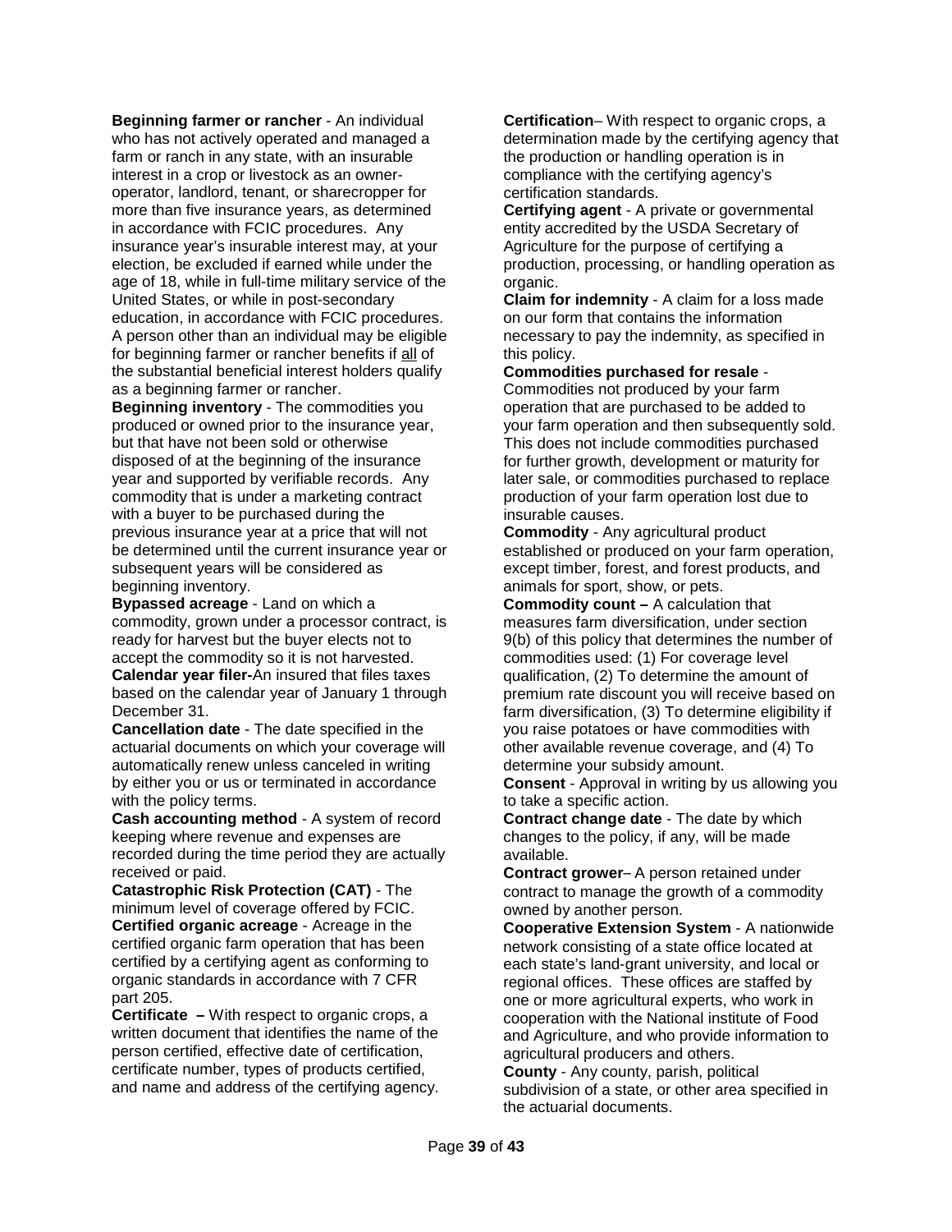**Beginning farmer or rancher** - An individual who has not actively operated and managed a farm or ranch in any state, with an insurable interest in a crop or livestock as an owner-operator, landlord, tenant, or sharecropper for more than five insurance years, as determined in accordance with FCIC procedures. Any insurance year's insurable interest may, at your election, be excluded if earned while under the age of 18, while in full-time military service of the United States, or while in post-secondary education, in accordance with FCIC procedures. A person other than an individual may be eligible for beginning farmer or rancher benefits if all of the substantial beneficial interest holders qualify as a beginning farmer or rancher.

**Beginning inventory** - The commodities you produced or owned prior to the insurance year, but that have not been sold or otherwise disposed of at the beginning of the insurance year and supported by verifiable records. Any commodity that is under a marketing contract with a buyer to be purchased during the previous insurance year at a price that will not be determined until the current insurance year or subsequent years will be considered as beginning inventory.

**Bypassed acreage** - Land on which a commodity, grown under a processor contract, is ready for harvest but the buyer elects not to accept the commodity so it is not harvested.

**Calendar year filer-**An insured that files taxes based on the calendar year of January 1 through December 31.

**Cancellation date** - The date specified in the actuarial documents on which your coverage will automatically renew unless canceled in writing by either you or us or terminated in accordance with the policy terms.

**Cash accounting method** - A system of record keeping where revenue and expenses are recorded during the time period they are actually received or paid.

**Catastrophic Risk Protection (CAT)** - The minimum level of coverage offered by FCIC.

**Certified organic acreage** - Acreage in the certified organic farm operation that has been certified by a certifying agent as conforming to organic standards in accordance with 7 CFR part 205.

**Certificate –** With respect to organic crops, a written document that identifies the name of the person certified, effective date of certification, certificate number, types of products certified, and name and address of the certifying agency.

**Certification**– With respect to organic crops, a determination made by the certifying agency that the production or handling operation is in compliance with the certifying agency's certification standards.

**Certifying agent** - A private or governmental entity accredited by the USDA Secretary of Agriculture for the purpose of certifying a production, processing, or handling operation as organic.

**Claim for indemnity** - A claim for a loss made on our form that contains the information necessary to pay the indemnity, as specified in this policy.

**Commodities purchased for resale** - Commodities not produced by your farm operation that are purchased to be added to your farm operation and then subsequently sold. This does not include commodities purchased for further growth, development or maturity for later sale, or commodities purchased to replace production of your farm operation lost due to insurable causes.

**Commodity** - Any agricultural product established or produced on your farm operation, except timber, forest, and forest products, and animals for sport, show, or pets.

**Commodity count –** A calculation that measures farm diversification, under section 9(b) of this policy that determines the number of commodities used: (1) For coverage level qualification, (2) To determine the amount of premium rate discount you will receive based on farm diversification, (3) To determine eligibility if you raise potatoes or have commodities with other available revenue coverage, and (4) To determine your subsidy amount.

**Consent** - Approval in writing by us allowing you to take a specific action.

**Contract change date** - The date by which changes to the policy, if any, will be made available.

**Contract grower**– A person retained under contract to manage the growth of a commodity owned by another person.

**Cooperative Extension System** - A nationwide network consisting of a state office located at each state's land-grant university, and local or regional offices. These offices are staffed by one or more agricultural experts, who work in cooperation with the National institute of Food and Agriculture, and who provide information to agricultural producers and others.

**County** - Any county, parish, political subdivision of a state, or other area specified in the actuarial documents.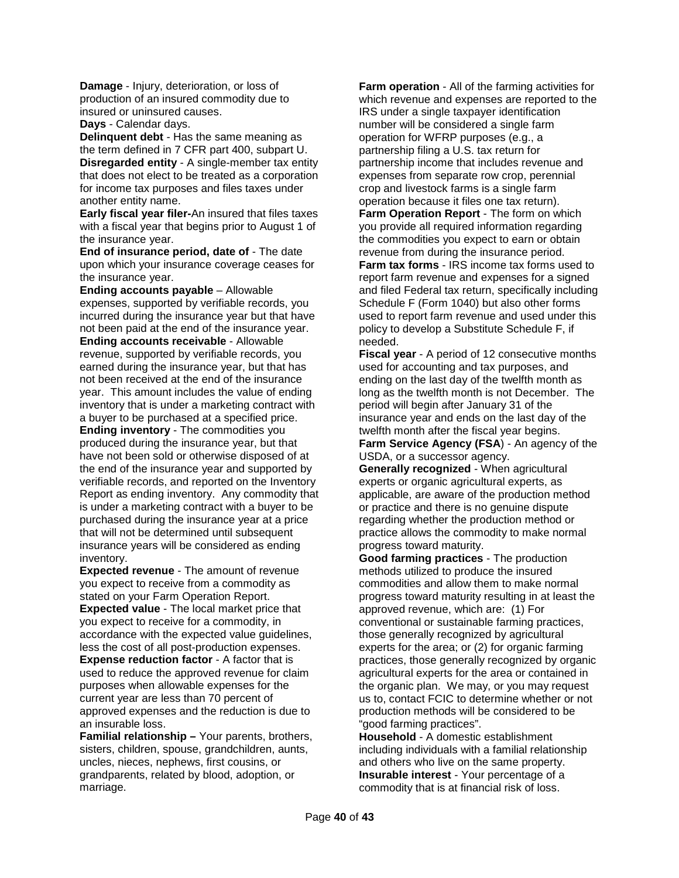**Damage** - Injury, deterioration, or loss of production of an insured commodity due to insured or uninsured causes.

**Days** - Calendar days.

**Delinquent debt** - Has the same meaning as the term defined in 7 CFR part 400, subpart U.

**Disregarded entity** - A single-member tax entity that does not elect to be treated as a corporation for income tax purposes and files taxes under another entity name.

**Early fiscal year filer-**An insured that files taxes with a fiscal year that begins prior to August 1 of the insurance year.

**End of insurance period, date of** - The date upon which your insurance coverage ceases for the insurance year.

**Ending accounts payable** – Allowable expenses, supported by verifiable records, you incurred during the insurance year but that have not been paid at the end of the insurance year.

**Ending accounts receivable** - Allowable revenue, supported by verifiable records, you earned during the insurance year, but that has not been received at the end of the insurance year. This amount includes the value of ending inventory that is under a marketing contract with a buyer to be purchased at a specified price.

**Ending inventory** - The commodities you produced during the insurance year, but that have not been sold or otherwise disposed of at the end of the insurance year and supported by verifiable records, and reported on the Inventory Report as ending inventory. Any commodity that is under a marketing contract with a buyer to be purchased during the insurance year at a price that will not be determined until subsequent insurance years will be considered as ending inventory.

**Expected revenue** - The amount of revenue you expect to receive from a commodity as stated on your Farm Operation Report.

**Expected value** - The local market price that you expect to receive for a commodity, in accordance with the expected value guidelines, less the cost of all post-production expenses.

**Expense reduction factor** - A factor that is used to reduce the approved revenue for claim purposes when allowable expenses for the current year are less than 70 percent of approved expenses and the reduction is due to an insurable loss.

**Familial relationship –** Your parents, brothers, sisters, children, spouse, grandchildren, aunts, uncles, nieces, nephews, first cousins, or grandparents, related by blood, adoption, or marriage.

**Farm operation** - All of the farming activities for which revenue and expenses are reported to the IRS under a single taxpayer identification number will be considered a single farm operation for WFRP purposes (e.g., a partnership filing a U.S. tax return for partnership income that includes revenue and expenses from separate row crop, perennial crop and livestock farms is a single farm operation because it files one tax return).

**Farm Operation Report** - The form on which you provide all required information regarding the commodities you expect to earn or obtain revenue from during the insurance period.

**Farm tax forms** - IRS income tax forms used to report farm revenue and expenses for a signed and filed Federal tax return, specifically including Schedule F (Form 1040) but also other forms used to report farm revenue and used under this policy to develop a Substitute Schedule F, if needed.

**Fiscal year** - A period of 12 consecutive months used for accounting and tax purposes, and ending on the last day of the twelfth month as long as the twelfth month is not December. The period will begin after January 31 of the insurance year and ends on the last day of the twelfth month after the fiscal year begins.

**Farm Service Agency (FSA**) - An agency of the USDA, or a successor agency.

**Generally recognized** - When agricultural experts or organic agricultural experts, as applicable, are aware of the production method or practice and there is no genuine dispute regarding whether the production method or practice allows the commodity to make normal progress toward maturity.

**Good farming practices** - The production methods utilized to produce the insured commodities and allow them to make normal progress toward maturity resulting in at least the approved revenue, which are: (1) For conventional or sustainable farming practices, those generally recognized by agricultural experts for the area; or (2) for organic farming practices, those generally recognized by organic agricultural experts for the area or contained in the organic plan. We may, or you may request us to, contact FCIC to determine whether or not production methods will be considered to be "good farming practices".

**Household** - A domestic establishment including individuals with a familial relationship and others who live on the same property.

**Insurable interest** - Your percentage of a commodity that is at financial risk of loss.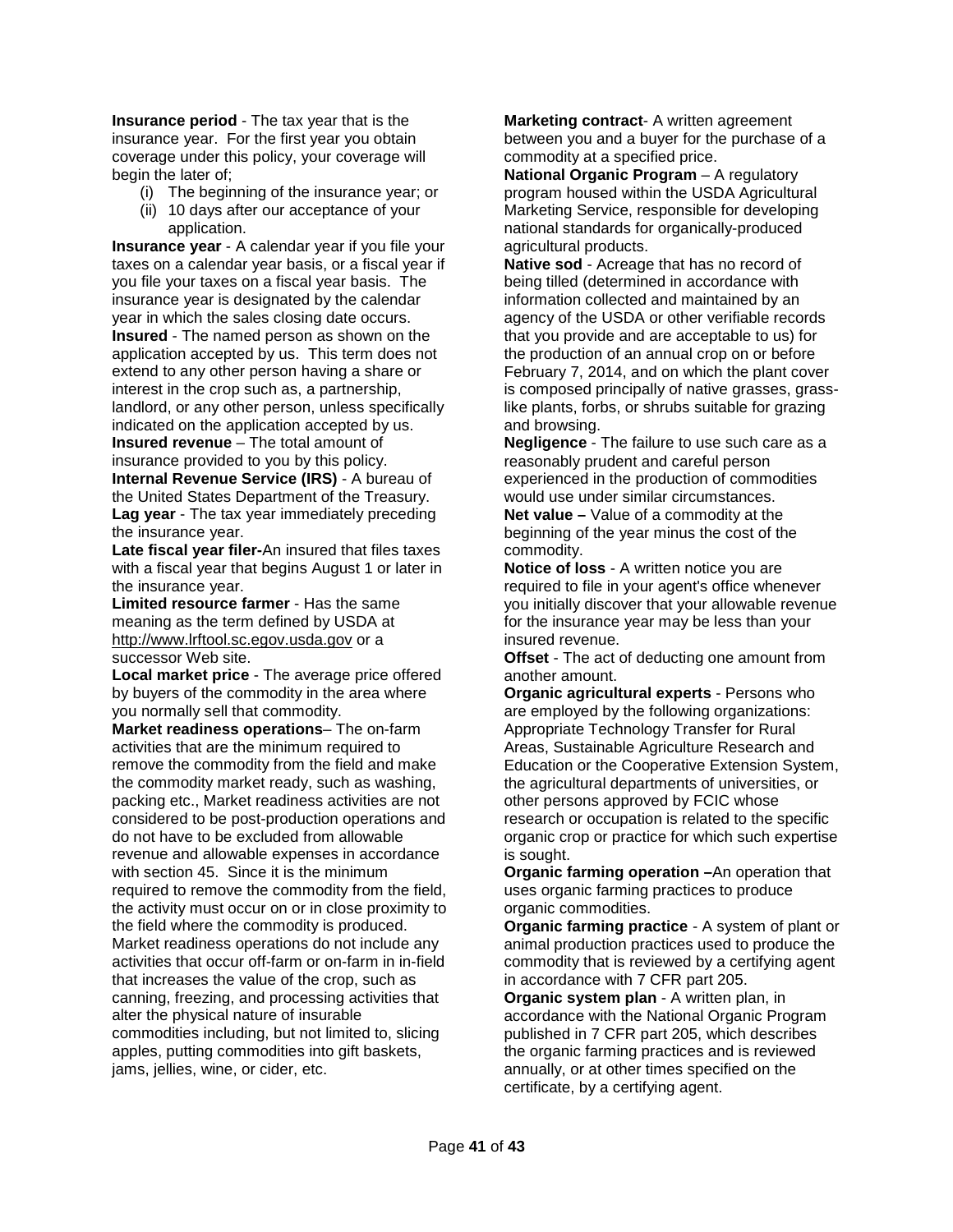**Insurance period** - The tax year that is the insurance year. For the first year you obtain coverage under this policy, your coverage will begin the later of;

(i) The beginning of the insurance year; or
(ii) 10 days after our acceptance of your application.

**Insurance year** - A calendar year if you file your taxes on a calendar year basis, or a fiscal year if you file your taxes on a fiscal year basis. The insurance year is designated by the calendar year in which the sales closing date occurs.

**Insured** - The named person as shown on the application accepted by us. This term does not extend to any other person having a share or interest in the crop such as, a partnership, landlord, or any other person, unless specifically indicated on the application accepted by us.

**Insured revenue** – The total amount of insurance provided to you by this policy.

**Internal Revenue Service (IRS)** - A bureau of the United States Department of the Treasury.

**Lag year** - The tax year immediately preceding the insurance year.

**Late fiscal year filer-**An insured that files taxes with a fiscal year that begins August 1 or later in the insurance year.

**Limited resource farmer** - Has the same meaning as the term defined by USDA at http://www.lrftool.sc.egov.usda.gov or a successor Web site.

**Local market price** - The average price offered by buyers of the commodity in the area where you normally sell that commodity.

**Market readiness operations**– The on-farm activities that are the minimum required to remove the commodity from the field and make the commodity market ready, such as washing, packing etc., Market readiness activities are not considered to be post-production operations and do not have to be excluded from allowable revenue and allowable expenses in accordance with section 45. Since it is the minimum required to remove the commodity from the field, the activity must occur on or in close proximity to the field where the commodity is produced. Market readiness operations do not include any activities that occur off-farm or on-farm in in-field that increases the value of the crop, such as canning, freezing, and processing activities that alter the physical nature of insurable commodities including, but not limited to, slicing apples, putting commodities into gift baskets, jams, jellies, wine, or cider, etc.

**Marketing contract**- A written agreement between you and a buyer for the purchase of a commodity at a specified price.

**National Organic Program** – A regulatory program housed within the USDA Agricultural Marketing Service, responsible for developing national standards for organically-produced agricultural products.

**Native sod** - Acreage that has no record of being tilled (determined in accordance with information collected and maintained by an agency of the USDA or other verifiable records that you provide and are acceptable to us) for the production of an annual crop on or before February 7, 2014, and on which the plant cover is composed principally of native grasses, grass-like plants, forbs, or shrubs suitable for grazing and browsing.

**Negligence** - The failure to use such care as a reasonably prudent and careful person experienced in the production of commodities would use under similar circumstances.

**Net value –** Value of a commodity at the beginning of the year minus the cost of the commodity.

**Notice of loss** - A written notice you are required to file in your agent's office whenever you initially discover that your allowable revenue for the insurance year may be less than your insured revenue.

**Offset** - The act of deducting one amount from another amount.

**Organic agricultural experts** - Persons who are employed by the following organizations: Appropriate Technology Transfer for Rural Areas, Sustainable Agriculture Research and Education or the Cooperative Extension System, the agricultural departments of universities, or other persons approved by FCIC whose research or occupation is related to the specific organic crop or practice for which such expertise is sought.

**Organic farming operation –**An operation that uses organic farming practices to produce organic commodities.

**Organic farming practice** - A system of plant or animal production practices used to produce the commodity that is reviewed by a certifying agent in accordance with 7 CFR part 205.

**Organic system plan** - A written plan, in accordance with the National Organic Program published in 7 CFR part 205, which describes the organic farming practices and is reviewed annually, or at other times specified on the certificate, by a certifying agent.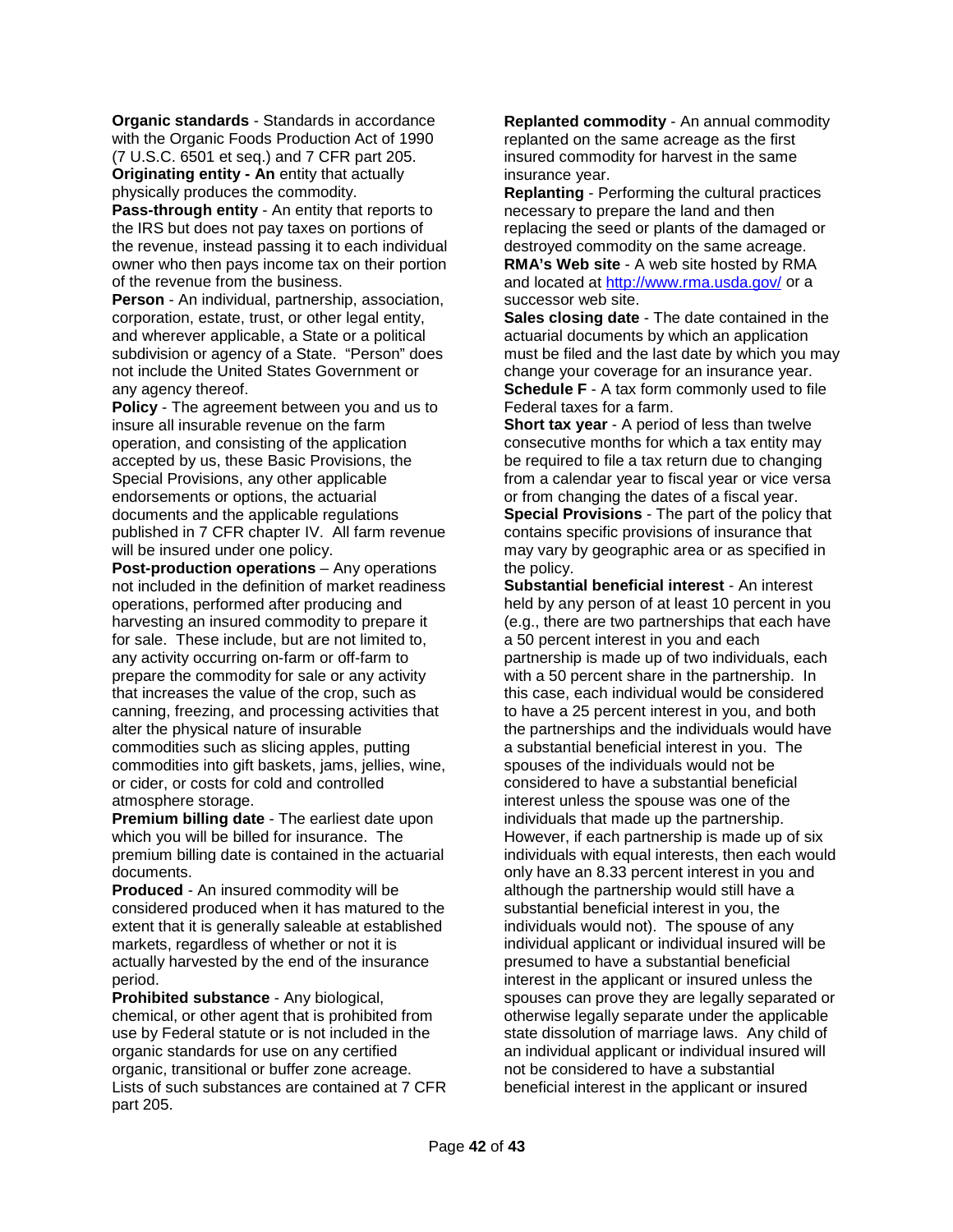**Organic standards** - Standards in accordance with the Organic Foods Production Act of 1990 (7 U.S.C. 6501 et seq.) and 7 CFR part 205.

**Originating entity - An** entity that actually physically produces the commodity.

**Pass-through entity** - An entity that reports to the IRS but does not pay taxes on portions of the revenue, instead passing it to each individual owner who then pays income tax on their portion of the revenue from the business.

**Person** - An individual, partnership, association, corporation, estate, trust, or other legal entity, and wherever applicable, a State or a political subdivision or agency of a State. "Person" does not include the United States Government or any agency thereof.

**Policy** - The agreement between you and us to insure all insurable revenue on the farm operation, and consisting of the application accepted by us, these Basic Provisions, the Special Provisions, any other applicable endorsements or options, the actuarial documents and the applicable regulations published in 7 CFR chapter IV. All farm revenue will be insured under one policy.

**Post-production operations** – Any operations not included in the definition of market readiness operations, performed after producing and harvesting an insured commodity to prepare it for sale. These include, but are not limited to, any activity occurring on-farm or off-farm to prepare the commodity for sale or any activity that increases the value of the crop, such as canning, freezing, and processing activities that alter the physical nature of insurable commodities such as slicing apples, putting commodities into gift baskets, jams, jellies, wine, or cider, or costs for cold and controlled atmosphere storage.

**Premium billing date** - The earliest date upon which you will be billed for insurance. The premium billing date is contained in the actuarial documents.

**Produced** - An insured commodity will be considered produced when it has matured to the extent that it is generally saleable at established markets, regardless of whether or not it is actually harvested by the end of the insurance period.

**Prohibited substance** - Any biological, chemical, or other agent that is prohibited from use by Federal statute or is not included in the organic standards for use on any certified organic, transitional or buffer zone acreage. Lists of such substances are contained at 7 CFR part 205.

**Replanted commodity** - An annual commodity replanted on the same acreage as the first insured commodity for harvest in the same insurance year.

**Replanting** - Performing the cultural practices necessary to prepare the land and then replacing the seed or plants of the damaged or destroyed commodity on the same acreage.

**RMA's Web site** - A web site hosted by RMA and located at http://www.rma.usda.gov/ or a successor web site.

**Sales closing date** - The date contained in the actuarial documents by which an application must be filed and the last date by which you may change your coverage for an insurance year.

**Schedule F** - A tax form commonly used to file Federal taxes for a farm.

**Short tax year** - A period of less than twelve consecutive months for which a tax entity may be required to file a tax return due to changing from a calendar year to fiscal year or vice versa or from changing the dates of a fiscal year.

**Special Provisions** - The part of the policy that contains specific provisions of insurance that may vary by geographic area or as specified in the policy.

**Substantial beneficial interest** - An interest held by any person of at least 10 percent in you (e.g., there are two partnerships that each have a 50 percent interest in you and each partnership is made up of two individuals, each with a 50 percent share in the partnership. In this case, each individual would be considered to have a 25 percent interest in you, and both the partnerships and the individuals would have a substantial beneficial interest in you. The spouses of the individuals would not be considered to have a substantial beneficial interest unless the spouse was one of the individuals that made up the partnership. However, if each partnership is made up of six individuals with equal interests, then each would only have an 8.33 percent interest in you and although the partnership would still have a substantial beneficial interest in you, the individuals would not). The spouse of any individual applicant or individual insured will be presumed to have a substantial beneficial interest in the applicant or insured unless the spouses can prove they are legally separated or otherwise legally separate under the applicable state dissolution of marriage laws. Any child of an individual applicant or individual insured will not be considered to have a substantial beneficial interest in the applicant or insured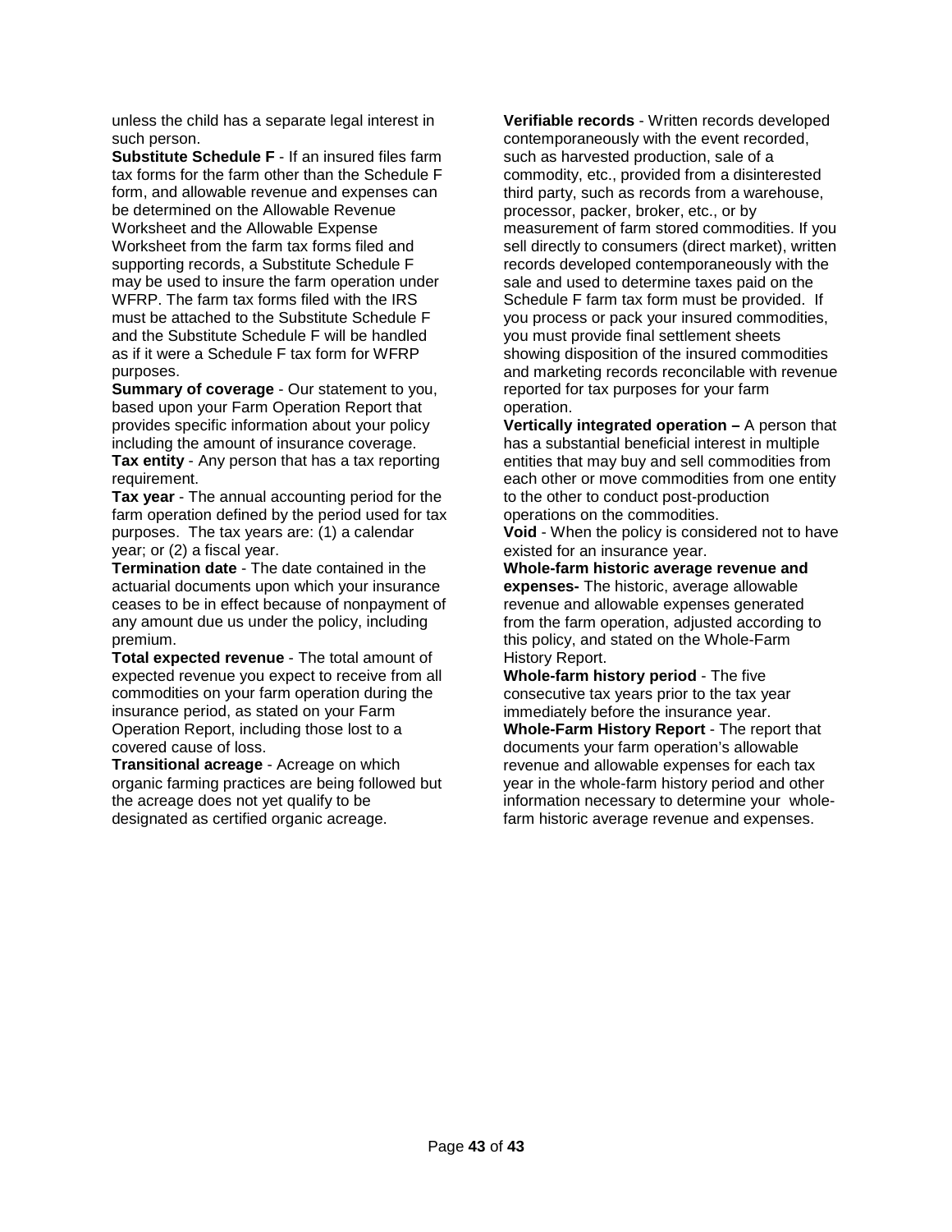unless the child has a separate legal interest in such person.

**Substitute Schedule F** - If an insured files farm tax forms for the farm other than the Schedule F form, and allowable revenue and expenses can be determined on the Allowable Revenue Worksheet and the Allowable Expense Worksheet from the farm tax forms filed and supporting records, a Substitute Schedule F may be used to insure the farm operation under WFRP. The farm tax forms filed with the IRS must be attached to the Substitute Schedule F and the Substitute Schedule F will be handled as if it were a Schedule F tax form for WFRP purposes.

**Summary of coverage** - Our statement to you, based upon your Farm Operation Report that provides specific information about your policy including the amount of insurance coverage.

**Tax entity** - Any person that has a tax reporting requirement.

**Tax year** - The annual accounting period for the farm operation defined by the period used for tax purposes. The tax years are: (1) a calendar year; or (2) a fiscal year.

**Termination date** - The date contained in the actuarial documents upon which your insurance ceases to be in effect because of nonpayment of any amount due us under the policy, including premium.

**Total expected revenue** - The total amount of expected revenue you expect to receive from all commodities on your farm operation during the insurance period, as stated on your Farm Operation Report, including those lost to a covered cause of loss.

**Transitional acreage** - Acreage on which organic farming practices are being followed but the acreage does not yet qualify to be designated as certified organic acreage.

**Verifiable records** - Written records developed contemporaneously with the event recorded, such as harvested production, sale of a commodity, etc., provided from a disinterested third party, such as records from a warehouse, processor, packer, broker, etc., or by measurement of farm stored commodities. If you sell directly to consumers (direct market), written records developed contemporaneously with the sale and used to determine taxes paid on the Schedule F farm tax form must be provided. If you process or pack your insured commodities, you must provide final settlement sheets showing disposition of the insured commodities and marketing records reconcilable with revenue reported for tax purposes for your farm operation.

**Vertically integrated operation –** A person that has a substantial beneficial interest in multiple entities that may buy and sell commodities from each other or move commodities from one entity to the other to conduct post-production operations on the commodities.

**Void** - When the policy is considered not to have existed for an insurance year.

**Whole-farm historic average revenue and expenses-** The historic, average allowable revenue and allowable expenses generated from the farm operation, adjusted according to this policy, and stated on the Whole-Farm History Report.

**Whole-farm history period** - The five consecutive tax years prior to the tax year immediately before the insurance year.

**Whole-Farm History Report** - The report that documents your farm operation's allowable revenue and allowable expenses for each tax year in the whole-farm history period and other information necessary to determine your whole-farm historic average revenue and expenses.